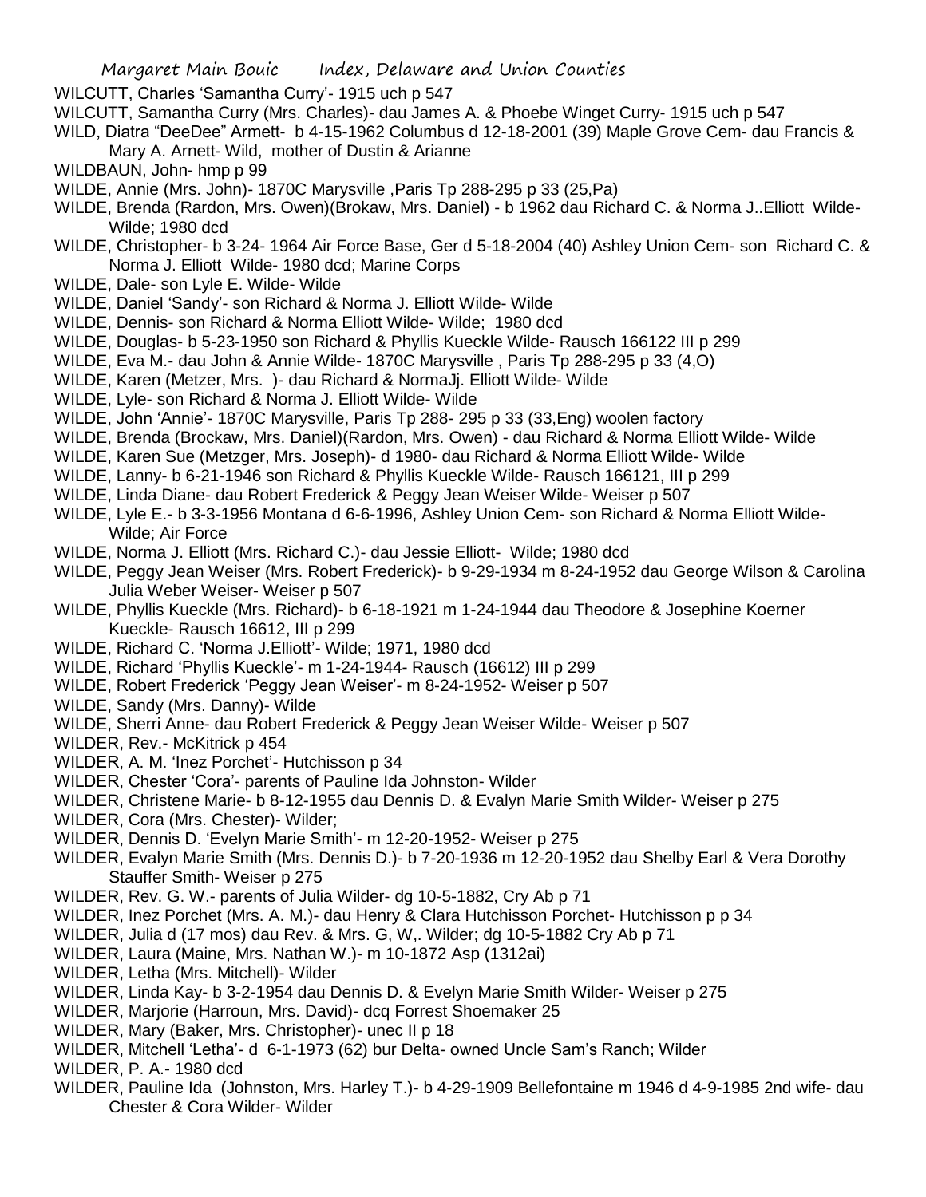WILCUTT, Charles 'Samantha Curry'- 1915 uch p 547

WILCUTT, Samantha Curry (Mrs. Charles)- dau James A. & Phoebe Winget Curry- 1915 uch p 547

WILD, Diatra "DeeDee" Armett- b 4-15-1962 Columbus d 12-18-2001 (39) Maple Grove Cem- dau Francis & Mary A. Arnett- Wild, mother of Dustin & Arianne

WILDBAUN, John- hmp p 99

WILDE, Annie (Mrs. John)- 1870C Marysville ,Paris Tp 288-295 p 33 (25,Pa)

WILDE, Brenda (Rardon, Mrs. Owen)(Brokaw, Mrs. Daniel) - b 1962 dau Richard C. & Norma J..Elliott Wilde- Wilde; 1980 dcd

WILDE, Christopher- b 3-24- 1964 Air Force Base, Ger d 5-18-2004 (40) Ashley Union Cem- son Richard C. & Norma J. Elliott Wilde- 1980 dcd; Marine Corps

WILDE, Dale- son Lyle E. Wilde- Wilde

WILDE, Daniel 'Sandy'- son Richard & Norma J. Elliott Wilde- Wilde

WILDE, Dennis- son Richard & Norma Elliott Wilde- Wilde; 1980 dcd

WILDE, Douglas- b 5-23-1950 son Richard & Phyllis Kueckle Wilde- Rausch 166122 III p 299

WILDE, Eva M.- dau John & Annie Wilde- 1870C Marysville , Paris Tp 288-295 p 33 (4,O)

WILDE, Karen (Metzer, Mrs. )- dau Richard & NormaJj. Elliott Wilde- Wilde

WILDE, Lyle- son Richard & Norma J. Elliott Wilde- Wilde

WILDE, John 'Annie'- 1870C Marysville, Paris Tp 288- 295 p 33 (33,Eng) woolen factory

WILDE, Brenda (Brockaw, Mrs. Daniel)(Rardon, Mrs. Owen) - dau Richard & Norma Elliott Wilde- Wilde

WILDE, Karen Sue (Metzger, Mrs. Joseph)- d 1980- dau Richard & Norma Elliott Wilde- Wilde

WILDE, Lanny- b 6-21-1946 son Richard & Phyllis Kueckle Wilde- Rausch 166121, III p 299

WILDE, Linda Diane- dau Robert Frederick & Peggy Jean Weiser Wilde- Weiser p 507

WILDE, Lyle E.- b 3-3-1956 Montana d 6-6-1996, Ashley Union Cem- son Richard & Norma Elliott Wilde- Wilde; Air Force

WILDE, Norma J. Elliott (Mrs. Richard C.)- dau Jessie Elliott- Wilde; 1980 dcd

WILDE, Peggy Jean Weiser (Mrs. Robert Frederick)- b 9-29-1934 m 8-24-1952 dau George Wilson & Carolina Julia Weber Weiser- Weiser p 507

WILDE, Phyllis Kueckle (Mrs. Richard)- b 6-18-1921 m 1-24-1944 dau Theodore & Josephine Koerner Kueckle- Rausch 16612, III p 299

WILDE, Richard C. 'Norma J.Elliott'- Wilde; 1971, 1980 dcd

WILDE, Richard 'Phyllis Kueckle'- m 1-24-1944- Rausch (16612) III p 299

WILDE, Robert Frederick 'Peggy Jean Weiser'- m 8-24-1952- Weiser p 507

WILDE, Sandy (Mrs. Danny)- Wilde

WILDE, Sherri Anne- dau Robert Frederick & Peggy Jean Weiser Wilde- Weiser p 507

WILDER, Rev.- McKitrick p 454

WILDER, A. M. 'Inez Porchet'- Hutchisson p 34

WILDER, Chester 'Cora'- parents of Pauline Ida Johnston- Wilder

WILDER, Christene Marie- b 8-12-1955 dau Dennis D. & Evalyn Marie Smith Wilder- Weiser p 275

WILDER, Cora (Mrs. Chester)- Wilder;

WILDER, Dennis D. 'Evelyn Marie Smith'- m 12-20-1952- Weiser p 275

WILDER, Evalyn Marie Smith (Mrs. Dennis D.)- b 7-20-1936 m 12-20-1952 dau Shelby Earl & Vera Dorothy Stauffer Smith- Weiser p 275

WILDER, Rev. G. W.- parents of Julia Wilder- dg 10-5-1882, Cry Ab p 71

WILDER, Inez Porchet (Mrs. A. M.)- dau Henry & Clara Hutchisson Porchet- Hutchisson p p 34

WILDER, Julia d (17 mos) dau Rev. & Mrs. G, W,. Wilder; dg 10-5-1882 Cry Ab p 71

WILDER, Laura (Maine, Mrs. Nathan W.)- m 10-1872 Asp (1312ai)

WILDER, Letha (Mrs. Mitchell)- Wilder

WILDER, Linda Kay- b 3-2-1954 dau Dennis D. & Evelyn Marie Smith Wilder- Weiser p 275

WILDER, Marjorie (Harroun, Mrs. David)- dcq Forrest Shoemaker 25

WILDER, Mary (Baker, Mrs. Christopher)- unec II p 18

WILDER, Mitchell 'Letha'- d 6-1-1973 (62) bur Delta- owned Uncle Sam's Ranch; Wilder

WILDER, P. A.- 1980 dcd

WILDER, Pauline Ida (Johnston, Mrs. Harley T.)- b 4-29-1909 Bellefontaine m 1946 d 4-9-1985 2nd wife- dau Chester & Cora Wilder- Wilder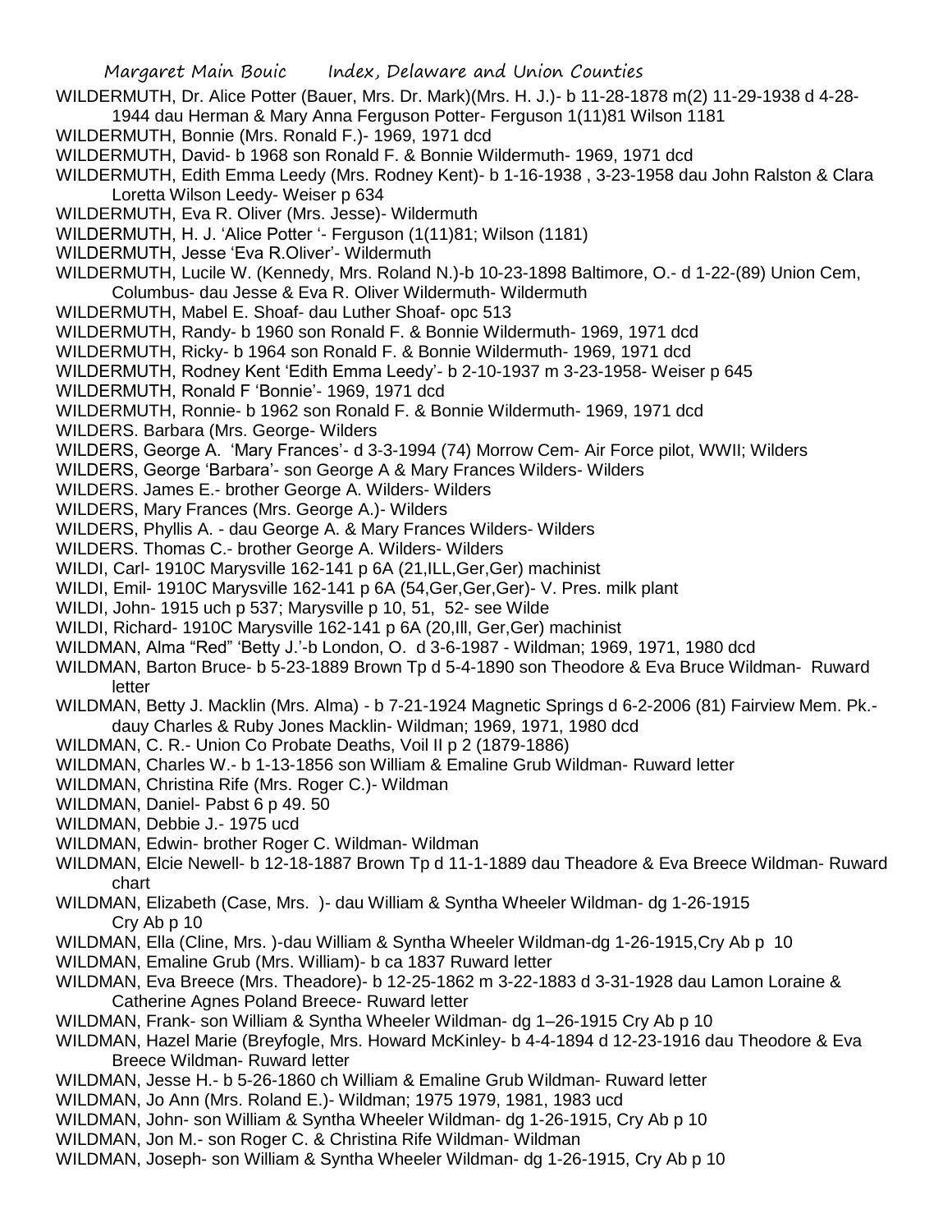WILDERMUTH, Dr. Alice Potter (Bauer, Mrs. Dr. Mark)(Mrs. H. J.)- b 11-28-1878 m(2) 11-29-1938 d 4-28-1944 dau Herman & Mary Anna Ferguson Potter- Ferguson 1(11)81 Wilson 1181

WILDERMUTH, Bonnie (Mrs. Ronald F.)- 1969, 1971 dcd

WILDERMUTH, David- b 1968 son Ronald F. & Bonnie Wildermuth- 1969, 1971 dcd

WILDERMUTH, Edith Emma Leedy (Mrs. Rodney Kent)- b 1-16-1938 , 3-23-1958 dau John Ralston & Clara Loretta Wilson Leedy- Weiser p 634

WILDERMUTH, Eva R. Oliver (Mrs. Jesse)- Wildermuth

WILDERMUTH, H. J. 'Alice Potter '- Ferguson (1(11)81; Wilson (1181)

WILDERMUTH, Jesse 'Eva R.Oliver'- Wildermuth

WILDERMUTH, Lucile W. (Kennedy, Mrs. Roland N.)-b 10-23-1898 Baltimore, O.- d 1-22-(89) Union Cem, Columbus- dau Jesse & Eva R. Oliver Wildermuth- Wildermuth

WILDERMUTH, Mabel E. Shoaf- dau Luther Shoaf- opc 513

WILDERMUTH, Randy- b 1960 son Ronald F. & Bonnie Wildermuth- 1969, 1971 dcd

WILDERMUTH, Ricky- b 1964 son Ronald F. & Bonnie Wildermuth- 1969, 1971 dcd

WILDERMUTH, Rodney Kent 'Edith Emma Leedy'- b 2-10-1937 m 3-23-1958- Weiser p 645

WILDERMUTH, Ronald F 'Bonnie'- 1969, 1971 dcd

WILDERMUTH, Ronnie- b 1962 son Ronald F. & Bonnie Wildermuth- 1969, 1971 dcd

WILDERS. Barbara (Mrs. George- Wilders

WILDERS, George A. 'Mary Frances'- d 3-3-1994 (74) Morrow Cem- Air Force pilot, WWII; Wilders

WILDERS, George 'Barbara'- son George A & Mary Frances Wilders- Wilders

WILDERS. James E.- brother George A. Wilders- Wilders

WILDERS, Mary Frances (Mrs. George A.)- Wilders

WILDERS, Phyllis A. - dau George A. & Mary Frances Wilders- Wilders

WILDERS. Thomas C.- brother George A. Wilders- Wilders

WILDI, Carl- 1910C Marysville 162-141 p 6A (21,ILL,Ger,Ger) machinist

WILDI, Emil- 1910C Marysville 162-141 p 6A (54,Ger,Ger,Ger)- V. Pres. milk plant

WILDI, John- 1915 uch p 537; Marysville p 10, 51, 52- see Wilde

WILDI, Richard- 1910C Marysville 162-141 p 6A (20,Ill, Ger,Ger) machinist

WILDMAN, Alma "Red" 'Betty J.'-b London, O. d 3-6-1987 - Wildman; 1969, 1971, 1980 dcd

WILDMAN, Barton Bruce- b 5-23-1889 Brown Tp d 5-4-1890 son Theodore & Eva Bruce Wildman- Ruward letter

WILDMAN, Betty J. Macklin (Mrs. Alma) - b 7-21-1924 Magnetic Springs d 6-2-2006 (81) Fairview Mem. Pk.- dauy Charles & Ruby Jones Macklin- Wildman; 1969, 1971, 1980 dcd

WILDMAN, C. R.- Union Co Probate Deaths, Voil II p 2 (1879-1886)

WILDMAN, Charles W.- b 1-13-1856 son William & Emaline Grub Wildman- Ruward letter

WILDMAN, Christina Rife (Mrs. Roger C.)- Wildman

WILDMAN, Daniel- Pabst 6 p 49. 50

WILDMAN, Debbie J.- 1975 ucd

WILDMAN, Edwin- brother Roger C. Wildman- Wildman

WILDMAN, Elcie Newell- b 12-18-1887 Brown Tp d 11-1-1889 dau Theadore & Eva Breece Wildman- Ruward chart

WILDMAN, Elizabeth (Case, Mrs. )- dau William & Syntha Wheeler Wildman- dg 1-26-1915 Cry Ab p 10

WILDMAN, Ella (Cline, Mrs. )-dau William & Syntha Wheeler Wildman-dg 1-26-1915,Cry Ab p 10

WILDMAN, Emaline Grub (Mrs. William)- b ca 1837 Ruward letter

WILDMAN, Eva Breece (Mrs. Theadore)- b 12-25-1862 m 3-22-1883 d 3-31-1928 dau Lamon Loraine & Catherine Agnes Poland Breece- Ruward letter

WILDMAN, Frank- son William & Syntha Wheeler Wildman- dg 1–26-1915 Cry Ab p 10

WILDMAN, Hazel Marie (Breyfogle, Mrs. Howard McKinley- b 4-4-1894 d 12-23-1916 dau Theodore & Eva Breece Wildman- Ruward letter

WILDMAN, Jesse H.- b 5-26-1860 ch William & Emaline Grub Wildman- Ruward letter

WILDMAN, Jo Ann (Mrs. Roland E.)- Wildman; 1975 1979, 1981, 1983 ucd

WILDMAN, John- son William & Syntha Wheeler Wildman- dg 1-26-1915, Cry Ab p 10

WILDMAN, Jon M.- son Roger C. & Christina Rife Wildman- Wildman

WILDMAN, Joseph- son William & Syntha Wheeler Wildman- dg 1-26-1915, Cry Ab p 10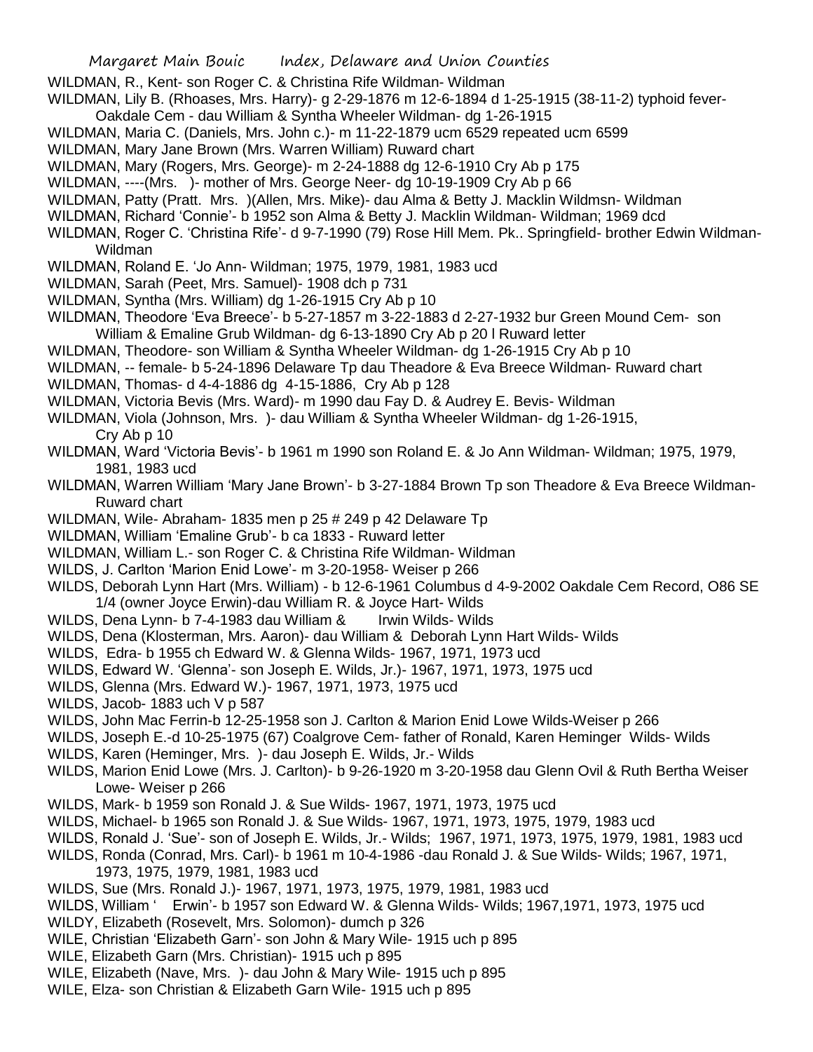WILDMAN, R., Kent- son Roger C. & Christina Rife Wildman- Wildman

WILDMAN, Lily B. (Rhoases, Mrs. Harry)- g 2-29-1876 m 12-6-1894 d 1-25-1915 (38-11-2) typhoid fever- Oakdale Cem - dau William & Syntha Wheeler Wildman- dg 1-26-1915

WILDMAN, Maria C. (Daniels, Mrs. John c.)- m 11-22-1879 ucm 6529 repeated ucm 6599

WILDMAN, Mary Jane Brown (Mrs. Warren William) Ruward chart

WILDMAN, Mary (Rogers, Mrs. George)- m 2-24-1888 dg 12-6-1910 Cry Ab p 175

WILDMAN, ----(Mrs. )- mother of Mrs. George Neer- dg 10-19-1909 Cry Ab p 66

WILDMAN, Patty (Pratt. Mrs. )(Allen, Mrs. Mike)- dau Alma & Betty J. Macklin Wildmsn- Wildman

WILDMAN, Richard 'Connie'- b 1952 son Alma & Betty J. Macklin Wildman- Wildman; 1969 dcd

WILDMAN, Roger C. 'Christina Rife'- d 9-7-1990 (79) Rose Hill Mem. Pk.. Springfield- brother Edwin Wildman- Wildman

WILDMAN, Roland E. 'Jo Ann- Wildman; 1975, 1979, 1981, 1983 ucd

WILDMAN, Sarah (Peet, Mrs. Samuel)- 1908 dch p 731

WILDMAN, Syntha (Mrs. William) dg 1-26-1915 Cry Ab p 10

WILDMAN, Theodore 'Eva Breece'- b 5-27-1857 m 3-22-1883 d 2-27-1932 bur Green Mound Cem- son William & Emaline Grub Wildman- dg 6-13-1890 Cry Ab p 20 l Ruward letter

WILDMAN, Theodore- son William & Syntha Wheeler Wildman- dg 1-26-1915 Cry Ab p 10

WILDMAN, -- female- b 5-24-1896 Delaware Tp dau Theadore & Eva Breece Wildman- Ruward chart

WILDMAN, Thomas- d 4-4-1886 dg 4-15-1886, Cry Ab p 128

WILDMAN, Victoria Bevis (Mrs. Ward)- m 1990 dau Fay D. & Audrey E. Bevis- Wildman

WILDMAN, Viola (Johnson, Mrs. )- dau William & Syntha Wheeler Wildman- dg 1-26-1915, Cry Ab p 10

WILDMAN, Ward 'Victoria Bevis'- b 1961 m 1990 son Roland E. & Jo Ann Wildman- Wildman; 1975, 1979, 1981, 1983 ucd

WILDMAN, Warren William 'Mary Jane Brown'- b 3-27-1884 Brown Tp son Theadore & Eva Breece Wildman- Ruward chart

WILDMAN, Wile- Abraham- 1835 men p 25 # 249 p 42 Delaware Tp

WILDMAN, William 'Emaline Grub'- b ca 1833 - Ruward letter

WILDMAN, William L.- son Roger C. & Christina Rife Wildman- Wildman

WILDS, J. Carlton 'Marion Enid Lowe'- m 3-20-1958- Weiser p 266

WILDS, Deborah Lynn Hart (Mrs. William) - b 12-6-1961 Columbus d 4-9-2002 Oakdale Cem Record, O86 SE 1/4 (owner Joyce Erwin)-dau William R. & Joyce Hart- Wilds

WILDS, Dena Lynn- b 7-4-1983 dau William & Irwin Wilds- Wilds

WILDS, Dena (Klosterman, Mrs. Aaron)- dau William & Deborah Lynn Hart Wilds- Wilds

WILDS, Edra- b 1955 ch Edward W. & Glenna Wilds- 1967, 1971, 1973 ucd

WILDS, Edward W. 'Glenna'- son Joseph E. Wilds, Jr.)- 1967, 1971, 1973, 1975 ucd

WILDS, Glenna (Mrs. Edward W.)- 1967, 1971, 1973, 1975 ucd

WILDS, Jacob- 1883 uch V p 587

WILDS, John Mac Ferrin-b 12-25-1958 son J. Carlton & Marion Enid Lowe Wilds-Weiser p 266

WILDS, Joseph E.-d 10-25-1975 (67) Coalgrove Cem- father of Ronald, Karen Heminger Wilds- Wilds

WILDS, Karen (Heminger, Mrs. )- dau Joseph E. Wilds, Jr.- Wilds

WILDS, Marion Enid Lowe (Mrs. J. Carlton)- b 9-26-1920 m 3-20-1958 dau Glenn Ovil & Ruth Bertha Weiser Lowe- Weiser p 266

WILDS, Mark- b 1959 son Ronald J. & Sue Wilds- 1967, 1971, 1973, 1975 ucd

WILDS, Michael- b 1965 son Ronald J. & Sue Wilds- 1967, 1971, 1973, 1975, 1979, 1983 ucd

WILDS, Ronald J. 'Sue'- son of Joseph E. Wilds, Jr.- Wilds; 1967, 1971, 1973, 1975, 1979, 1981, 1983 ucd

WILDS, Ronda (Conrad, Mrs. Carl)- b 1961 m 10-4-1986 -dau Ronald J. & Sue Wilds- Wilds; 1967, 1971, 1973, 1975, 1979, 1981, 1983 ucd

WILDS, Sue (Mrs. Ronald J.)- 1967, 1971, 1973, 1975, 1979, 1981, 1983 ucd

WILDS, William ' Erwin'- b 1957 son Edward W. & Glenna Wilds- Wilds; 1967,1971, 1973, 1975 ucd

WILDY, Elizabeth (Rosevelt, Mrs. Solomon)- dumch p 326

WILE, Christian 'Elizabeth Garn'- son John & Mary Wile- 1915 uch p 895

WILE, Elizabeth Garn (Mrs. Christian)- 1915 uch p 895

WILE, Elizabeth (Nave, Mrs. )- dau John & Mary Wile- 1915 uch p 895

WILE, Elza- son Christian & Elizabeth Garn Wile- 1915 uch p 895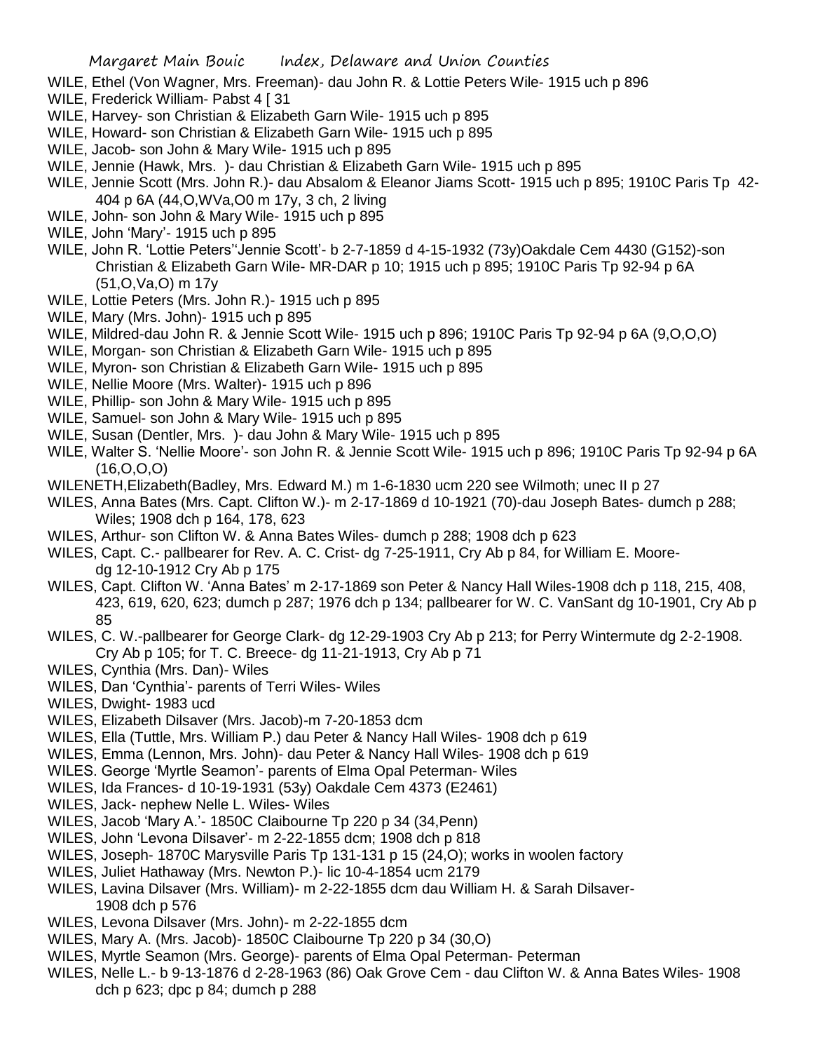WILE, Ethel (Von Wagner, Mrs. Freeman)- dau John R. & Lottie Peters Wile- 1915 uch p 896
WILE, Frederick William- Pabst 4 [ 31
WILE, Harvey- son Christian & Elizabeth Garn Wile- 1915 uch p 895
WILE, Howard- son Christian & Elizabeth Garn Wile- 1915 uch p 895
WILE, Jacob- son John & Mary Wile- 1915 uch p 895
WILE, Jennie (Hawk, Mrs. )- dau Christian & Elizabeth Garn Wile- 1915 uch p 895
WILE, Jennie Scott (Mrs. John R.)- dau Absalom & Eleanor Jiams Scott- 1915 uch p 895; 1910C Paris Tp 42-404 p 6A (44,O,WVa,O0 m 17y, 3 ch, 2 living
WILE, John- son John & Mary Wile- 1915 uch p 895
WILE, John 'Mary'- 1915 uch p 895
WILE, John R. 'Lottie Peters''Jennie Scott'- b 2-7-1859 d 4-15-1932 (73y)Oakdale Cem 4430 (G152)-son Christian & Elizabeth Garn Wile- MR-DAR p 10; 1915 uch p 895; 1910C Paris Tp 92-94 p 6A (51,O,Va,O) m 17y
WILE, Lottie Peters (Mrs. John R.)- 1915 uch p 895
WILE, Mary (Mrs. John)- 1915 uch p 895
WILE, Mildred-dau John R. & Jennie Scott Wile- 1915 uch p 896; 1910C Paris Tp 92-94 p 6A (9,O,O,O)
WILE, Morgan- son Christian & Elizabeth Garn Wile- 1915 uch p 895
WILE, Myron- son Christian & Elizabeth Garn Wile- 1915 uch p 895
WILE, Nellie Moore (Mrs. Walter)- 1915 uch p 896
WILE, Phillip- son John & Mary Wile- 1915 uch p 895
WILE, Samuel- son John & Mary Wile- 1915 uch p 895
WILE, Susan (Dentler, Mrs. )- dau John & Mary Wile- 1915 uch p 895
WILE, Walter S. 'Nellie Moore'- son John R. & Jennie Scott Wile- 1915 uch p 896; 1910C Paris Tp 92-94 p 6A (16,O,O,O)
WILENETH,Elizabeth(Badley, Mrs. Edward M.) m 1-6-1830 ucm 220 see Wilmoth; unec II p 27
WILES, Anna Bates (Mrs. Capt. Clifton W.)- m 2-17-1869 d 10-1921 (70)-dau Joseph Bates- dumch p 288; Wiles; 1908 dch p 164, 178, 623
WILES, Arthur- son Clifton W. & Anna Bates Wiles- dumch p 288; 1908 dch p 623
WILES, Capt. C.- pallbearer for Rev. A. C. Crist- dg 7-25-1911, Cry Ab p 84, for William E. Moore- dg 12-10-1912 Cry Ab p 175
WILES, Capt. Clifton W. 'Anna Bates' m 2-17-1869 son Peter & Nancy Hall Wiles-1908 dch p 118, 215, 408, 423, 619, 620, 623; dumch p 287; 1976 dch p 134; pallbearer for W. C. VanSant dg 10-1901, Cry Ab p 85
WILES, C. W.-pallbearer for George Clark- dg 12-29-1903 Cry Ab p 213; for Perry Wintermute dg 2-2-1908. Cry Ab p 105; for T. C. Breece- dg 11-21-1913, Cry Ab p 71
WILES, Cynthia (Mrs. Dan)- Wiles
WILES, Dan 'Cynthia'- parents of Terri Wiles- Wiles
WILES, Dwight- 1983 ucd
WILES, Elizabeth Dilsaver (Mrs. Jacob)-m 7-20-1853 dcm
WILES, Ella (Tuttle, Mrs. William P.) dau Peter & Nancy Hall Wiles- 1908 dch p 619
WILES, Emma (Lennon, Mrs. John)- dau Peter & Nancy Hall Wiles- 1908 dch p 619
WILES. George 'Myrtle Seamon'- parents of Elma Opal Peterman- Wiles
WILES, Ida Frances- d 10-19-1931 (53y) Oakdale Cem 4373 (E2461)
WILES, Jack- nephew Nelle L. Wiles- Wiles
WILES, Jacob 'Mary A.'- 1850C Claibourne Tp 220 p 34 (34,Penn)
WILES, John 'Levona Dilsaver'- m 2-22-1855 dcm; 1908 dch p 818
WILES, Joseph- 1870C Marysville Paris Tp 131-131 p 15 (24,O); works in woolen factory
WILES, Juliet Hathaway (Mrs. Newton P.)- lic 10-4-1854 ucm 2179
WILES, Lavina Dilsaver (Mrs. William)- m 2-22-1855 dcm dau William H. & Sarah Dilsaver- 1908 dch p 576
WILES, Levona Dilsaver (Mrs. John)- m 2-22-1855 dcm
WILES, Mary A. (Mrs. Jacob)- 1850C Claibourne Tp 220 p 34 (30,O)
WILES, Myrtle Seamon (Mrs. George)- parents of Elma Opal Peterman- Peterman
WILES, Nelle L.- b 9-13-1876 d 2-28-1963 (86) Oak Grove Cem - dau Clifton W. & Anna Bates Wiles- 1908 dch p 623; dpc p 84; dumch p 288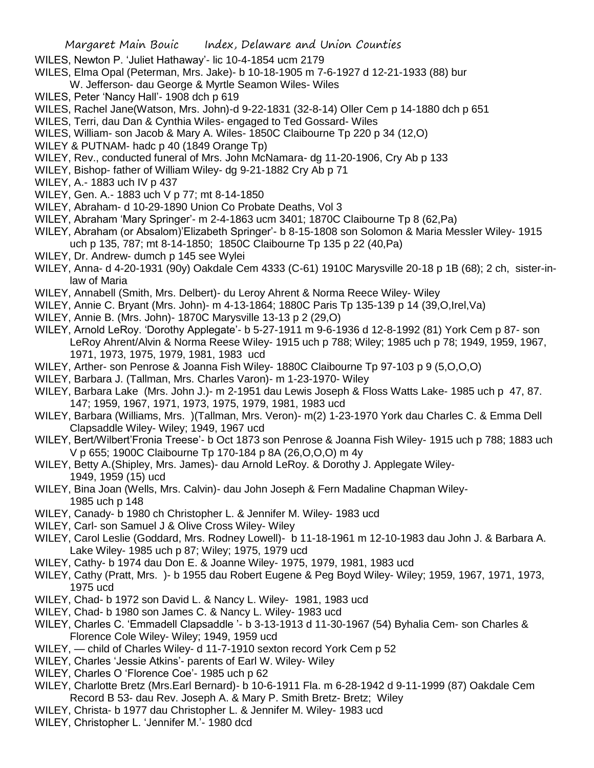WILES, Newton P. 'Juliet Hathaway'- lic 10-4-1854 ucm 2179

WILES, Elma Opal (Peterman, Mrs. Jake)- b 10-18-1905 m 7-6-1927 d 12-21-1933 (88) bur W. Jefferson- dau George & Myrtle Seamon Wiles- Wiles

WILES, Peter 'Nancy Hall'- 1908 dch p 619

WILES, Rachel Jane(Watson, Mrs. John)-d 9-22-1831 (32-8-14) Oller Cem p 14-1880 dch p 651

WILES, Terri, dau Dan & Cynthia Wiles- engaged to Ted Gossard- Wiles

WILES, William- son Jacob & Mary A. Wiles- 1850C Claibourne Tp 220 p 34 (12,O)

WILEY & PUTNAM- hadc p 40 (1849 Orange Tp)

WILEY, Rev., conducted funeral of Mrs. John McNamara- dg 11-20-1906, Cry Ab p 133

WILEY, Bishop- father of William Wiley- dg 9-21-1882 Cry Ab p 71

WILEY, A.- 1883 uch IV p 437

WILEY, Gen. A.- 1883 uch V p 77; mt 8-14-1850

WILEY, Abraham- d 10-29-1890 Union Co Probate Deaths, Vol 3

WILEY, Abraham 'Mary Springer'- m 2-4-1863 ucm 3401; 1870C Claibourne Tp 8 (62,Pa)

WILEY, Abraham (or Absalom)'Elizabeth Springer'- b 8-15-1808 son Solomon & Maria Messler Wiley- 1915 uch p 135, 787; mt 8-14-1850; 1850C Claibourne Tp 135 p 22 (40,Pa)

WILEY, Dr. Andrew- dumch p 145 see Wylei

WILEY, Anna- d 4-20-1931 (90y) Oakdale Cem 4333 (C-61) 1910C Marysville 20-18 p 1B (68); 2 ch, sister-in-law of Maria

WILEY, Annabell (Smith, Mrs. Delbert)- du Leroy Ahrent & Norma Reece Wiley- Wiley

WILEY, Annie C. Bryant (Mrs. John)- m 4-13-1864; 1880C Paris Tp 135-139 p 14 (39,O,Irel,Va)

WILEY, Annie B. (Mrs. John)- 1870C Marysville 13-13 p 2 (29,O)

WILEY, Arnold LeRoy. 'Dorothy Applegate'- b 5-27-1911 m 9-6-1936 d 12-8-1992 (81) York Cem p 87- son LeRoy Ahrent/Alvin & Norma Reese Wiley- 1915 uch p 788; Wiley; 1985 uch p 78; 1949, 1959, 1967, 1971, 1973, 1975, 1979, 1981, 1983 ucd

WILEY, Arther- son Penrose & Joanna Fish Wiley- 1880C Claibourne Tp 97-103 p 9 (5,O,O,O)

WILEY, Barbara J. (Tallman, Mrs. Charles Varon)- m 1-23-1970- Wiley

WILEY, Barbara Lake (Mrs. John J.)- m 2-1951 dau Lewis Joseph & Floss Watts Lake- 1985 uch p 47, 87. 147; 1959, 1967, 1971, 1973, 1975, 1979, 1981, 1983 ucd

WILEY, Barbara (Williams, Mrs. )(Tallman, Mrs. Veron)- m(2) 1-23-1970 York dau Charles C. & Emma Dell Clapsaddle Wiley- Wiley; 1949, 1967 ucd

WILEY, Bert/Wilbert'Fronia Treese'- b Oct 1873 son Penrose & Joanna Fish Wiley- 1915 uch p 788; 1883 uch V p 655; 1900C Claibourne Tp 170-184 p 8A (26,O,O,O) m 4y

WILEY, Betty A.(Shipley, Mrs. James)- dau Arnold LeRoy. & Dorothy J. Applegate Wiley- 1949, 1959 (15) ucd

WILEY, Bina Joan (Wells, Mrs. Calvin)- dau John Joseph & Fern Madaline Chapman Wiley- 1985 uch p 148

WILEY, Canady- b 1980 ch Christopher L. & Jennifer M. Wiley- 1983 ucd

WILEY, Carl- son Samuel J & Olive Cross Wiley- Wiley

WILEY, Carol Leslie (Goddard, Mrs. Rodney Lowell)- b 11-18-1961 m 12-10-1983 dau John J. & Barbara A. Lake Wiley- 1985 uch p 87; Wiley; 1975, 1979 ucd

WILEY, Cathy- b 1974 dau Don E. & Joanne Wiley- 1975, 1979, 1981, 1983 ucd

WILEY, Cathy (Pratt, Mrs. )- b 1955 dau Robert Eugene & Peg Boyd Wiley- Wiley; 1959, 1967, 1971, 1973, 1975 ucd

WILEY, Chad- b 1972 son David L. & Nancy L. Wiley- 1981, 1983 ucd

WILEY, Chad- b 1980 son James C. & Nancy L. Wiley- 1983 ucd

WILEY, Charles C. 'Emmadell Clapsaddle '- b 3-13-1913 d 11-30-1967 (54) Byhalia Cem- son Charles & Florence Cole Wiley- Wiley; 1949, 1959 ucd

WILEY, — child of Charles Wiley- d 11-7-1910 sexton record York Cem p 52

WILEY, Charles 'Jessie Atkins'- parents of Earl W. Wiley- Wiley

WILEY, Charles O 'Florence Coe'- 1985 uch p 62

WILEY, Charlotte Bretz (Mrs.Earl Bernard)- b 10-6-1911 Fla. m 6-28-1942 d 9-11-1999 (87) Oakdale Cem Record B 53- dau Rev. Joseph A. & Mary P. Smith Bretz- Bretz; Wiley

WILEY, Christa- b 1977 dau Christopher L. & Jennifer M. Wiley- 1983 ucd

WILEY, Christopher L. 'Jennifer M.'- 1980 dcd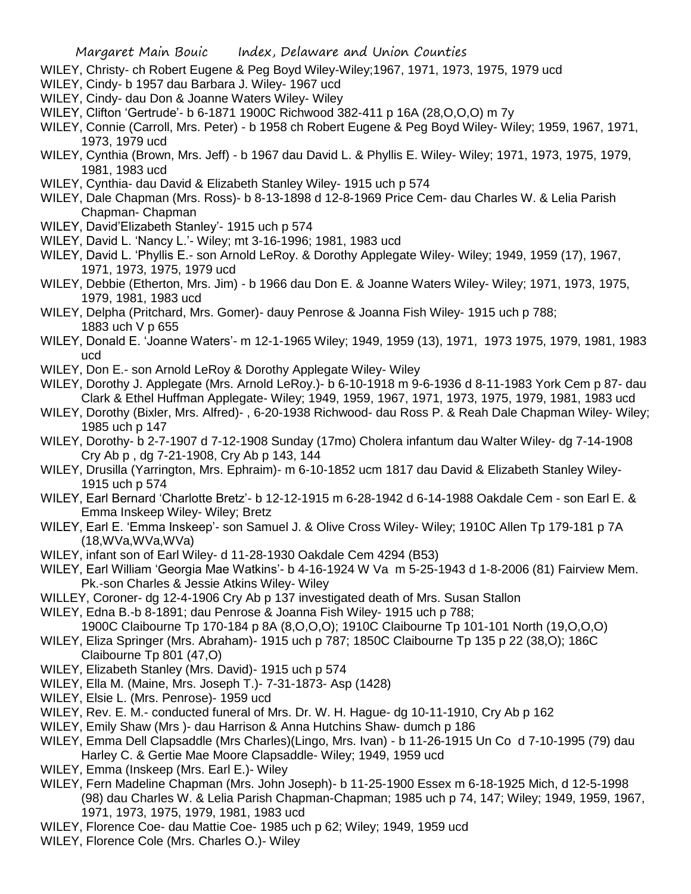WILEY, Christy- ch Robert Eugene & Peg Boyd Wiley-Wiley;1967, 1971, 1973, 1975, 1979 ucd

WILEY, Cindy- b 1957 dau Barbara J. Wiley- 1967 ucd

WILEY, Cindy- dau Don & Joanne Waters Wiley- Wiley

WILEY, Clifton 'Gertrude'- b 6-1871 1900C Richwood 382-411 p 16A (28,O,O,O) m 7y

WILEY, Connie (Carroll, Mrs. Peter) - b 1958 ch Robert Eugene & Peg Boyd Wiley- Wiley; 1959, 1967, 1971, 1973, 1979 ucd

WILEY, Cynthia (Brown, Mrs. Jeff) - b 1967 dau David L. & Phyllis E. Wiley- Wiley; 1971, 1973, 1975, 1979, 1981, 1983 ucd

WILEY, Cynthia- dau David & Elizabeth Stanley Wiley- 1915 uch p 574

WILEY, Dale Chapman (Mrs. Ross)- b 8-13-1898 d 12-8-1969 Price Cem- dau Charles W. & Lelia Parish Chapman- Chapman

WILEY, David'Elizabeth Stanley'- 1915 uch p 574

WILEY, David L. 'Nancy L.'- Wiley; mt 3-16-1996; 1981, 1983 ucd

WILEY, David L. 'Phyllis E.- son Arnold LeRoy. & Dorothy Applegate Wiley- Wiley; 1949, 1959 (17), 1967, 1971, 1973, 1975, 1979 ucd

WILEY, Debbie (Etherton, Mrs. Jim) - b 1966 dau Don E. & Joanne Waters Wiley- Wiley; 1971, 1973, 1975, 1979, 1981, 1983 ucd

WILEY, Delpha (Pritchard, Mrs. Gomer)- dauy Penrose & Joanna Fish Wiley- 1915 uch p 788; 1883 uch V p 655

WILEY, Donald E. 'Joanne Waters'- m 12-1-1965 Wiley; 1949, 1959 (13), 1971, 1973 1975, 1979, 1981, 1983 ucd

WILEY, Don E.- son Arnold LeRoy & Dorothy Applegate Wiley- Wiley

WILEY, Dorothy J. Applegate (Mrs. Arnold LeRoy.)- b 6-10-1918 m 9-6-1936 d 8-11-1983 York Cem p 87- dau Clark & Ethel Huffman Applegate- Wiley; 1949, 1959, 1967, 1971, 1973, 1975, 1979, 1981, 1983 ucd

WILEY, Dorothy (Bixler, Mrs. Alfred)- , 6-20-1938 Richwood- dau Ross P. & Reah Dale Chapman Wiley- Wiley; 1985 uch p 147

WILEY, Dorothy- b 2-7-1907 d 7-12-1908 Sunday (17mo) Cholera infantum dau Walter Wiley- dg 7-14-1908 Cry Ab p , dg 7-21-1908, Cry Ab p 143, 144

WILEY, Drusilla (Yarrington, Mrs. Ephraim)- m 6-10-1852 ucm 1817 dau David & Elizabeth Stanley Wiley- 1915 uch p 574

WILEY, Earl Bernard 'Charlotte Bretz'- b 12-12-1915 m 6-28-1942 d 6-14-1988 Oakdale Cem - son Earl E. & Emma Inskeep Wiley- Wiley; Bretz

WILEY, Earl E. 'Emma Inskeep'- son Samuel J. & Olive Cross Wiley- Wiley; 1910C Allen Tp 179-181 p 7A (18,WVa,WVa,WVa)

WILEY, infant son of Earl Wiley- d 11-28-1930 Oakdale Cem 4294 (B53)

WILEY, Earl William 'Georgia Mae Watkins'- b 4-16-1924 W Va m 5-25-1943 d 1-8-2006 (81) Fairview Mem. Pk.-son Charles & Jessie Atkins Wiley- Wiley

WILLEY, Coroner- dg 12-4-1906 Cry Ab p 137 investigated death of Mrs. Susan Stallon

WILEY, Edna B.-b 8-1891; dau Penrose & Joanna Fish Wiley- 1915 uch p 788; 1900C Claibourne Tp 170-184 p 8A (8,O,O,O); 1910C Claibourne Tp 101-101 North (19,O,O,O)

WILEY, Eliza Springer (Mrs. Abraham)- 1915 uch p 787; 1850C Claibourne Tp 135 p 22 (38,O); 186C Claibourne Tp 801 (47,O)

WILEY, Elizabeth Stanley (Mrs. David)- 1915 uch p 574

WILEY, Ella M. (Maine, Mrs. Joseph T.)- 7-31-1873- Asp (1428)

WILEY, Elsie L. (Mrs. Penrose)- 1959 ucd

WILEY, Rev. E. M.- conducted funeral of Mrs. Dr. W. H. Hague- dg 10-11-1910, Cry Ab p 162

WILEY, Emily Shaw (Mrs )- dau Harrison & Anna Hutchins Shaw- dumch p 186

WILEY, Emma Dell Clapsaddle (Mrs Charles)(Lingo, Mrs. Ivan) - b 11-26-1915 Un Co d 7-10-1995 (79) dau Harley C. & Gertie Mae Moore Clapsaddle- Wiley; 1949, 1959 ucd

WILEY, Emma (Inskeep (Mrs. Earl E.)- Wiley

WILEY, Fern Madeline Chapman (Mrs. John Joseph)- b 11-25-1900 Essex m 6-18-1925 Mich, d 12-5-1998 (98) dau Charles W. & Lelia Parish Chapman-Chapman; 1985 uch p 74, 147; Wiley; 1949, 1959, 1967, 1971, 1973, 1975, 1979, 1981, 1983 ucd

WILEY, Florence Coe- dau Mattie Coe- 1985 uch p 62; Wiley; 1949, 1959 ucd

WILEY, Florence Cole (Mrs. Charles O.)- Wiley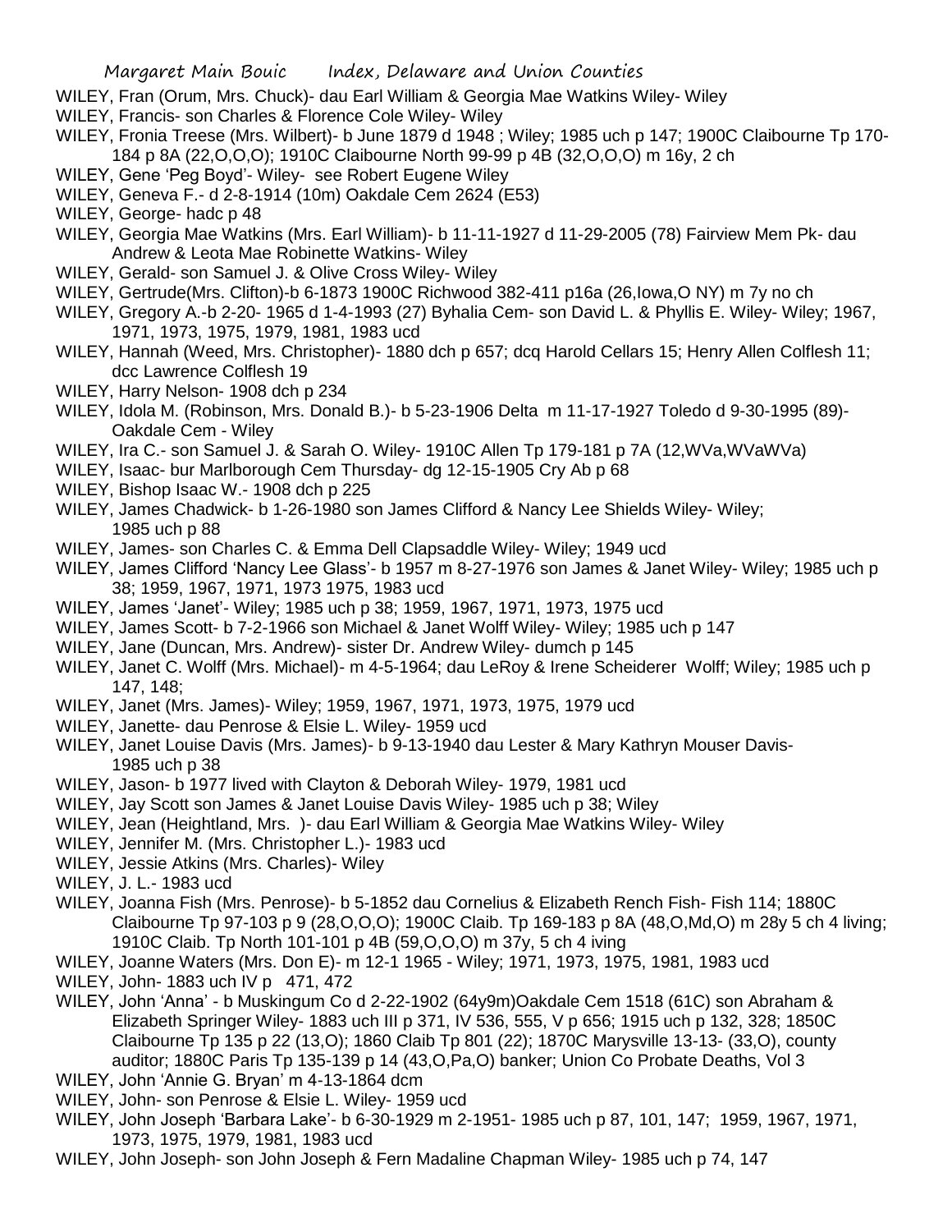WILEY, Fran (Orum, Mrs. Chuck)- dau Earl William & Georgia Mae Watkins Wiley- Wiley

WILEY, Francis- son Charles & Florence Cole Wiley- Wiley

WILEY, Fronia Treese (Mrs. Wilbert)- b June 1879 d 1948 ; Wiley; 1985 uch p 147; 1900C Claibourne Tp 170-184 p 8A (22,O,O,O); 1910C Claibourne North 99-99 p 4B (32,O,O,O) m 16y, 2 ch

WILEY, Gene 'Peg Boyd'- Wiley- see Robert Eugene Wiley

WILEY, Geneva F.- d 2-8-1914 (10m) Oakdale Cem 2624 (E53)

WILEY, George- hadc p 48

WILEY, Georgia Mae Watkins (Mrs. Earl William)- b 11-11-1927 d 11-29-2005 (78) Fairview Mem Pk- dau Andrew & Leota Mae Robinette Watkins- Wiley

WILEY, Gerald- son Samuel J. & Olive Cross Wiley- Wiley

WILEY, Gertrude(Mrs. Clifton)-b 6-1873 1900C Richwood 382-411 p16a (26,Iowa,O NY) m 7y no ch

WILEY, Gregory A.-b 2-20- 1965 d 1-4-1993 (27) Byhalia Cem- son David L. & Phyllis E. Wiley- Wiley; 1967, 1971, 1973, 1975, 1979, 1981, 1983 ucd

WILEY, Hannah (Weed, Mrs. Christopher)- 1880 dch p 657; dcq Harold Cellars 15; Henry Allen Colflesh 11; dcc Lawrence Colflesh 19

WILEY, Harry Nelson- 1908 dch p 234

WILEY, Idola M. (Robinson, Mrs. Donald B.)- b 5-23-1906 Delta m 11-17-1927 Toledo d 9-30-1995 (89)- Oakdale Cem - Wiley

WILEY, Ira C.- son Samuel J. & Sarah O. Wiley- 1910C Allen Tp 179-181 p 7A (12,WVa,WVaWVa)

WILEY, Isaac- bur Marlborough Cem Thursday- dg 12-15-1905 Cry Ab p 68

WILEY, Bishop Isaac W.- 1908 dch p 225

WILEY, James Chadwick- b 1-26-1980 son James Clifford & Nancy Lee Shields Wiley- Wiley; 1985 uch p 88

WILEY, James- son Charles C. & Emma Dell Clapsaddle Wiley- Wiley; 1949 ucd

WILEY, James Clifford 'Nancy Lee Glass'- b 1957 m 8-27-1976 son James & Janet Wiley- Wiley; 1985 uch p 38; 1959, 1967, 1971, 1973 1975, 1983 ucd

WILEY, James 'Janet'- Wiley; 1985 uch p 38; 1959, 1967, 1971, 1973, 1975 ucd

WILEY, James Scott- b 7-2-1966 son Michael & Janet Wolff Wiley- Wiley; 1985 uch p 147

WILEY, Jane (Duncan, Mrs. Andrew)- sister Dr. Andrew Wiley- dumch p 145

WILEY, Janet C. Wolff (Mrs. Michael)- m 4-5-1964; dau LeRoy & Irene Scheiderer Wolff; Wiley; 1985 uch p 147, 148;

WILEY, Janet (Mrs. James)- Wiley; 1959, 1967, 1971, 1973, 1975, 1979 ucd

WILEY, Janette- dau Penrose & Elsie L. Wiley- 1959 ucd

WILEY, Janet Louise Davis (Mrs. James)- b 9-13-1940 dau Lester & Mary Kathryn Mouser Davis- 1985 uch p 38

WILEY, Jason- b 1977 lived with Clayton & Deborah Wiley- 1979, 1981 ucd

WILEY, Jay Scott son James & Janet Louise Davis Wiley- 1985 uch p 38; Wiley

WILEY, Jean (Heightland, Mrs. )- dau Earl William & Georgia Mae Watkins Wiley- Wiley

WILEY, Jennifer M. (Mrs. Christopher L.)- 1983 ucd

WILEY, Jessie Atkins (Mrs. Charles)- Wiley

WILEY, J. L.- 1983 ucd

WILEY, Joanna Fish (Mrs. Penrose)- b 5-1852 dau Cornelius & Elizabeth Rench Fish- Fish 114; 1880C Claibourne Tp 97-103 p 9 (28,O,O,O); 1900C Claib. Tp 169-183 p 8A (48,O,Md,O) m 28y 5 ch 4 living; 1910C Claib. Tp North 101-101 p 4B (59,O,O,O) m 37y, 5 ch 4 iving

WILEY, Joanne Waters (Mrs. Don E)- m 12-1 1965 - Wiley; 1971, 1973, 1975, 1981, 1983 ucd

WILEY, John- 1883 uch IV p 471, 472

WILEY, John 'Anna' - b Muskingum Co d 2-22-1902 (64y9m)Oakdale Cem 1518 (61C) son Abraham & Elizabeth Springer Wiley- 1883 uch III p 371, IV 536, 555, V p 656; 1915 uch p 132, 328; 1850C Claibourne Tp 135 p 22 (13,O); 1860 Claib Tp 801 (22); 1870C Marysville 13-13- (33,O), county auditor; 1880C Paris Tp 135-139 p 14 (43,O,Pa,O) banker; Union Co Probate Deaths, Vol 3

WILEY, John 'Annie G. Bryan' m 4-13-1864 dcm

WILEY, John- son Penrose & Elsie L. Wiley- 1959 ucd

WILEY, John Joseph 'Barbara Lake'- b 6-30-1929 m 2-1951- 1985 uch p 87, 101, 147; 1959, 1967, 1971, 1973, 1975, 1979, 1981, 1983 ucd

WILEY, John Joseph- son John Joseph & Fern Madaline Chapman Wiley- 1985 uch p 74, 147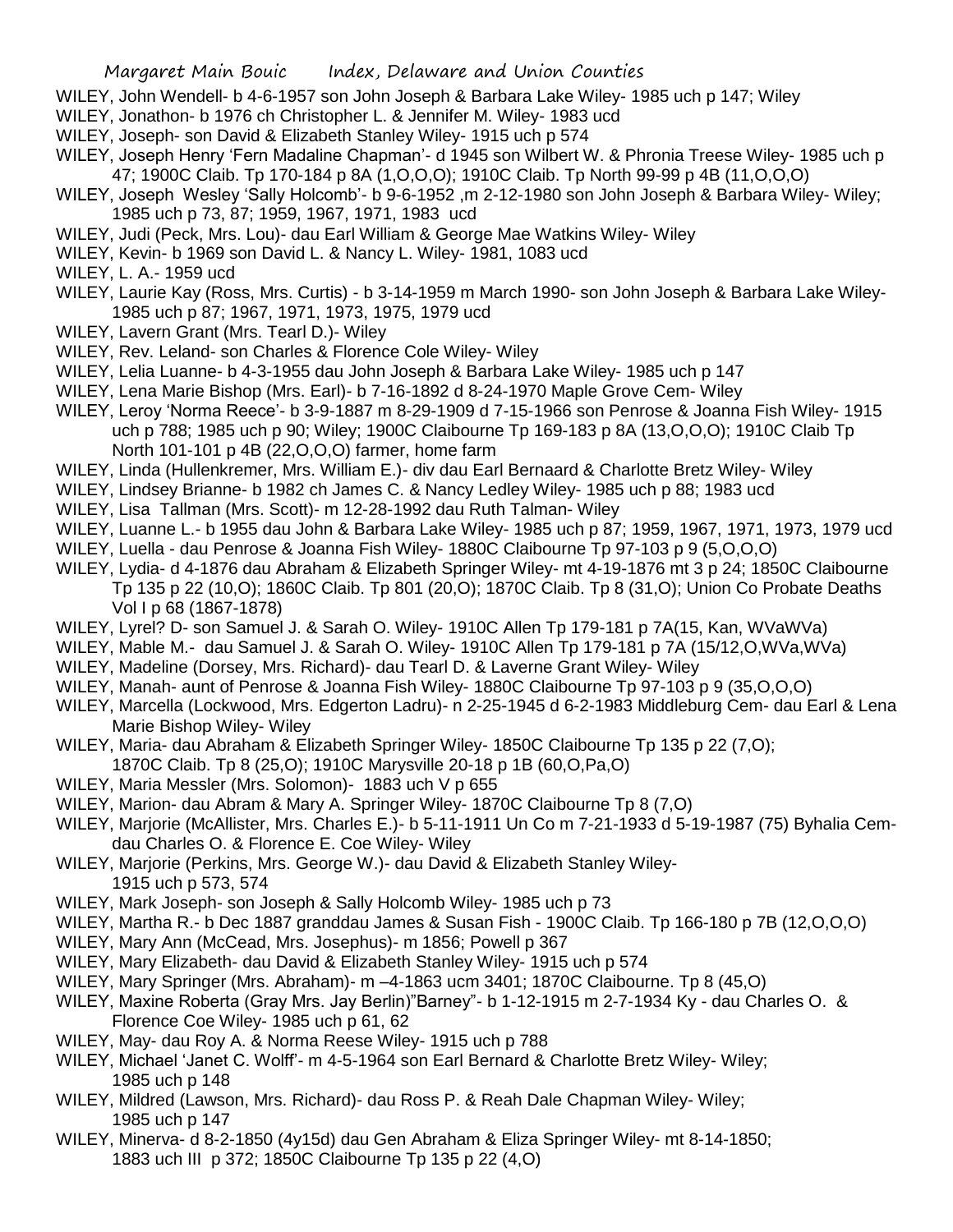WILEY, John Wendell- b 4-6-1957 son John Joseph & Barbara Lake Wiley- 1985 uch p 147; Wiley

WILEY, Jonathon- b 1976 ch Christopher L. & Jennifer M. Wiley- 1983 ucd

WILEY, Joseph- son David & Elizabeth Stanley Wiley- 1915 uch p 574

WILEY, Joseph Henry 'Fern Madaline Chapman'- d 1945 son Wilbert W. & Phronia Treese Wiley- 1985 uch p 47; 1900C Claib. Tp 170-184 p 8A (1,O,O,O); 1910C Claib. Tp North 99-99 p 4B (11,O,O,O)

WILEY, Joseph Wesley 'Sally Holcomb'- b 9-6-1952 ,m 2-12-1980 son John Joseph & Barbara Wiley- Wiley; 1985 uch p 73, 87; 1959, 1967, 1971, 1983 ucd

WILEY, Judi (Peck, Mrs. Lou)- dau Earl William & George Mae Watkins Wiley- Wiley

WILEY, Kevin- b 1969 son David L. & Nancy L. Wiley- 1981, 1083 ucd

WILEY, L. A.- 1959 ucd

WILEY, Laurie Kay (Ross, Mrs. Curtis) - b 3-14-1959 m March 1990- son John Joseph & Barbara Lake Wiley- 1985 uch p 87; 1967, 1971, 1973, 1975, 1979 ucd

WILEY, Lavern Grant (Mrs. Tearl D.)- Wiley

WILEY, Rev. Leland- son Charles & Florence Cole Wiley- Wiley

WILEY, Lelia Luanne- b 4-3-1955 dau John Joseph & Barbara Lake Wiley- 1985 uch p 147

WILEY, Lena Marie Bishop (Mrs. Earl)- b 7-16-1892 d 8-24-1970 Maple Grove Cem- Wiley

WILEY, Leroy 'Norma Reece'- b 3-9-1887 m 8-29-1909 d 7-15-1966 son Penrose & Joanna Fish Wiley- 1915 uch p 788; 1985 uch p 90; Wiley; 1900C Claibourne Tp 169-183 p 8A (13,O,O,O); 1910C Claib Tp North 101-101 p 4B (22,O,O,O) farmer, home farm

WILEY, Linda (Hullenkremer, Mrs. William E.)- div dau Earl Bernaard & Charlotte Bretz Wiley- Wiley

WILEY, Lindsey Brianne- b 1982 ch James C. & Nancy Ledley Wiley- 1985 uch p 88; 1983 ucd

WILEY, Lisa Tallman (Mrs. Scott)- m 12-28-1992 dau Ruth Talman- Wiley

WILEY, Luanne L.- b 1955 dau John & Barbara Lake Wiley- 1985 uch p 87; 1959, 1967, 1971, 1973, 1979 ucd

WILEY, Luella - dau Penrose & Joanna Fish Wiley- 1880C Claibourne Tp 97-103 p 9 (5,O,O,O)

WILEY, Lydia- d 4-1876 dau Abraham & Elizabeth Springer Wiley- mt 4-19-1876 mt 3 p 24; 1850C Claibourne Tp 135 p 22 (10,O); 1860C Claib. Tp 801 (20,O); 1870C Claib. Tp 8 (31,O); Union Co Probate Deaths Vol I p 68 (1867-1878)

WILEY, Lyrel? D- son Samuel J. & Sarah O. Wiley- 1910C Allen Tp 179-181 p 7A(15, Kan, WVaWVa)

WILEY, Mable M.- dau Samuel J. & Sarah O. Wiley- 1910C Allen Tp 179-181 p 7A (15/12,O,WVa,WVa)

WILEY, Madeline (Dorsey, Mrs. Richard)- dau Tearl D. & Laverne Grant Wiley- Wiley

WILEY, Manah- aunt of Penrose & Joanna Fish Wiley- 1880C Claibourne Tp 97-103 p 9 (35,O,O,O)

WILEY, Marcella (Lockwood, Mrs. Edgerton Ladru)- n 2-25-1945 d 6-2-1983 Middleburg Cem- dau Earl & Lena Marie Bishop Wiley- Wiley

WILEY, Maria- dau Abraham & Elizabeth Springer Wiley- 1850C Claibourne Tp 135 p 22 (7,O); 1870C Claib. Tp 8 (25,O); 1910C Marysville 20-18 p 1B (60,O,Pa,O)

WILEY, Maria Messler (Mrs. Solomon)- 1883 uch V p 655

WILEY, Marion- dau Abram & Mary A. Springer Wiley- 1870C Claibourne Tp 8 (7,O)

WILEY, Marjorie (McAllister, Mrs. Charles E.)- b 5-11-1911 Un Co m 7-21-1933 d 5-19-1987 (75) Byhalia Cem- dau Charles O. & Florence E. Coe Wiley- Wiley

WILEY, Marjorie (Perkins, Mrs. George W.)- dau David & Elizabeth Stanley Wiley- 1915 uch p 573, 574

WILEY, Mark Joseph- son Joseph & Sally Holcomb Wiley- 1985 uch p 73

WILEY, Martha R.- b Dec 1887 granddau James & Susan Fish - 1900C Claib. Tp 166-180 p 7B (12,O,O,O)

WILEY, Mary Ann (McCead, Mrs. Josephus)- m 1856; Powell p 367

WILEY, Mary Elizabeth- dau David & Elizabeth Stanley Wiley- 1915 uch p 574

WILEY, Mary Springer (Mrs. Abraham)- m –4-1863 ucm 3401; 1870C Claibourne. Tp 8 (45,O)

WILEY, Maxine Roberta (Gray Mrs. Jay Berlin)"Barney"- b 1-12-1915 m 2-7-1934 Ky - dau Charles O. & Florence Coe Wiley- 1985 uch p 61, 62

WILEY, May- dau Roy A. & Norma Reese Wiley- 1915 uch p 788

WILEY, Michael 'Janet C. Wolff'- m 4-5-1964 son Earl Bernard & Charlotte Bretz Wiley- Wiley; 1985 uch p 148

WILEY, Mildred (Lawson, Mrs. Richard)- dau Ross P. & Reah Dale Chapman Wiley- Wiley; 1985 uch p 147

WILEY, Minerva- d 8-2-1850 (4y15d) dau Gen Abraham & Eliza Springer Wiley- mt 8-14-1850; 1883 uch III p 372; 1850C Claibourne Tp 135 p 22 (4,O)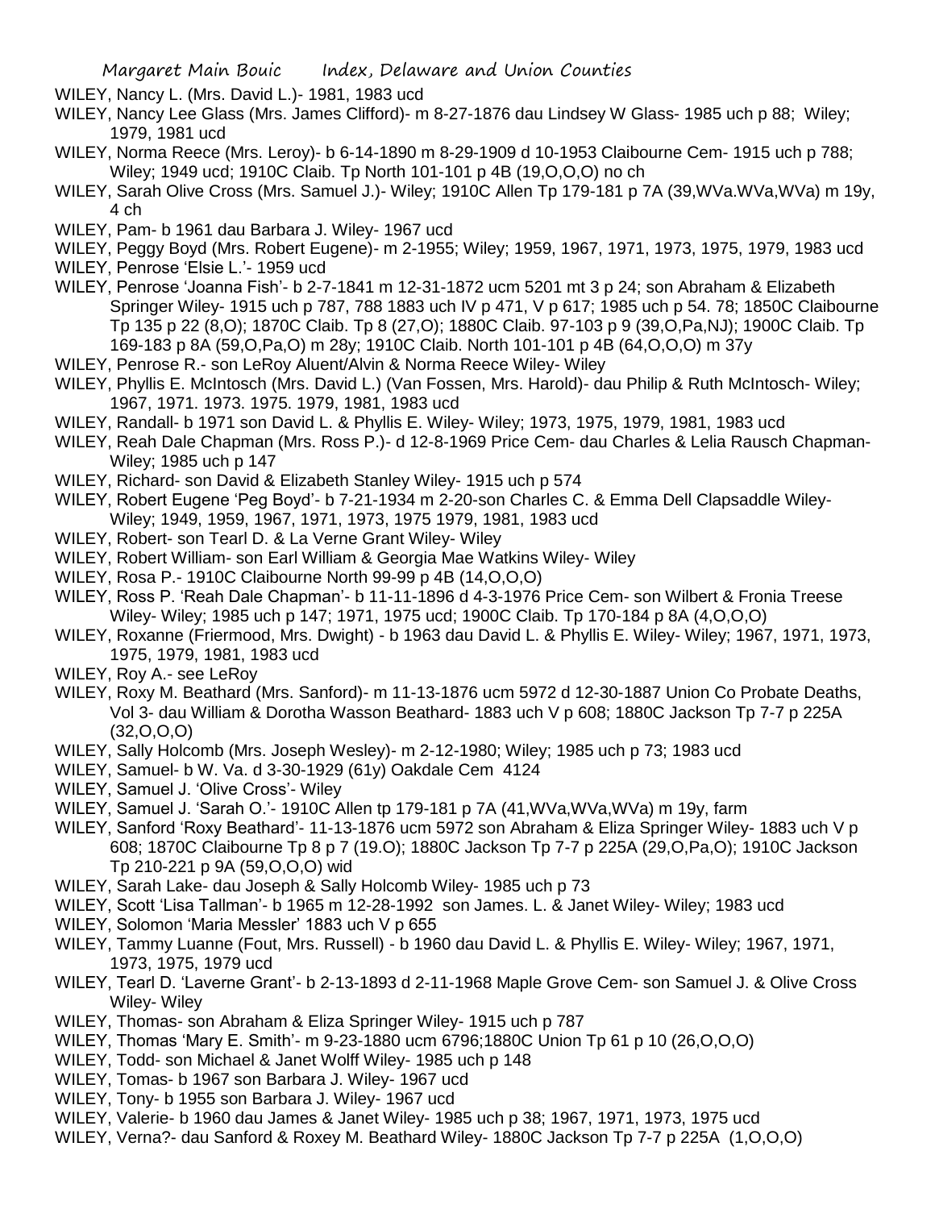WILEY, Nancy L. (Mrs. David L.)- 1981, 1983 ucd

WILEY, Nancy Lee Glass (Mrs. James Clifford)- m 8-27-1876 dau Lindsey W Glass- 1985 uch p 88; Wiley; 1979, 1981 ucd

WILEY, Norma Reece (Mrs. Leroy)- b 6-14-1890 m 8-29-1909 d 10-1953 Claibourne Cem- 1915 uch p 788; Wiley; 1949 ucd; 1910C Claib. Tp North 101-101 p 4B (19,O,O,O) no ch

WILEY, Sarah Olive Cross (Mrs. Samuel J.)- Wiley; 1910C Allen Tp 179-181 p 7A (39,WVa.WVa,WVa) m 19y, 4 ch

WILEY, Pam- b 1961 dau Barbara J. Wiley- 1967 ucd

WILEY, Peggy Boyd (Mrs. Robert Eugene)- m 2-1955; Wiley; 1959, 1967, 1971, 1973, 1975, 1979, 1983 ucd

WILEY, Penrose 'Elsie L.'- 1959 ucd

WILEY, Penrose 'Joanna Fish'- b 2-7-1841 m 12-31-1872 ucm 5201 mt 3 p 24; son Abraham & Elizabeth Springer Wiley- 1915 uch p 787, 788 1883 uch IV p 471, V p 617; 1985 uch p 54. 78; 1850C Claibourne Tp 135 p 22 (8,O); 1870C Claib. Tp 8 (27,O); 1880C Claib. 97-103 p 9 (39,O,Pa,NJ); 1900C Claib. Tp 169-183 p 8A (59,O,Pa,O) m 28y; 1910C Claib. North 101-101 p 4B (64,O,O,O) m 37y

WILEY, Penrose R.- son LeRoy Aluent/Alvin & Norma Reece Wiley- Wiley

WILEY, Phyllis E. McIntosch (Mrs. David L.) (Van Fossen, Mrs. Harold)- dau Philip & Ruth McIntosch- Wiley; 1967, 1971. 1973. 1975. 1979, 1981, 1983 ucd

WILEY, Randall- b 1971 son David L. & Phyllis E. Wiley- Wiley; 1973, 1975, 1979, 1981, 1983 ucd

WILEY, Reah Dale Chapman (Mrs. Ross P.)- d 12-8-1969 Price Cem- dau Charles & Lelia Rausch Chapman- Wiley; 1985 uch p 147

WILEY, Richard- son David & Elizabeth Stanley Wiley- 1915 uch p 574

WILEY, Robert Eugene 'Peg Boyd'- b 7-21-1934 m 2-20-son Charles C. & Emma Dell Clapsaddle Wiley- Wiley; 1949, 1959, 1967, 1971, 1973, 1975 1979, 1981, 1983 ucd

WILEY, Robert- son Tearl D. & La Verne Grant Wiley- Wiley

WILEY, Robert William- son Earl William & Georgia Mae Watkins Wiley- Wiley

WILEY, Rosa P.- 1910C Claibourne North 99-99 p 4B (14,O,O,O)

WILEY, Ross P. 'Reah Dale Chapman'- b 11-11-1896 d 4-3-1976 Price Cem- son Wilbert & Fronia Treese Wiley- Wiley; 1985 uch p 147; 1971, 1975 ucd; 1900C Claib. Tp 170-184 p 8A (4,O,O,O)

WILEY, Roxanne (Friermood, Mrs. Dwight) - b 1963 dau David L. & Phyllis E. Wiley- Wiley; 1967, 1971, 1973, 1975, 1979, 1981, 1983 ucd

WILEY, Roy A.- see LeRoy

WILEY, Roxy M. Beathard (Mrs. Sanford)- m 11-13-1876 ucm 5972 d 12-30-1887 Union Co Probate Deaths, Vol 3- dau William & Dorotha Wasson Beathard- 1883 uch V p 608; 1880C Jackson Tp 7-7 p 225A (32,O,O,O)

WILEY, Sally Holcomb (Mrs. Joseph Wesley)- m 2-12-1980; Wiley; 1985 uch p 73; 1983 ucd

WILEY, Samuel- b W. Va. d 3-30-1929 (61y) Oakdale Cem 4124

WILEY, Samuel J. 'Olive Cross'- Wiley

WILEY, Samuel J. 'Sarah O.'- 1910C Allen tp 179-181 p 7A (41,WVa,WVa,WVa) m 19y, farm

WILEY, Sanford 'Roxy Beathard'- 11-13-1876 ucm 5972 son Abraham & Eliza Springer Wiley- 1883 uch V p 608; 1870C Claibourne Tp 8 p 7 (19.O); 1880C Jackson Tp 7-7 p 225A (29,O,Pa,O); 1910C Jackson Tp 210-221 p 9A (59,O,O,O) wid

WILEY, Sarah Lake- dau Joseph & Sally Holcomb Wiley- 1985 uch p 73

WILEY, Scott 'Lisa Tallman'- b 1965 m 12-28-1992 son James. L. & Janet Wiley- Wiley; 1983 ucd

WILEY, Solomon 'Maria Messler' 1883 uch V p 655

WILEY, Tammy Luanne (Fout, Mrs. Russell) - b 1960 dau David L. & Phyllis E. Wiley- Wiley; 1967, 1971, 1973, 1975, 1979 ucd

WILEY, Tearl D. 'Laverne Grant'- b 2-13-1893 d 2-11-1968 Maple Grove Cem- son Samuel J. & Olive Cross Wiley- Wiley

WILEY, Thomas- son Abraham & Eliza Springer Wiley- 1915 uch p 787

WILEY, Thomas 'Mary E. Smith'- m 9-23-1880 ucm 6796;1880C Union Tp 61 p 10 (26,O,O,O)

WILEY, Todd- son Michael & Janet Wolff Wiley- 1985 uch p 148

WILEY, Tomas- b 1967 son Barbara J. Wiley- 1967 ucd

WILEY, Tony- b 1955 son Barbara J. Wiley- 1967 ucd

WILEY, Valerie- b 1960 dau James & Janet Wiley- 1985 uch p 38; 1967, 1971, 1973, 1975 ucd

WILEY, Verna?- dau Sanford & Roxey M. Beathard Wiley- 1880C Jackson Tp 7-7 p 225A (1,O,O,O)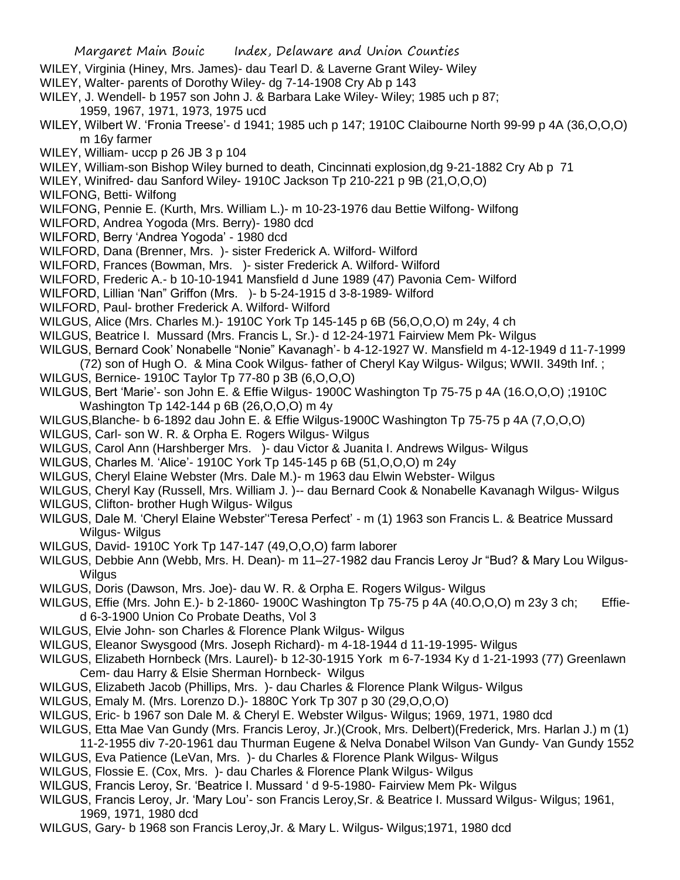WILEY, Virginia (Hiney, Mrs. James)- dau Tearl D. & Laverne Grant Wiley- Wiley
WILEY, Walter- parents of Dorothy Wiley- dg 7-14-1908 Cry Ab p 143
WILEY, J. Wendell- b 1957 son John J. & Barbara Lake Wiley- Wiley; 1985 uch p 87; 1959, 1967, 1971, 1973, 1975 ucd
WILEY, Wilbert W. 'Fronia Treese'- d 1941; 1985 uch p 147; 1910C Claibourne North 99-99 p 4A (36,O,O,O) m 16y farmer
WILEY, William- uccp p 26 JB 3 p 104
WILEY, William-son Bishop Wiley burned to death, Cincinnati explosion,dg 9-21-1882 Cry Ab p 71
WILEY, Winifred- dau Sanford Wiley- 1910C Jackson Tp 210-221 p 9B (21,O,O,O)
WILFONG, Betti- Wilfong
WILFONG, Pennie E. (Kurth, Mrs. William L.)- m 10-23-1976 dau Bettie Wilfong- Wilfong
WILFORD, Andrea Yogoda (Mrs. Berry)- 1980 dcd
WILFORD, Berry 'Andrea Yogoda' - 1980 dcd
WILFORD, Dana (Brenner, Mrs. )- sister Frederick A. Wilford- Wilford
WILFORD, Frances (Bowman, Mrs. )- sister Frederick A. Wilford- Wilford
WILFORD, Frederic A.- b 10-10-1941 Mansfield d June 1989 (47) Pavonia Cem- Wilford
WILFORD, Lillian 'Nan" Griffon (Mrs. )- b 5-24-1915 d 3-8-1989- Wilford
WILFORD, Paul- brother Frederick A. Wilford- Wilford
WILGUS, Alice (Mrs. Charles M.)- 1910C York Tp 145-145 p 6B (56,O,O,O) m 24y, 4 ch
WILGUS, Beatrice I. Mussard (Mrs. Francis L, Sr.)- d 12-24-1971 Fairview Mem Pk- Wilgus
WILGUS, Bernard Cook' Nonabelle "Nonie" Kavanagh'- b 4-12-1927 W. Mansfield m 4-12-1949 d 11-7-1999 (72) son of Hugh O. & Mina Cook Wilgus- father of Cheryl Kay Wilgus- Wilgus; WWII. 349th Inf. ;
WILGUS, Bernice- 1910C Taylor Tp 77-80 p 3B (6,O,O,O)
WILGUS, Bert 'Marie'- son John E. & Effie Wilgus- 1900C Washington Tp 75-75 p 4A (16.O,O,O) ;1910C Washington Tp 142-144 p 6B (26,O,O,O) m 4y
WILGUS,Blanche- b 6-1892 dau John E. & Effie Wilgus-1900C Washington Tp 75-75 p 4A (7,O,O,O)
WILGUS, Carl- son W. R. & Orpha E. Rogers Wilgus- Wilgus
WILGUS, Carol Ann (Harshberger Mrs. )- dau Victor & Juanita I. Andrews Wilgus- Wilgus
WILGUS, Charles M. 'Alice'- 1910C York Tp 145-145 p 6B (51,O,O,O) m 24y
WILGUS, Cheryl Elaine Webster (Mrs. Dale M.)- m 1963 dau Elwin Webster- Wilgus
WILGUS, Cheryl Kay (Russell, Mrs. William J. )-- dau Bernard Cook & Nonabelle Kavanagh Wilgus- Wilgus
WILGUS, Clifton- brother Hugh Wilgus- Wilgus
WILGUS, Dale M. 'Cheryl Elaine Webster''Teresa Perfect' - m (1) 1963 son Francis L. & Beatrice Mussard Wilgus- Wilgus
WILGUS, David- 1910C York Tp 147-147 (49,O,O,O) farm laborer
WILGUS, Debbie Ann (Webb, Mrs. H. Dean)- m 11–27-1982 dau Francis Leroy Jr "Bud? & Mary Lou Wilgus- Wilgus
WILGUS, Doris (Dawson, Mrs. Joe)- dau W. R. & Orpha E. Rogers Wilgus- Wilgus
WILGUS, Effie (Mrs. John E.)- b 2-1860- 1900C Washington Tp 75-75 p 4A (40.O,O,O) m 23y 3 ch; Effie- d 6-3-1900 Union Co Probate Deaths, Vol 3
WILGUS, Elvie John- son Charles & Florence Plank Wilgus- Wilgus
WILGUS, Eleanor Swysgood (Mrs. Joseph Richard)- m 4-18-1944 d 11-19-1995- Wilgus
WILGUS, Elizabeth Hornbeck (Mrs. Laurel)- b 12-30-1915 York m 6-7-1934 Ky d 1-21-1993 (77) Greenlawn Cem- dau Harry & Elsie Sherman Hornbeck- Wilgus
WILGUS, Elizabeth Jacob (Phillips, Mrs. )- dau Charles & Florence Plank Wilgus- Wilgus
WILGUS, Emaly M. (Mrs. Lorenzo D.)- 1880C York Tp 307 p 30 (29,O,O,O)
WILGUS, Eric- b 1967 son Dale M. & Cheryl E. Webster Wilgus- Wilgus; 1969, 1971, 1980 dcd
WILGUS, Etta Mae Van Gundy (Mrs. Francis Leroy, Jr.)(Crook, Mrs. Delbert)(Frederick, Mrs. Harlan J.) m (1) 11-2-1955 div 7-20-1961 dau Thurman Eugene & Nelva Donabel Wilson Van Gundy- Van Gundy 1552
WILGUS, Eva Patience (LeVan, Mrs. )- du Charles & Florence Plank Wilgus- Wilgus
WILGUS, Flossie E. (Cox, Mrs. )- dau Charles & Florence Plank Wilgus- Wilgus
WILGUS, Francis Leroy, Sr. 'Beatrice I. Mussard ' d 9-5-1980- Fairview Mem Pk- Wilgus
WILGUS, Francis Leroy, Jr. 'Mary Lou'- son Francis Leroy,Sr. & Beatrice I. Mussard Wilgus- Wilgus; 1961, 1969, 1971, 1980 dcd
WILGUS, Gary- b 1968 son Francis Leroy,Jr. & Mary L. Wilgus- Wilgus;1971, 1980 dcd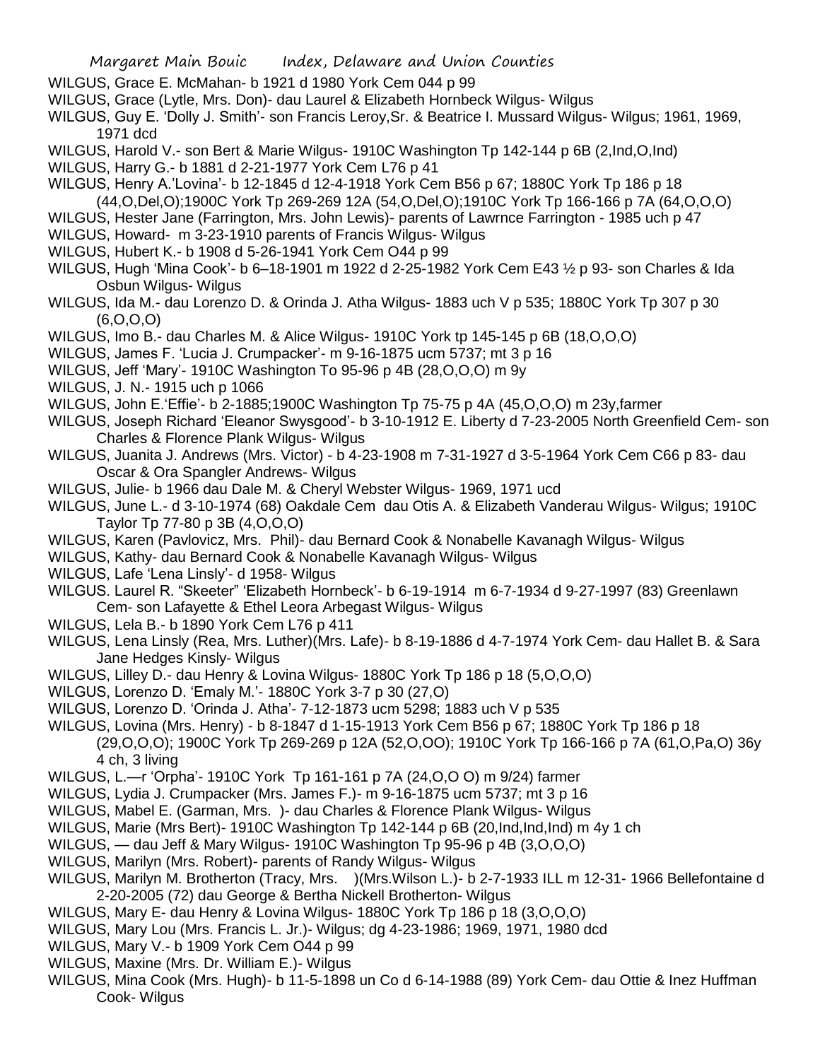WILGUS, Grace E. McMahan- b 1921 d 1980 York Cem 044 p 99

WILGUS, Grace (Lytle, Mrs. Don)- dau Laurel & Elizabeth Hornbeck Wilgus- Wilgus

WILGUS, Guy E. 'Dolly J. Smith'- son Francis Leroy,Sr. & Beatrice I. Mussard Wilgus- Wilgus; 1961, 1969, 1971 dcd

WILGUS, Harold V.- son Bert & Marie Wilgus- 1910C Washington Tp 142-144 p 6B (2,Ind,O,Ind)

WILGUS, Harry G.- b 1881 d 2-21-1977 York Cem L76 p 41

WILGUS, Henry A.'Lovina'- b 12-1845 d 12-4-1918 York Cem B56 p 67; 1880C York Tp 186 p 18 (44,O,Del,O);1900C York Tp 269-269 12A (54,O,Del,O);1910C York Tp 166-166 p 7A (64,O,O,O)

WILGUS, Hester Jane (Farrington, Mrs. John Lewis)- parents of Lawrnce Farrington - 1985 uch p 47

WILGUS, Howard- m 3-23-1910 parents of Francis Wilgus- Wilgus

WILGUS, Hubert K.- b 1908 d 5-26-1941 York Cem O44 p 99

WILGUS, Hugh 'Mina Cook'- b 6–18-1901 m 1922 d 2-25-1982 York Cem E43 ½ p 93- son Charles & Ida Osbun Wilgus- Wilgus

WILGUS, Ida M.- dau Lorenzo D. & Orinda J. Atha Wilgus- 1883 uch V p 535; 1880C York Tp 307 p 30 (6,O,O,O)

WILGUS, Imo B.- dau Charles M. & Alice Wilgus- 1910C York tp 145-145 p 6B (18,O,O,O)

WILGUS, James F. 'Lucia J. Crumpacker'- m 9-16-1875 ucm 5737; mt 3 p 16

WILGUS, Jeff 'Mary'- 1910C Washington To 95-96 p 4B (28,O,O,O) m 9y

WILGUS, J. N.- 1915 uch p 1066

WILGUS, John E.'Effie'- b 2-1885;1900C Washington Tp 75-75 p 4A (45,O,O,O) m 23y,farmer

WILGUS, Joseph Richard 'Eleanor Swysgood'- b 3-10-1912 E. Liberty d 7-23-2005 North Greenfield Cem- son Charles & Florence Plank Wilgus- Wilgus

WILGUS, Juanita J. Andrews (Mrs. Victor) - b 4-23-1908 m 7-31-1927 d 3-5-1964 York Cem C66 p 83- dau Oscar & Ora Spangler Andrews- Wilgus

WILGUS, Julie- b 1966 dau Dale M. & Cheryl Webster Wilgus- 1969, 1971 ucd

WILGUS, June L.- d 3-10-1974 (68) Oakdale Cem dau Otis A. & Elizabeth Vanderau Wilgus- Wilgus; 1910C Taylor Tp 77-80 p 3B (4,O,O,O)

WILGUS, Karen (Pavlovicz, Mrs. Phil)- dau Bernard Cook & Nonabelle Kavanagh Wilgus- Wilgus

WILGUS, Kathy- dau Bernard Cook & Nonabelle Kavanagh Wilgus- Wilgus

WILGUS, Lafe 'Lena Linsly'- d 1958- Wilgus

WILGUS. Laurel R. "Skeeter" 'Elizabeth Hornbeck'- b 6-19-1914 m 6-7-1934 d 9-27-1997 (83) Greenlawn Cem- son Lafayette & Ethel Leora Arbegast Wilgus- Wilgus

WILGUS, Lela B.- b 1890 York Cem L76 p 411

WILGUS, Lena Linsly (Rea, Mrs. Luther)(Mrs. Lafe)- b 8-19-1886 d 4-7-1974 York Cem- dau Hallet B. & Sara Jane Hedges Kinsly- Wilgus

WILGUS, Lilley D.- dau Henry & Lovina Wilgus- 1880C York Tp 186 p 18 (5,O,O,O)

WILGUS, Lorenzo D. 'Emaly M.'- 1880C York 3-7 p 30 (27,O)

WILGUS, Lorenzo D. 'Orinda J. Atha'- 7-12-1873 ucm 5298; 1883 uch V p 535

WILGUS, Lovina (Mrs. Henry) - b 8-1847 d 1-15-1913 York Cem B56 p 67; 1880C York Tp 186 p 18 (29,O,O,O); 1900C York Tp 269-269 p 12A (52,O,OO); 1910C York Tp 166-166 p 7A (61,O,Pa,O) 36y 4 ch, 3 living

WILGUS, L.—r 'Orpha'- 1910C York Tp 161-161 p 7A (24,O,O O) m 9/24) farmer

WILGUS, Lydia J. Crumpacker (Mrs. James F.)- m 9-16-1875 ucm 5737; mt 3 p 16

WILGUS, Mabel E. (Garman, Mrs. )- dau Charles & Florence Plank Wilgus- Wilgus

WILGUS, Marie (Mrs Bert)- 1910C Washington Tp 142-144 p 6B (20,Ind,Ind,Ind) m 4y 1 ch

WILGUS, — dau Jeff & Mary Wilgus- 1910C Washington Tp 95-96 p 4B (3,O,O,O)

WILGUS, Marilyn (Mrs. Robert)- parents of Randy Wilgus- Wilgus

WILGUS, Marilyn M. Brotherton (Tracy, Mrs. )(Mrs.Wilson L.)- b 2-7-1933 ILL m 12-31- 1966 Bellefontaine d 2-20-2005 (72) dau George & Bertha Nickell Brotherton- Wilgus

WILGUS, Mary E- dau Henry & Lovina Wilgus- 1880C York Tp 186 p 18 (3,O,O,O)

WILGUS, Mary Lou (Mrs. Francis L. Jr.)- Wilgus; dg 4-23-1986; 1969, 1971, 1980 dcd

WILGUS, Mary V.- b 1909 York Cem O44 p 99

WILGUS, Maxine (Mrs. Dr. William E.)- Wilgus

WILGUS, Mina Cook (Mrs. Hugh)- b 11-5-1898 un Co d 6-14-1988 (89) York Cem- dau Ottie & Inez Huffman Cook- Wilgus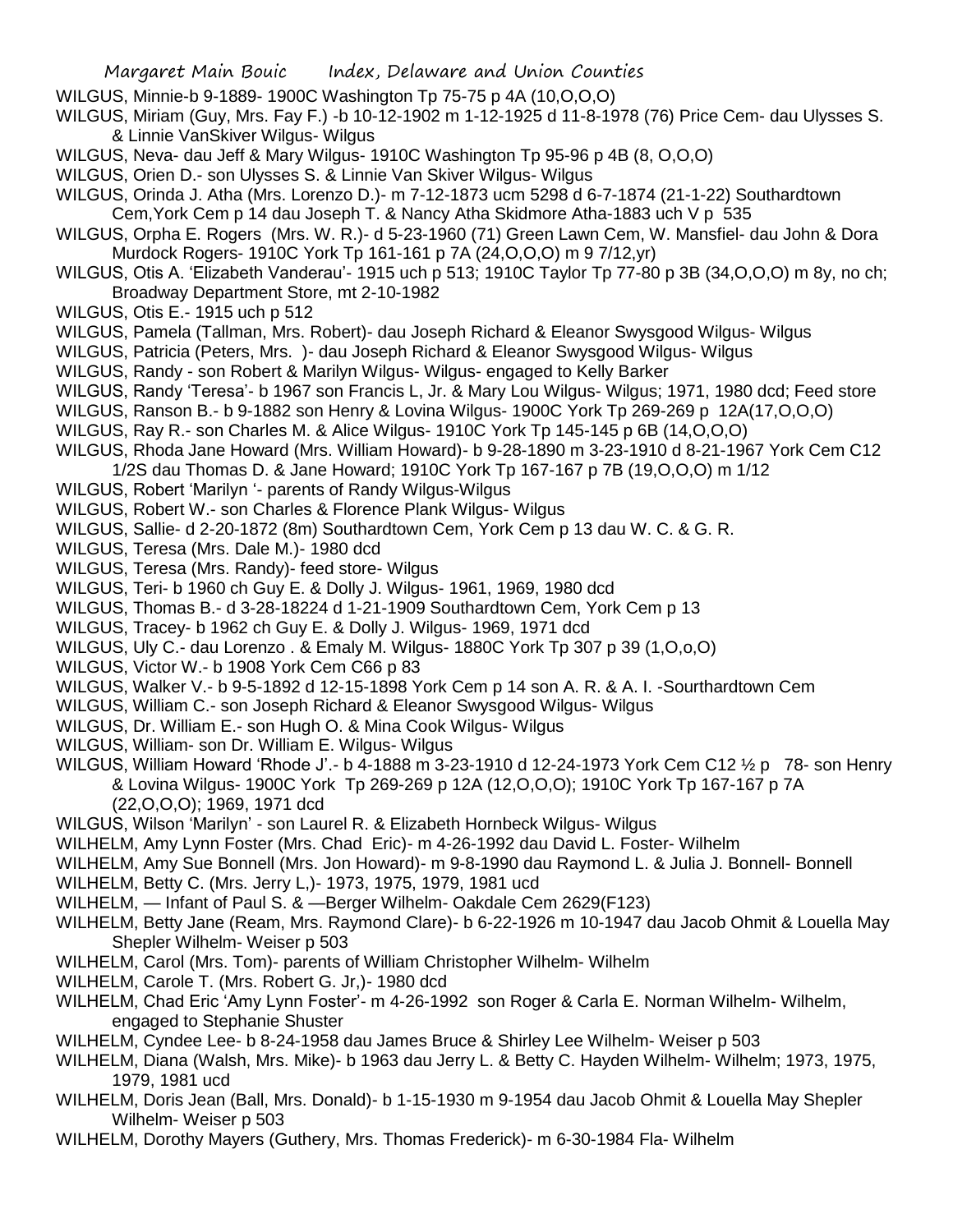WILGUS, Minnie-b 9-1889- 1900C Washington Tp 75-75 p 4A (10,O,O,O)

WILGUS, Miriam (Guy, Mrs. Fay F.) -b 10-12-1902 m 1-12-1925 d 11-8-1978 (76) Price Cem- dau Ulysses S. & Linnie VanSkiver Wilgus- Wilgus

WILGUS, Neva- dau Jeff & Mary Wilgus- 1910C Washington Tp 95-96 p 4B (8, O,O,O)

WILGUS, Orien D.- son Ulysses S. & Linnie Van Skiver Wilgus- Wilgus

WILGUS, Orinda J. Atha (Mrs. Lorenzo D.)- m 7-12-1873 ucm 5298 d 6-7-1874 (21-1-22) Southardtown Cem,York Cem p 14 dau Joseph T. & Nancy Atha Skidmore Atha-1883 uch V p 535

WILGUS, Orpha E. Rogers (Mrs. W. R.)- d 5-23-1960 (71) Green Lawn Cem, W. Mansfiel- dau John & Dora Murdock Rogers- 1910C York Tp 161-161 p 7A (24,O,O,O) m 9 7/12,yr)

WILGUS, Otis A. 'Elizabeth Vanderau'- 1915 uch p 513; 1910C Taylor Tp 77-80 p 3B (34,O,O,O) m 8y, no ch; Broadway Department Store, mt 2-10-1982

WILGUS, Otis E.- 1915 uch p 512

WILGUS, Pamela (Tallman, Mrs. Robert)- dau Joseph Richard & Eleanor Swysgood Wilgus- Wilgus

WILGUS, Patricia (Peters, Mrs. )- dau Joseph Richard & Eleanor Swysgood Wilgus- Wilgus

WILGUS, Randy - son Robert & Marilyn Wilgus- Wilgus- engaged to Kelly Barker

WILGUS, Randy 'Teresa'- b 1967 son Francis L, Jr. & Mary Lou Wilgus- Wilgus; 1971, 1980 dcd; Feed store

WILGUS, Ranson B.- b 9-1882 son Henry & Lovina Wilgus- 1900C York Tp 269-269 p 12A(17,O,O,O)

WILGUS, Ray R.- son Charles M. & Alice Wilgus- 1910C York Tp 145-145 p 6B (14,O,O,O)

WILGUS, Rhoda Jane Howard (Mrs. William Howard)- b 9-28-1890 m 3-23-1910 d 8-21-1967 York Cem C12 1/2S dau Thomas D. & Jane Howard; 1910C York Tp 167-167 p 7B (19,O,O,O) m 1/12

WILGUS, Robert 'Marilyn '- parents of Randy Wilgus-Wilgus

WILGUS, Robert W.- son Charles & Florence Plank Wilgus- Wilgus

WILGUS, Sallie- d 2-20-1872 (8m) Southardtown Cem, York Cem p 13 dau W. C. & G. R.

WILGUS, Teresa (Mrs. Dale M.)- 1980 dcd

WILGUS, Teresa (Mrs. Randy)- feed store- Wilgus

WILGUS, Teri- b 1960 ch Guy E. & Dolly J. Wilgus- 1961, 1969, 1980 dcd

WILGUS, Thomas B.- d 3-28-18224 d 1-21-1909 Southardtown Cem, York Cem p 13

WILGUS, Tracey- b 1962 ch Guy E. & Dolly J. Wilgus- 1969, 1971 dcd

WILGUS, Uly C.- dau Lorenzo . & Emaly M. Wilgus- 1880C York Tp 307 p 39 (1,O,o,O)

WILGUS, Victor W.- b 1908 York Cem C66 p 83

WILGUS, Walker V.- b 9-5-1892 d 12-15-1898 York Cem p 14 son A. R. & A. I. -Sourthardtown Cem

WILGUS, William C.- son Joseph Richard & Eleanor Swysgood Wilgus- Wilgus

WILGUS, Dr. William E.- son Hugh O. & Mina Cook Wilgus- Wilgus

WILGUS, William- son Dr. William E. Wilgus- Wilgus

WILGUS, William Howard 'Rhode J'.- b 4-1888 m 3-23-1910 d 12-24-1973 York Cem C12 ½ p 78- son Henry & Lovina Wilgus- 1900C York Tp 269-269 p 12A (12,O,O,O); 1910C York Tp 167-167 p 7A (22,O,O,O); 1969, 1971 dcd

WILGUS, Wilson 'Marilyn' - son Laurel R. & Elizabeth Hornbeck Wilgus- Wilgus

WILHELM, Amy Lynn Foster (Mrs. Chad Eric)- m 4-26-1992 dau David L. Foster- Wilhelm

WILHELM, Amy Sue Bonnell (Mrs. Jon Howard)- m 9-8-1990 dau Raymond L. & Julia J. Bonnell- Bonnell

WILHELM, Betty C. (Mrs. Jerry L,)- 1973, 1975, 1979, 1981 ucd

WILHELM, — Infant of Paul S. & —Berger Wilhelm- Oakdale Cem 2629(F123)

WILHELM, Betty Jane (Ream, Mrs. Raymond Clare)- b 6-22-1926 m 10-1947 dau Jacob Ohmit & Louella May Shepler Wilhelm- Weiser p 503

WILHELM, Carol (Mrs. Tom)- parents of William Christopher Wilhelm- Wilhelm

WILHELM, Carole T. (Mrs. Robert G. Jr,)- 1980 dcd

WILHELM, Chad Eric 'Amy Lynn Foster'- m 4-26-1992 son Roger & Carla E. Norman Wilhelm- Wilhelm, engaged to Stephanie Shuster

WILHELM, Cyndee Lee- b 8-24-1958 dau James Bruce & Shirley Lee Wilhelm- Weiser p 503

WILHELM, Diana (Walsh, Mrs. Mike)- b 1963 dau Jerry L. & Betty C. Hayden Wilhelm- Wilhelm; 1973, 1975, 1979, 1981 ucd

WILHELM, Doris Jean (Ball, Mrs. Donald)- b 1-15-1930 m 9-1954 dau Jacob Ohmit & Louella May Shepler Wilhelm- Weiser p 503

WILHELM, Dorothy Mayers (Guthery, Mrs. Thomas Frederick)- m 6-30-1984 Fla- Wilhelm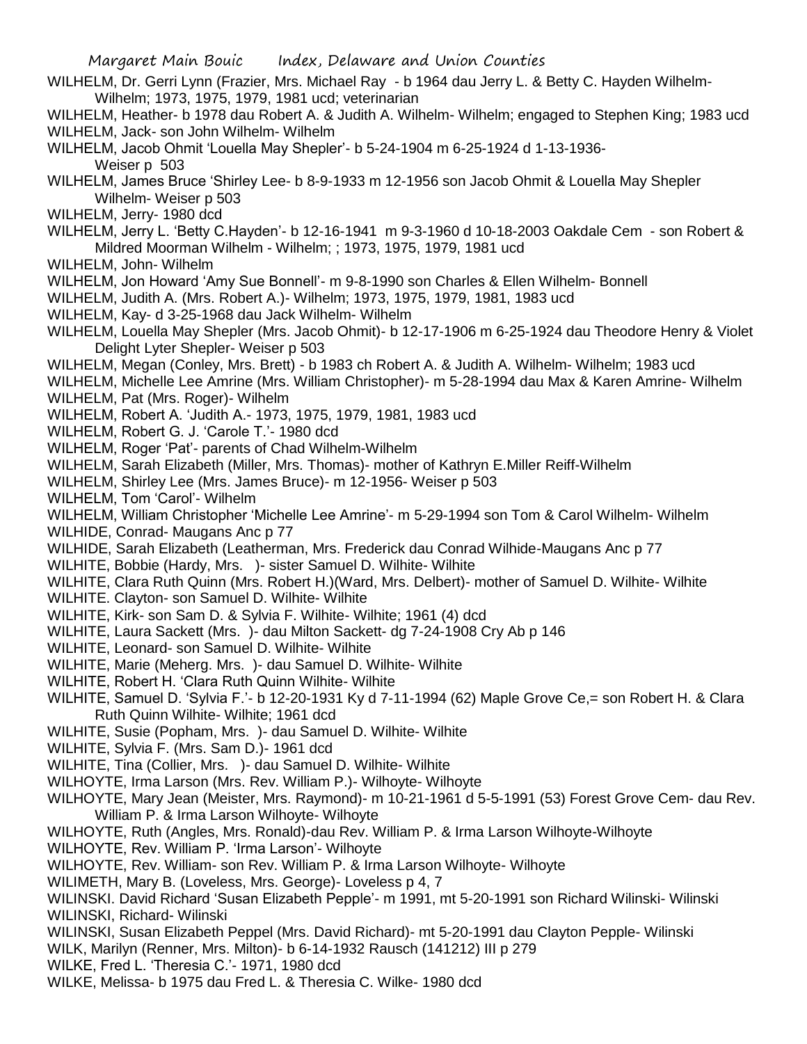WILHELM, Dr. Gerri Lynn (Frazier, Mrs. Michael Ray - b 1964 dau Jerry L. & Betty C. Hayden Wilhelm- Wilhelm; 1973, 1975, 1979, 1981 ucd; veterinarian

WILHELM, Heather- b 1978 dau Robert A. & Judith A. Wilhelm- Wilhelm; engaged to Stephen King; 1983 ucd

WILHELM, Jack- son John Wilhelm- Wilhelm

WILHELM, Jacob Ohmit 'Louella May Shepler'- b 5-24-1904 m 6-25-1924 d 1-13-1936- Weiser p 503

WILHELM, James Bruce 'Shirley Lee- b 8-9-1933 m 12-1956 son Jacob Ohmit & Louella May Shepler Wilhelm- Weiser p 503

WILHELM, Jerry- 1980 dcd

WILHELM, Jerry L. 'Betty C.Hayden'- b 12-16-1941 m 9-3-1960 d 10-18-2003 Oakdale Cem - son Robert & Mildred Moorman Wilhelm - Wilhelm; ; 1973, 1975, 1979, 1981 ucd

WILHELM, John- Wilhelm

WILHELM, Jon Howard 'Amy Sue Bonnell'- m 9-8-1990 son Charles & Ellen Wilhelm- Bonnell

WILHELM, Judith A. (Mrs. Robert A.)- Wilhelm; 1973, 1975, 1979, 1981, 1983 ucd

WILHELM, Kay- d 3-25-1968 dau Jack Wilhelm- Wilhelm

WILHELM, Louella May Shepler (Mrs. Jacob Ohmit)- b 12-17-1906 m 6-25-1924 dau Theodore Henry & Violet Delight Lyter Shepler- Weiser p 503

WILHELM, Megan (Conley, Mrs. Brett) - b 1983 ch Robert A. & Judith A. Wilhelm- Wilhelm; 1983 ucd

WILHELM, Michelle Lee Amrine (Mrs. William Christopher)- m 5-28-1994 dau Max & Karen Amrine- Wilhelm

WILHELM, Pat (Mrs. Roger)- Wilhelm

WILHELM, Robert A. 'Judith A.- 1973, 1975, 1979, 1981, 1983 ucd

WILHELM, Robert G. J. 'Carole T.'- 1980 dcd

WILHELM, Roger 'Pat'- parents of Chad Wilhelm-Wilhelm

WILHELM, Sarah Elizabeth (Miller, Mrs. Thomas)- mother of Kathryn E.Miller Reiff-Wilhelm

WILHELM, Shirley Lee (Mrs. James Bruce)- m 12-1956- Weiser p 503

WILHELM, Tom 'Carol'- Wilhelm

WILHELM, William Christopher 'Michelle Lee Amrine'- m 5-29-1994 son Tom & Carol Wilhelm- Wilhelm

WILHIDE, Conrad- Maugans Anc p 77

WILHIDE, Sarah Elizabeth (Leatherman, Mrs. Frederick dau Conrad Wilhide-Maugans Anc p 77

WILHITE, Bobbie (Hardy, Mrs. )- sister Samuel D. Wilhite- Wilhite

WILHITE, Clara Ruth Quinn (Mrs. Robert H.)(Ward, Mrs. Delbert)- mother of Samuel D. Wilhite- Wilhite

WILHITE. Clayton- son Samuel D. Wilhite- Wilhite

WILHITE, Kirk- son Sam D. & Sylvia F. Wilhite- Wilhite; 1961 (4) dcd

WILHITE, Laura Sackett (Mrs. )- dau Milton Sackett- dg 7-24-1908 Cry Ab p 146

WILHITE, Leonard- son Samuel D. Wilhite- Wilhite

WILHITE, Marie (Meherg. Mrs. )- dau Samuel D. Wilhite- Wilhite

WILHITE, Robert H. 'Clara Ruth Quinn Wilhite- Wilhite

WILHITE, Samuel D. 'Sylvia F.'- b 12-20-1931 Ky d 7-11-1994 (62) Maple Grove Ce,= son Robert H. & Clara Ruth Quinn Wilhite- Wilhite; 1961 dcd

WILHITE, Susie (Popham, Mrs. )- dau Samuel D. Wilhite- Wilhite

WILHITE, Sylvia F. (Mrs. Sam D.)- 1961 dcd

WILHITE, Tina (Collier, Mrs. )- dau Samuel D. Wilhite- Wilhite

WILHOYTE, Irma Larson (Mrs. Rev. William P.)- Wilhoyte- Wilhoyte

WILHOYTE, Mary Jean (Meister, Mrs. Raymond)- m 10-21-1961 d 5-5-1991 (53) Forest Grove Cem- dau Rev. William P. & Irma Larson Wilhoyte- Wilhoyte

WILHOYTE, Ruth (Angles, Mrs. Ronald)-dau Rev. William P. & Irma Larson Wilhoyte-Wilhoyte

WILHOYTE, Rev. William P. 'Irma Larson'- Wilhoyte

WILHOYTE, Rev. William- son Rev. William P. & Irma Larson Wilhoyte- Wilhoyte

WILIMETH, Mary B. (Loveless, Mrs. George)- Loveless p 4, 7

WILINSKI. David Richard 'Susan Elizabeth Pepple'- m 1991, mt 5-20-1991 son Richard Wilinski- Wilinski

WILINSKI, Richard- Wilinski

WILINSKI, Susan Elizabeth Peppel (Mrs. David Richard)- mt 5-20-1991 dau Clayton Pepple- Wilinski

WILK, Marilyn (Renner, Mrs. Milton)- b 6-14-1932 Rausch (141212) III p 279

WILKE, Fred L. 'Theresia C.'- 1971, 1980 dcd

WILKE, Melissa- b 1975 dau Fred L. & Theresia C. Wilke- 1980 dcd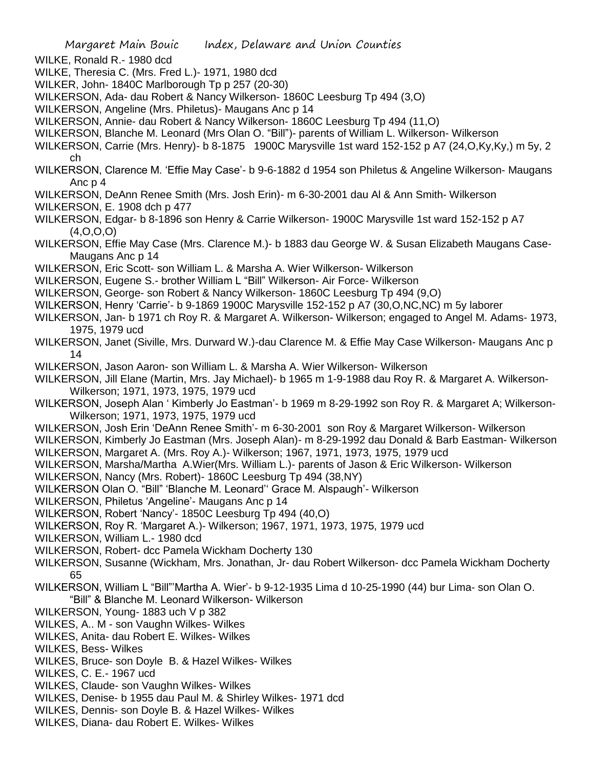WILKE, Ronald R.- 1980 dcd
WILKE, Theresia C. (Mrs. Fred L.)- 1971, 1980 dcd
WILKER, John- 1840C Marlborough Tp p 257 (20-30)
WILKERSON, Ada- dau Robert & Nancy Wilkerson- 1860C Leesburg Tp 494 (3,O)
WILKERSON, Angeline (Mrs. Philetus)- Maugans Anc p 14
WILKERSON, Annie- dau Robert & Nancy Wilkerson- 1860C Leesburg Tp 494 (11,O)
WILKERSON, Blanche M. Leonard (Mrs Olan O. "Bill")- parents of William L. Wilkerson- Wilkerson
WILKERSON, Carrie (Mrs. Henry)- b 8-1875 1900C Marysville 1st ward 152-152 p A7 (24,O,Ky,Ky,) m 5y, 2 ch
WILKERSON, Clarence M. 'Effie May Case'- b 9-6-1882 d 1954 son Philetus & Angeline Wilkerson- Maugans Anc p 4
WILKERSON, DeAnn Renee Smith (Mrs. Josh Erin)- m 6-30-2001 dau Al & Ann Smith- Wilkerson
WILKERSON, E. 1908 dch p 477
WILKERSON, Edgar- b 8-1896 son Henry & Carrie Wilkerson- 1900C Marysville 1st ward 152-152 p A7 (4,O,O,O)
WILKERSON, Effie May Case (Mrs. Clarence M.)- b 1883 dau George W. & Susan Elizabeth Maugans Case- Maugans Anc p 14
WILKERSON, Eric Scott- son William L. & Marsha A. Wier Wilkerson- Wilkerson
WILKERSON, Eugene S.- brother William L "Bill" Wilkerson- Air Force- Wilkerson
WILKERSON, George- son Robert & Nancy Wilkerson- 1860C Leesburg Tp 494 (9,O)
WILKERSON, Henry 'Carrie'- b 9-1869 1900C Marysville 152-152 p A7 (30,O,NC,NC) m 5y laborer
WILKERSON, Jan- b 1971 ch Roy R. & Margaret A. Wilkerson- Wilkerson; engaged to Angel M. Adams- 1973, 1975, 1979 ucd
WILKERSON, Janet (Siville, Mrs. Durward W.)-dau Clarence M. & Effie May Case Wilkerson- Maugans Anc p 14
WILKERSON, Jason Aaron- son William L. & Marsha A. Wier Wilkerson- Wilkerson
WILKERSON, Jill Elane (Martin, Mrs. Jay Michael)- b 1965 m 1-9-1988 dau Roy R. & Margaret A. Wilkerson- Wilkerson; 1971, 1973, 1975, 1979 ucd
WILKERSON, Joseph Alan ' Kimberly Jo Eastman'- b 1969 m 8-29-1992 son Roy R. & Margaret A; Wilkerson- Wilkerson; 1971, 1973, 1975, 1979 ucd
WILKERSON, Josh Erin 'DeAnn Renee Smith'- m 6-30-2001 son Roy & Margaret Wilkerson- Wilkerson
WILKERSON, Kimberly Jo Eastman (Mrs. Joseph Alan)- m 8-29-1992 dau Donald & Barb Eastman- Wilkerson
WILKERSON, Margaret A. (Mrs. Roy A.)- Wilkerson; 1967, 1971, 1973, 1975, 1979 ucd
WILKERSON, Marsha/Martha A.Wier(Mrs. William L.)- parents of Jason & Eric Wilkerson- Wilkerson
WILKERSON, Nancy (Mrs. Robert)- 1860C Leesburg Tp 494 (38,NY)
WILKERSON Olan O. "Bill" 'Blanche M. Leonard'' Grace M. Alspaugh'- Wilkerson
WILKERSON, Philetus 'Angeline'- Maugans Anc p 14
WILKERSON, Robert 'Nancy'- 1850C Leesburg Tp 494 (40,O)
WILKERSON, Roy R. 'Margaret A.)- Wilkerson; 1967, 1971, 1973, 1975, 1979 ucd
WILKERSON, William L.- 1980 dcd
WILKERSON, Robert- dcc Pamela Wickham Docherty 130
WILKERSON, Susanne (Wickham, Mrs. Jonathan, Jr- dau Robert Wilkerson- dcc Pamela Wickham Docherty 65
WILKERSON, William L "Bill"'Martha A. Wier'- b 9-12-1935 Lima d 10-25-1990 (44) bur Lima- son Olan O. "Bill" & Blanche M. Leonard Wilkerson- Wilkerson
WILKERSON, Young- 1883 uch V p 382
WILKES, A.. M - son Vaughn Wilkes- Wilkes
WILKES, Anita- dau Robert E. Wilkes- Wilkes
WILKES, Bess- Wilkes
WILKES, Bruce- son Doyle B. & Hazel Wilkes- Wilkes
WILKES, C. E.- 1967 ucd
WILKES, Claude- son Vaughn Wilkes- Wilkes
WILKES, Denise- b 1955 dau Paul M. & Shirley Wilkes- 1971 dcd
WILKES, Dennis- son Doyle B. & Hazel Wilkes- Wilkes
WILKES, Diana- dau Robert E. Wilkes- Wilkes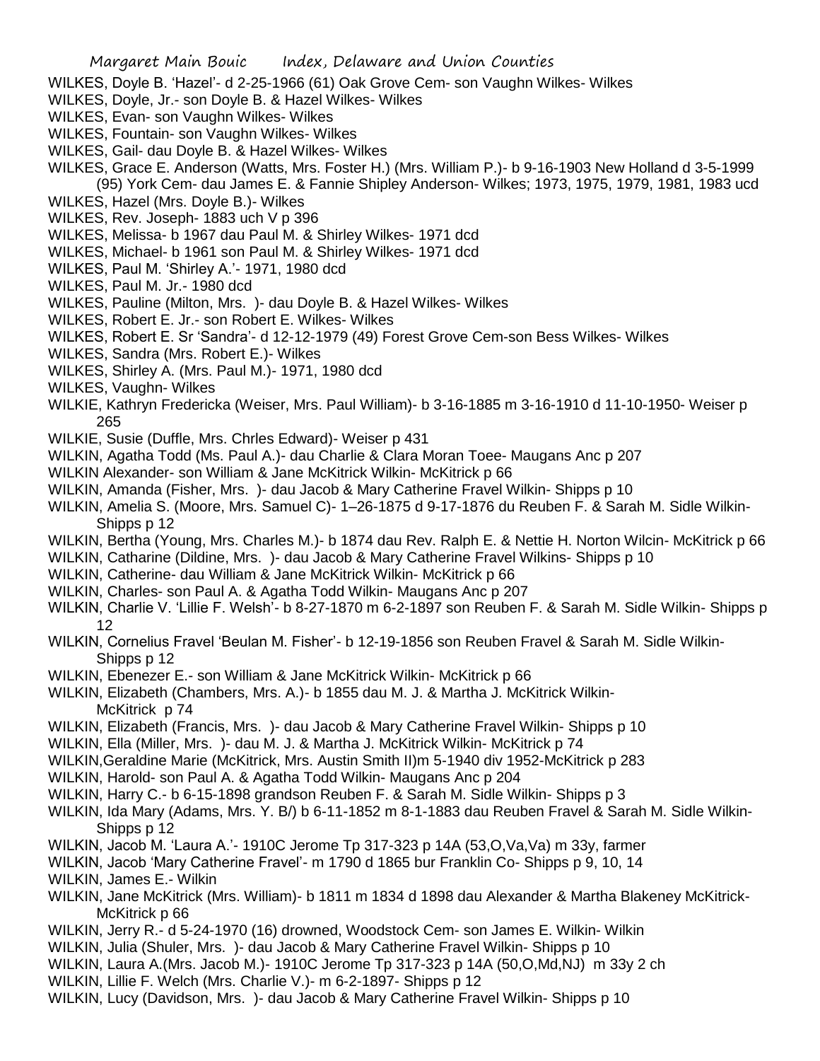WILKES, Doyle B. 'Hazel'- d 2-25-1966 (61) Oak Grove Cem- son Vaughn Wilkes- Wilkes

WILKES, Doyle, Jr.- son Doyle B. & Hazel Wilkes- Wilkes

WILKES, Evan- son Vaughn Wilkes- Wilkes

WILKES, Fountain- son Vaughn Wilkes- Wilkes

WILKES, Gail- dau Doyle B. & Hazel Wilkes- Wilkes

WILKES, Grace E. Anderson (Watts, Mrs. Foster H.) (Mrs. William P.)- b 9-16-1903 New Holland d 3-5-1999 (95) York Cem- dau James E. & Fannie Shipley Anderson- Wilkes; 1973, 1975, 1979, 1981, 1983 ucd

WILKES, Hazel (Mrs. Doyle B.)- Wilkes

WILKES, Rev. Joseph- 1883 uch V p 396

WILKES, Melissa- b 1967 dau Paul M. & Shirley Wilkes- 1971 dcd

WILKES, Michael- b 1961 son Paul M. & Shirley Wilkes- 1971 dcd

WILKES, Paul M. 'Shirley A.'- 1971, 1980 dcd

WILKES, Paul M. Jr.- 1980 dcd

WILKES, Pauline (Milton, Mrs. )- dau Doyle B. & Hazel Wilkes- Wilkes

WILKES, Robert E. Jr.- son Robert E. Wilkes- Wilkes

WILKES, Robert E. Sr 'Sandra'- d 12-12-1979 (49) Forest Grove Cem-son Bess Wilkes- Wilkes

WILKES, Sandra (Mrs. Robert E.)- Wilkes

WILKES, Shirley A. (Mrs. Paul M.)- 1971, 1980 dcd

WILKES, Vaughn- Wilkes

WILKIE, Kathryn Fredericka (Weiser, Mrs. Paul William)- b 3-16-1885 m 3-16-1910 d 11-10-1950- Weiser p 265

WILKIE, Susie (Duffle, Mrs. Chrles Edward)- Weiser p 431

WILKIN, Agatha Todd (Ms. Paul A.)- dau Charlie & Clara Moran Toee- Maugans Anc p 207

WILKIN Alexander- son William & Jane McKitrick Wilkin- McKitrick p 66

WILKIN, Amanda (Fisher, Mrs. )- dau Jacob & Mary Catherine Fravel Wilkin- Shipps p 10

WILKIN, Amelia S. (Moore, Mrs. Samuel C)- 1–26-1875 d 9-17-1876 du Reuben F. & Sarah M. Sidle Wilkin- Shipps p 12

WILKIN, Bertha (Young, Mrs. Charles M.)- b 1874 dau Rev. Ralph E. & Nettie H. Norton Wilcin- McKitrick p 66

WILKIN, Catharine (Dildine, Mrs. )- dau Jacob & Mary Catherine Fravel Wilkins- Shipps p 10

WILKIN, Catherine- dau William & Jane McKitrick Wilkin- McKitrick p 66

WILKIN, Charles- son Paul A. & Agatha Todd Wilkin- Maugans Anc p 207

WILKIN, Charlie V. 'Lillie F. Welsh'- b 8-27-1870 m 6-2-1897 son Reuben F. & Sarah M. Sidle Wilkin- Shipps p 12

WILKIN, Cornelius Fravel 'Beulan M. Fisher'- b 12-19-1856 son Reuben Fravel & Sarah M. Sidle Wilkin- Shipps p 12

WILKIN, Ebenezer E.- son William & Jane McKitrick Wilkin- McKitrick p 66

WILKIN, Elizabeth (Chambers, Mrs. A.)- b 1855 dau M. J. & Martha J. McKitrick Wilkin- McKitrick p 74

WILKIN, Elizabeth (Francis, Mrs. )- dau Jacob & Mary Catherine Fravel Wilkin- Shipps p 10

WILKIN, Ella (Miller, Mrs. )- dau M. J. & Martha J. McKitrick Wilkin- McKitrick p 74

WILKIN,Geraldine Marie (McKitrick, Mrs. Austin Smith II)m 5-1940 div 1952-McKitrick p 283

WILKIN, Harold- son Paul A. & Agatha Todd Wilkin- Maugans Anc p 204

WILKIN, Harry C.- b 6-15-1898 grandson Reuben F. & Sarah M. Sidle Wilkin- Shipps p 3

WILKIN, Ida Mary (Adams, Mrs. Y. B/) b 6-11-1852 m 8-1-1883 dau Reuben Fravel & Sarah M. Sidle Wilkin- Shipps p 12

WILKIN, Jacob M. 'Laura A.'- 1910C Jerome Tp 317-323 p 14A (53,O,Va,Va) m 33y, farmer

WILKIN, Jacob 'Mary Catherine Fravel'- m 1790 d 1865 bur Franklin Co- Shipps p 9, 10, 14

WILKIN, James E.- Wilkin

WILKIN, Jane McKitrick (Mrs. William)- b 1811 m 1834 d 1898 dau Alexander & Martha Blakeney McKitrick- McKitrick p 66

WILKIN, Jerry R.- d 5-24-1970 (16) drowned, Woodstock Cem- son James E. Wilkin- Wilkin

WILKIN, Julia (Shuler, Mrs. )- dau Jacob & Mary Catherine Fravel Wilkin- Shipps p 10

WILKIN, Laura A.(Mrs. Jacob M.)- 1910C Jerome Tp 317-323 p 14A (50,O,Md,NJ) m 33y 2 ch

WILKIN, Lillie F. Welch (Mrs. Charlie V.)- m 6-2-1897- Shipps p 12

WILKIN, Lucy (Davidson, Mrs. )- dau Jacob & Mary Catherine Fravel Wilkin- Shipps p 10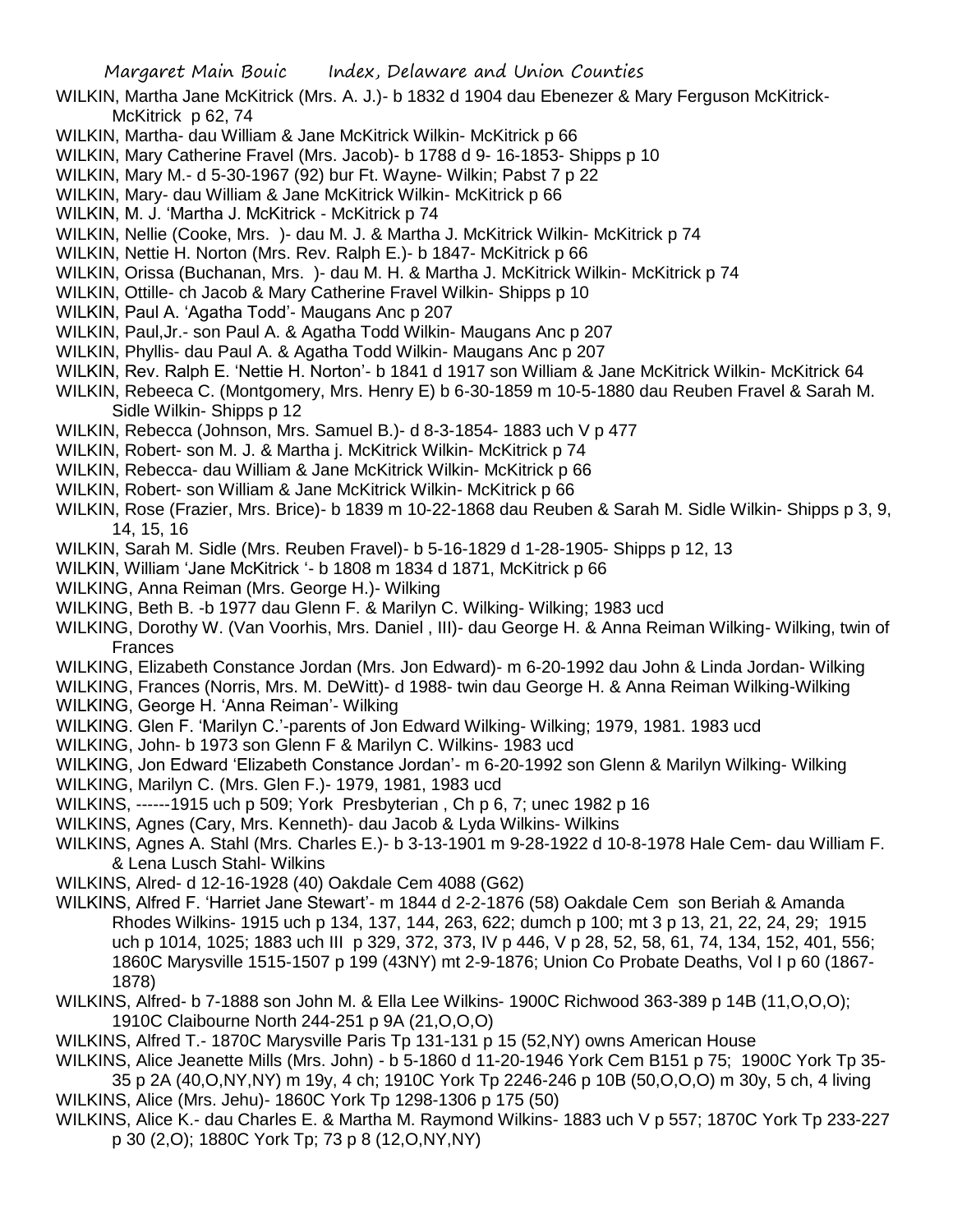WILKIN, Martha Jane McKitrick (Mrs. A. J.)- b 1832 d 1904 dau Ebenezer & Mary Ferguson McKitrick- McKitrick p 62, 74

WILKIN, Martha- dau William & Jane McKitrick Wilkin- McKitrick p 66

WILKIN, Mary Catherine Fravel (Mrs. Jacob)- b 1788 d 9- 16-1853- Shipps p 10

WILKIN, Mary M.- d 5-30-1967 (92) bur Ft. Wayne- Wilkin; Pabst 7 p 22

WILKIN, Mary- dau William & Jane McKitrick Wilkin- McKitrick p 66

WILKIN, M. J. 'Martha J. McKitrick - McKitrick p 74

WILKIN, Nellie (Cooke, Mrs. )- dau M. J. & Martha J. McKitrick Wilkin- McKitrick p 74

WILKIN, Nettie H. Norton (Mrs. Rev. Ralph E.)- b 1847- McKitrick p 66

WILKIN, Orissa (Buchanan, Mrs. )- dau M. H. & Martha J. McKitrick Wilkin- McKitrick p 74

WILKIN, Ottille- ch Jacob & Mary Catherine Fravel Wilkin- Shipps p 10

WILKIN, Paul A. 'Agatha Todd'- Maugans Anc p 207

WILKIN, Paul,Jr.- son Paul A. & Agatha Todd Wilkin- Maugans Anc p 207

WILKIN, Phyllis- dau Paul A. & Agatha Todd Wilkin- Maugans Anc p 207

WILKIN, Rev. Ralph E. 'Nettie H. Norton'- b 1841 d 1917 son William & Jane McKitrick Wilkin- McKitrick 64

WILKIN, Rebeeca C. (Montgomery, Mrs. Henry E) b 6-30-1859 m 10-5-1880 dau Reuben Fravel & Sarah M. Sidle Wilkin- Shipps p 12

WILKIN, Rebecca (Johnson, Mrs. Samuel B.)- d 8-3-1854- 1883 uch V p 477

WILKIN, Robert- son M. J. & Martha j. McKitrick Wilkin- McKitrick p 74

WILKIN, Rebecca- dau William & Jane McKitrick Wilkin- McKitrick p 66

WILKIN, Robert- son William & Jane McKitrick Wilkin- McKitrick p 66

WILKIN, Rose (Frazier, Mrs. Brice)- b 1839 m 10-22-1868 dau Reuben & Sarah M. Sidle Wilkin- Shipps p 3, 9, 14, 15, 16

WILKIN, Sarah M. Sidle (Mrs. Reuben Fravel)- b 5-16-1829 d 1-28-1905- Shipps p 12, 13

WILKIN, William 'Jane McKitrick '- b 1808 m 1834 d 1871, McKitrick p 66

WILKING, Anna Reiman (Mrs. George H.)- Wilking

WILKING, Beth B. -b 1977 dau Glenn F. & Marilyn C. Wilking- Wilking; 1983 ucd

WILKING, Dorothy W. (Van Voorhis, Mrs. Daniel , III)- dau George H. & Anna Reiman Wilking- Wilking, twin of Frances

WILKING, Elizabeth Constance Jordan (Mrs. Jon Edward)- m 6-20-1992 dau John & Linda Jordan- Wilking

WILKING, Frances (Norris, Mrs. M. DeWitt)- d 1988- twin dau George H. & Anna Reiman Wilking-Wilking

WILKING, George H. 'Anna Reiman'- Wilking

WILKING. Glen F. 'Marilyn C.'-parents of Jon Edward Wilking- Wilking; 1979, 1981. 1983 ucd

WILKING, John- b 1973 son Glenn F & Marilyn C. Wilkins- 1983 ucd

WILKING, Jon Edward 'Elizabeth Constance Jordan'- m 6-20-1992 son Glenn & Marilyn Wilking- Wilking

WILKING, Marilyn C. (Mrs. Glen F.)- 1979, 1981, 1983 ucd

WILKINS, ------1915 uch p 509; York Presbyterian , Ch p 6, 7; unec 1982 p 16

WILKINS, Agnes (Cary, Mrs. Kenneth)- dau Jacob & Lyda Wilkins- Wilkins

WILKINS, Agnes A. Stahl (Mrs. Charles E.)- b 3-13-1901 m 9-28-1922 d 10-8-1978 Hale Cem- dau William F. & Lena Lusch Stahl- Wilkins

WILKINS, Alred- d 12-16-1928 (40) Oakdale Cem 4088 (G62)

WILKINS, Alfred F. 'Harriet Jane Stewart'- m 1844 d 2-2-1876 (58) Oakdale Cem son Beriah & Amanda Rhodes Wilkins- 1915 uch p 134, 137, 144, 263, 622; dumch p 100; mt 3 p 13, 21, 22, 24, 29; 1915 uch p 1014, 1025; 1883 uch III p 329, 372, 373, IV p 446, V p 28, 52, 58, 61, 74, 134, 152, 401, 556; 1860C Marysville 1515-1507 p 199 (43NY) mt 2-9-1876; Union Co Probate Deaths, Vol I p 60 (1867-1878)

WILKINS, Alfred- b 7-1888 son John M. & Ella Lee Wilkins- 1900C Richwood 363-389 p 14B (11,O,O,O); 1910C Claibourne North 244-251 p 9A (21,O,O,O)

WILKINS, Alfred T.- 1870C Marysville Paris Tp 131-131 p 15 (52,NY) owns American House

WILKINS, Alice Jeanette Mills (Mrs. John) - b 5-1860 d 11-20-1946 York Cem B151 p 75; 1900C York Tp 35-35 p 2A (40,O,NY,NY) m 19y, 4 ch; 1910C York Tp 2246-246 p 10B (50,O,O,O) m 30y, 5 ch, 4 living

WILKINS, Alice (Mrs. Jehu)- 1860C York Tp 1298-1306 p 175 (50)

WILKINS, Alice K.- dau Charles E. & Martha M. Raymond Wilkins- 1883 uch V p 557; 1870C York Tp 233-227 p 30 (2,O); 1880C York Tp; 73 p 8 (12,O,NY,NY)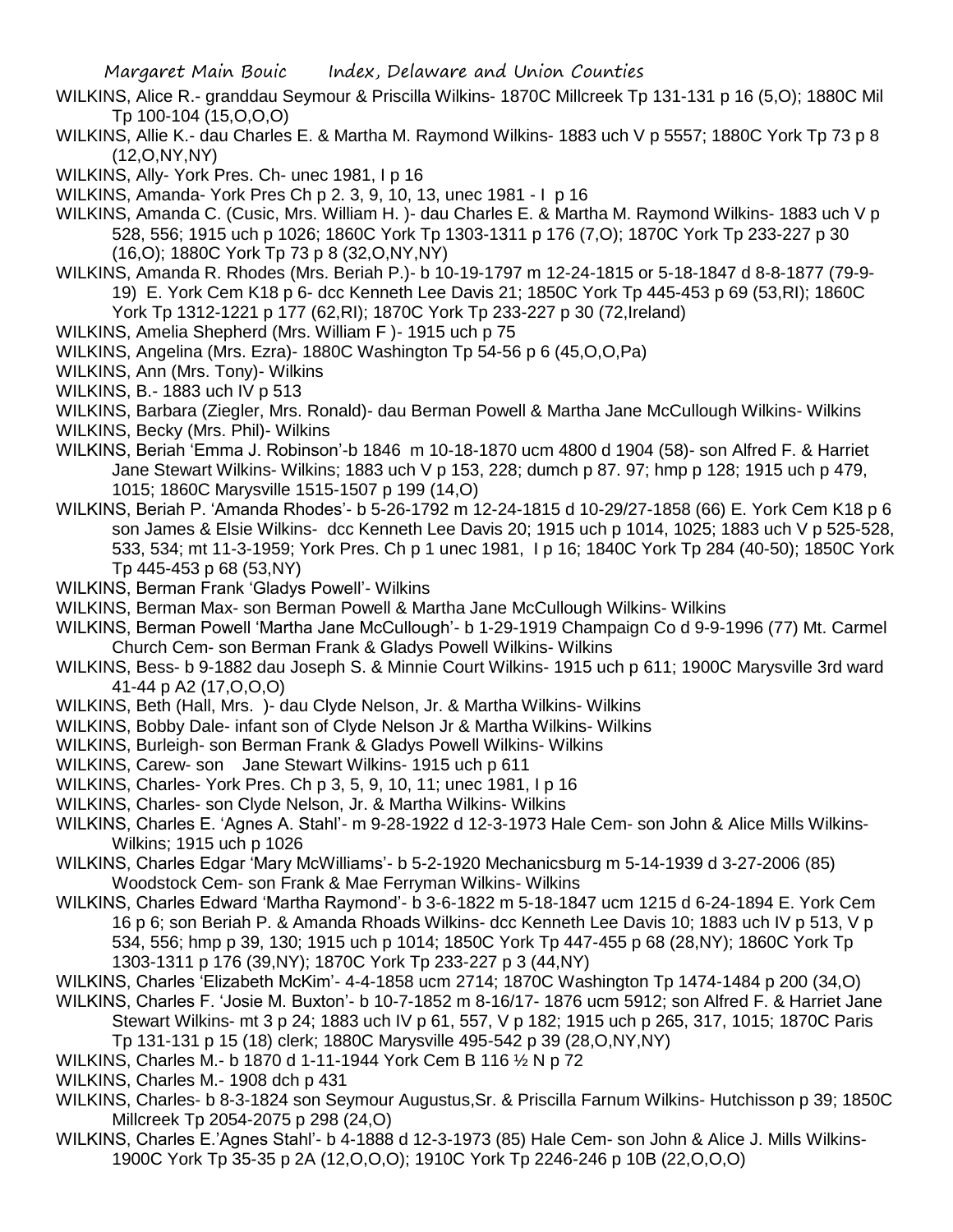WILKINS, Alice R.- granddau Seymour & Priscilla Wilkins- 1870C Millcreek Tp 131-131 p 16 (5,O); 1880C Mil Tp 100-104 (15,O,O,O)

WILKINS, Allie K.- dau Charles E. & Martha M. Raymond Wilkins- 1883 uch V p 5557; 1880C York Tp 73 p 8 (12,O,NY,NY)

WILKINS, Ally- York Pres. Ch- unec 1981, I p 16

WILKINS, Amanda- York Pres Ch p 2. 3, 9, 10, 13, unec 1981 - I p 16

WILKINS, Amanda C. (Cusic, Mrs. William H. )- dau Charles E. & Martha M. Raymond Wilkins- 1883 uch V p 528, 556; 1915 uch p 1026; 1860C York Tp 1303-1311 p 176 (7,O); 1870C York Tp 233-227 p 30 (16,O); 1880C York Tp 73 p 8 (32,O,NY,NY)

WILKINS, Amanda R. Rhodes (Mrs. Beriah P.)- b 10-19-1797 m 12-24-1815 or 5-18-1847 d 8-8-1877 (79-9-19) E. York Cem K18 p 6- dcc Kenneth Lee Davis 21; 1850C York Tp 445-453 p 69 (53,RI); 1860C York Tp 1312-1221 p 177 (62,RI); 1870C York Tp 233-227 p 30 (72,Ireland)

WILKINS, Amelia Shepherd (Mrs. William F )- 1915 uch p 75

WILKINS, Angelina (Mrs. Ezra)- 1880C Washington Tp 54-56 p 6 (45,O,O,Pa)

WILKINS, Ann (Mrs. Tony)- Wilkins

WILKINS, B.- 1883 uch IV p 513

WILKINS, Barbara (Ziegler, Mrs. Ronald)- dau Berman Powell & Martha Jane McCullough Wilkins- Wilkins

WILKINS, Becky (Mrs. Phil)- Wilkins

WILKINS, Beriah 'Emma J. Robinson'-b 1846 m 10-18-1870 ucm 4800 d 1904 (58)- son Alfred F. & Harriet Jane Stewart Wilkins- Wilkins; 1883 uch V p 153, 228; dumch p 87. 97; hmp p 128; 1915 uch p 479, 1015; 1860C Marysville 1515-1507 p 199 (14,O)

WILKINS, Beriah P. 'Amanda Rhodes'- b 5-26-1792 m 12-24-1815 d 10-29/27-1858 (66) E. York Cem K18 p 6 son James & Elsie Wilkins- dcc Kenneth Lee Davis 20; 1915 uch p 1014, 1025; 1883 uch V p 525-528, 533, 534; mt 11-3-1959; York Pres. Ch p 1 unec 1981, I p 16; 1840C York Tp 284 (40-50); 1850C York Tp 445-453 p 68 (53,NY)

WILKINS, Berman Frank 'Gladys Powell'- Wilkins

WILKINS, Berman Max- son Berman Powell & Martha Jane McCullough Wilkins- Wilkins

WILKINS, Berman Powell 'Martha Jane McCullough'- b 1-29-1919 Champaign Co d 9-9-1996 (77) Mt. Carmel Church Cem- son Berman Frank & Gladys Powell Wilkins- Wilkins

WILKINS, Bess- b 9-1882 dau Joseph S. & Minnie Court Wilkins- 1915 uch p 611; 1900C Marysville 3rd ward 41-44 p A2 (17,O,O,O)

WILKINS, Beth (Hall, Mrs. )- dau Clyde Nelson, Jr. & Martha Wilkins- Wilkins

WILKINS, Bobby Dale- infant son of Clyde Nelson Jr & Martha Wilkins- Wilkins

WILKINS, Burleigh- son Berman Frank & Gladys Powell Wilkins- Wilkins

WILKINS, Carew- son Jane Stewart Wilkins- 1915 uch p 611

WILKINS, Charles- York Pres. Ch p 3, 5, 9, 10, 11; unec 1981, I p 16

WILKINS, Charles- son Clyde Nelson, Jr. & Martha Wilkins- Wilkins

WILKINS, Charles E. 'Agnes A. Stahl'- m 9-28-1922 d 12-3-1973 Hale Cem- son John & Alice Mills Wilkins- Wilkins; 1915 uch p 1026

WILKINS, Charles Edgar 'Mary McWilliams'- b 5-2-1920 Mechanicsburg m 5-14-1939 d 3-27-2006 (85) Woodstock Cem- son Frank & Mae Ferryman Wilkins- Wilkins

WILKINS, Charles Edward 'Martha Raymond'- b 3-6-1822 m 5-18-1847 ucm 1215 d 6-24-1894 E. York Cem 16 p 6; son Beriah P. & Amanda Rhoads Wilkins- dcc Kenneth Lee Davis 10; 1883 uch IV p 513, V p 534, 556; hmp p 39, 130; 1915 uch p 1014; 1850C York Tp 447-455 p 68 (28,NY); 1860C York Tp 1303-1311 p 176 (39,NY); 1870C York Tp 233-227 p 3 (44,NY)

WILKINS, Charles 'Elizabeth McKim'- 4-4-1858 ucm 2714; 1870C Washington Tp 1474-1484 p 200 (34,O)

WILKINS, Charles F. 'Josie M. Buxton'- b 10-7-1852 m 8-16/17- 1876 ucm 5912; son Alfred F. & Harriet Jane Stewart Wilkins- mt 3 p 24; 1883 uch IV p 61, 557, V p 182; 1915 uch p 265, 317, 1015; 1870C Paris Tp 131-131 p 15 (18) clerk; 1880C Marysville 495-542 p 39 (28,O,NY,NY)

WILKINS, Charles M.- b 1870 d 1-11-1944 York Cem B 116 ½ N p 72

WILKINS, Charles M.- 1908 dch p 431

WILKINS, Charles- b 8-3-1824 son Seymour Augustus,Sr. & Priscilla Farnum Wilkins- Hutchisson p 39; 1850C Millcreek Tp 2054-2075 p 298 (24,O)

WILKINS, Charles E.'Agnes Stahl'- b 4-1888 d 12-3-1973 (85) Hale Cem- son John & Alice J. Mills Wilkins- 1900C York Tp 35-35 p 2A (12,O,O,O); 1910C York Tp 2246-246 p 10B (22,O,O,O)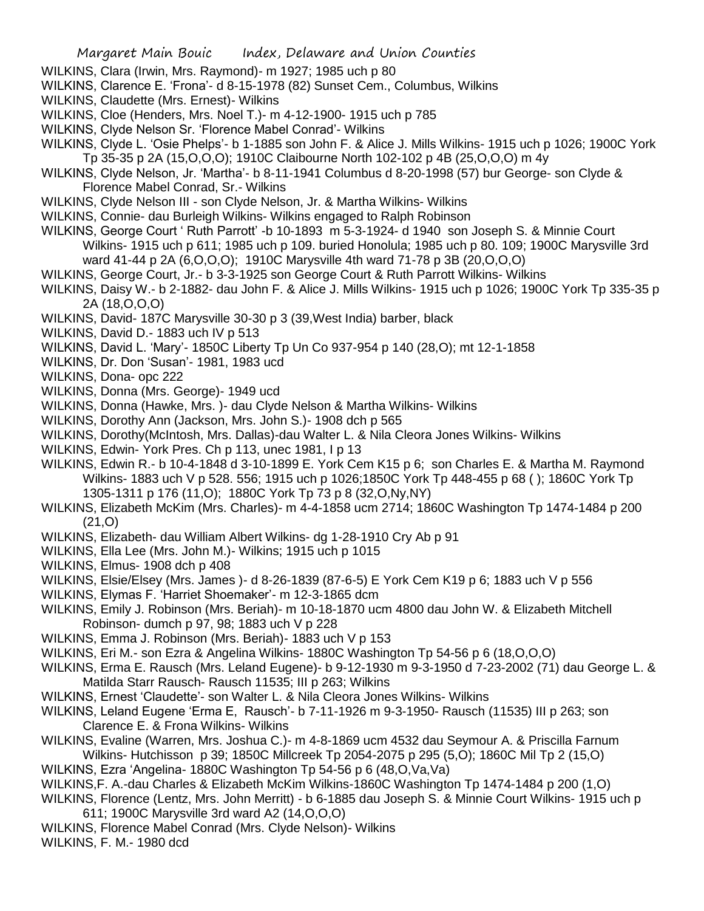WILKINS, Clara (Irwin, Mrs. Raymond)- m 1927; 1985 uch p 80

WILKINS, Clarence E. 'Frona'- d 8-15-1978 (82) Sunset Cem., Columbus, Wilkins

WILKINS, Claudette (Mrs. Ernest)- Wilkins

WILKINS, Cloe (Henders, Mrs. Noel T.)- m 4-12-1900- 1915 uch p 785

WILKINS, Clyde Nelson Sr. 'Florence Mabel Conrad'- Wilkins

WILKINS, Clyde L. 'Osie Phelps'- b 1-1885 son John F. & Alice J. Mills Wilkins- 1915 uch p 1026; 1900C York Tp 35-35 p 2A (15,O,O,O); 1910C Claibourne North 102-102 p 4B (25,O,O,O) m 4y

WILKINS, Clyde Nelson, Jr. 'Martha'- b 8-11-1941 Columbus d 8-20-1998 (57) bur George- son Clyde & Florence Mabel Conrad, Sr.- Wilkins

WILKINS, Clyde Nelson III - son Clyde Nelson, Jr. & Martha Wilkins- Wilkins

WILKINS, Connie- dau Burleigh Wilkins- Wilkins engaged to Ralph Robinson

WILKINS, George Court ' Ruth Parrott' -b 10-1893 m 5-3-1924- d 1940 son Joseph S. & Minnie Court Wilkins- 1915 uch p 611; 1985 uch p 109. buried Honolula; 1985 uch p 80. 109; 1900C Marysville 3rd ward 41-44 p 2A (6,O,O,O); 1910C Marysville 4th ward 71-78 p 3B (20,O,O,O)

WILKINS, George Court, Jr.- b 3-3-1925 son George Court & Ruth Parrott Wilkins- Wilkins

WILKINS, Daisy W.- b 2-1882- dau John F. & Alice J. Mills Wilkins- 1915 uch p 1026; 1900C York Tp 335-35 p 2A (18,O,O,O)

WILKINS, David- 187C Marysville 30-30 p 3 (39,West India) barber, black

WILKINS, David D.- 1883 uch IV p 513

WILKINS, David L. 'Mary'- 1850C Liberty Tp Un Co 937-954 p 140 (28,O); mt 12-1-1858

WILKINS, Dr. Don 'Susan'- 1981, 1983 ucd

WILKINS, Dona- opc 222

WILKINS, Donna (Mrs. George)- 1949 ucd

WILKINS, Donna (Hawke, Mrs. )- dau Clyde Nelson & Martha Wilkins- Wilkins

WILKINS, Dorothy Ann (Jackson, Mrs. John S.)- 1908 dch p 565

WILKINS, Dorothy(McIntosh, Mrs. Dallas)-dau Walter L. & Nila Cleora Jones Wilkins- Wilkins

WILKINS, Edwin- York Pres. Ch p 113, unec 1981, I p 13

WILKINS, Edwin R.- b 10-4-1848 d 3-10-1899 E. York Cem K15 p 6; son Charles E. & Martha M. Raymond Wilkins- 1883 uch V p 528. 556; 1915 uch p 1026;1850C York Tp 448-455 p 68 ( ); 1860C York Tp 1305-1311 p 176 (11,O); 1880C York Tp 73 p 8 (32,O,Ny,NY)

WILKINS, Elizabeth McKim (Mrs. Charles)- m 4-4-1858 ucm 2714; 1860C Washington Tp 1474-1484 p 200 (21,O)

WILKINS, Elizabeth- dau William Albert Wilkins- dg 1-28-1910 Cry Ab p 91

WILKINS, Ella Lee (Mrs. John M.)- Wilkins; 1915 uch p 1015

WILKINS, Elmus- 1908 dch p 408

WILKINS, Elsie/Elsey (Mrs. James )- d 8-26-1839 (87-6-5) E York Cem K19 p 6; 1883 uch V p 556

WILKINS, Elymas F. 'Harriet Shoemaker'- m 12-3-1865 dcm

WILKINS, Emily J. Robinson (Mrs. Beriah)- m 10-18-1870 ucm 4800 dau John W. & Elizabeth Mitchell Robinson- dumch p 97, 98; 1883 uch V p 228

WILKINS, Emma J. Robinson (Mrs. Beriah)- 1883 uch V p 153

WILKINS, Eri M.- son Ezra & Angelina Wilkins- 1880C Washington Tp 54-56 p 6 (18,O,O,O)

WILKINS, Erma E. Rausch (Mrs. Leland Eugene)- b 9-12-1930 m 9-3-1950 d 7-23-2002 (71) dau George L. & Matilda Starr Rausch- Rausch 11535; III p 263; Wilkins

WILKINS, Ernest 'Claudette'- son Walter L. & Nila Cleora Jones Wilkins- Wilkins

WILKINS, Leland Eugene 'Erma E, Rausch'- b 7-11-1926 m 9-3-1950- Rausch (11535) III p 263; son Clarence E. & Frona Wilkins- Wilkins

WILKINS, Evaline (Warren, Mrs. Joshua C.)- m 4-8-1869 ucm 4532 dau Seymour A. & Priscilla Farnum Wilkins- Hutchisson p 39; 1850C Millcreek Tp 2054-2075 p 295 (5,O); 1860C Mil Tp 2 (15,O)

WILKINS, Ezra 'Angelina- 1880C Washington Tp 54-56 p 6 (48,O,Va,Va)

WILKINS,F. A.-dau Charles & Elizabeth McKim Wilkins-1860C Washington Tp 1474-1484 p 200 (1,O)

WILKINS, Florence (Lentz, Mrs. John Merritt) - b 6-1885 dau Joseph S. & Minnie Court Wilkins- 1915 uch p 611; 1900C Marysville 3rd ward A2 (14,O,O,O)

WILKINS, Florence Mabel Conrad (Mrs. Clyde Nelson)- Wilkins

WILKINS, F. M.- 1980 dcd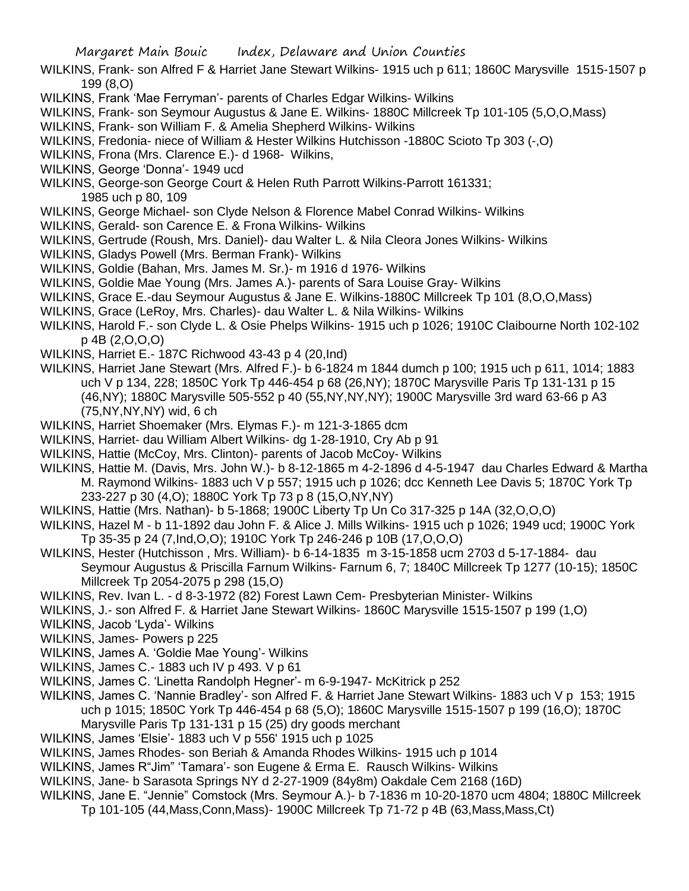WILKINS, Frank- son Alfred F & Harriet Jane Stewart Wilkins- 1915 uch p 611; 1860C Marysville 1515-1507 p 199 (8,O)

WILKINS, Frank 'Mae Ferryman'- parents of Charles Edgar Wilkins- Wilkins

WILKINS, Frank- son Seymour Augustus & Jane E. Wilkins- 1880C Millcreek Tp 101-105 (5,O,O,Mass)

WILKINS, Frank- son William F. & Amelia Shepherd Wilkins- Wilkins

WILKINS, Fredonia- niece of William & Hester Wilkins Hutchisson -1880C Scioto Tp 303 (-,O)

WILKINS, Frona (Mrs. Clarence E.)- d 1968- Wilkins,

WILKINS, George 'Donna'- 1949 ucd

WILKINS, George-son George Court & Helen Ruth Parrott Wilkins-Parrott 161331; 1985 uch p 80, 109

WILKINS, George Michael- son Clyde Nelson & Florence Mabel Conrad Wilkins- Wilkins

WILKINS, Gerald- son Carence E. & Frona Wilkins- Wilkins

WILKINS, Gertrude (Roush, Mrs. Daniel)- dau Walter L. & Nila Cleora Jones Wilkins- Wilkins

WILKINS, Gladys Powell (Mrs. Berman Frank)- Wilkins

WILKINS, Goldie (Bahan, Mrs. James M. Sr.)- m 1916 d 1976- Wilkins

WILKINS, Goldie Mae Young (Mrs. James A.)- parents of Sara Louise Gray- Wilkins

WILKINS, Grace E.-dau Seymour Augustus & Jane E. Wilkins-1880C Millcreek Tp 101 (8,O,O,Mass)

WILKINS, Grace (LeRoy, Mrs. Charles)- dau Walter L. & Nila Wilkins- Wilkins

WILKINS, Harold F.- son Clyde L. & Osie Phelps Wilkins- 1915 uch p 1026; 1910C Claibourne North 102-102 p 4B (2,O,O,O)

WILKINS, Harriet E.- 187C Richwood 43-43 p 4 (20,Ind)

WILKINS, Harriet Jane Stewart (Mrs. Alfred F.)- b 6-1824 m 1844 dumch p 100; 1915 uch p 611, 1014; 1883 uch V p 134, 228; 1850C York Tp 446-454 p 68 (26,NY); 1870C Marysville Paris Tp 131-131 p 15 (46,NY); 1880C Marysville 505-552 p 40 (55,NY,NY,NY); 1900C Marysville 3rd ward 63-66 p A3 (75,NY,NY,NY) wid, 6 ch

WILKINS, Harriet Shoemaker (Mrs. Elymas F.)- m 121-3-1865 dcm

WILKINS, Harriet- dau William Albert Wilkins- dg 1-28-1910, Cry Ab p 91

WILKINS, Hattie (McCoy, Mrs. Clinton)- parents of Jacob McCoy- Wilkins

WILKINS, Hattie M. (Davis, Mrs. John W.)- b 8-12-1865 m 4-2-1896 d 4-5-1947 dau Charles Edward & Martha M. Raymond Wilkins- 1883 uch V p 557; 1915 uch p 1026; dcc Kenneth Lee Davis 5; 1870C York Tp 233-227 p 30 (4,O); 1880C York Tp 73 p 8 (15,O,NY,NY)

WILKINS, Hattie (Mrs. Nathan)- b 5-1868; 1900C Liberty Tp Un Co 317-325 p 14A (32,O,O,O)

WILKINS, Hazel M - b 11-1892 dau John F. & Alice J. Mills Wilkins- 1915 uch p 1026; 1949 ucd; 1900C York Tp 35-35 p 24 (7,Ind,O,O); 1910C York Tp 246-246 p 10B (17,O,O,O)

WILKINS, Hester (Hutchisson , Mrs. William)- b 6-14-1835 m 3-15-1858 ucm 2703 d 5-17-1884- dau Seymour Augustus & Priscilla Farnum Wilkins- Farnum 6, 7; 1840C Millcreek Tp 1277 (10-15); 1850C Millcreek Tp 2054-2075 p 298 (15,O)

WILKINS, Rev. Ivan L. - d 8-3-1972 (82) Forest Lawn Cem- Presbyterian Minister- Wilkins

WILKINS, J.- son Alfred F. & Harriet Jane Stewart Wilkins- 1860C Marysville 1515-1507 p 199 (1,O)

WILKINS, Jacob 'Lyda'- Wilkins

WILKINS, James- Powers p 225

WILKINS, James A. 'Goldie Mae Young'- Wilkins

WILKINS, James C.- 1883 uch IV p 493. V p 61

WILKINS, James C. 'Linetta Randolph Hegner'- m 6-9-1947- McKitrick p 252

WILKINS, James C. 'Nannie Bradley'- son Alfred F. & Harriet Jane Stewart Wilkins- 1883 uch V p 153; 1915 uch p 1015; 1850C York Tp 446-454 p 68 (5,O); 1860C Marysville 1515-1507 p 199 (16,O); 1870C Marysville Paris Tp 131-131 p 15 (25) dry goods merchant

WILKINS, James 'Elsie'- 1883 uch V p 556' 1915 uch p 1025

WILKINS, James Rhodes- son Beriah & Amanda Rhodes Wilkins- 1915 uch p 1014

WILKINS, James R"Jim" 'Tamara'- son Eugene & Erma E. Rausch Wilkins- Wilkins

WILKINS, Jane- b Sarasota Springs NY d 2-27-1909 (84y8m) Oakdale Cem 2168 (16D)

WILKINS, Jane E. "Jennie" Comstock (Mrs. Seymour A.)- b 7-1836 m 10-20-1870 ucm 4804; 1880C Millcreek Tp 101-105 (44,Mass,Conn,Mass)- 1900C Millcreek Tp 71-72 p 4B (63,Mass,Mass,Ct)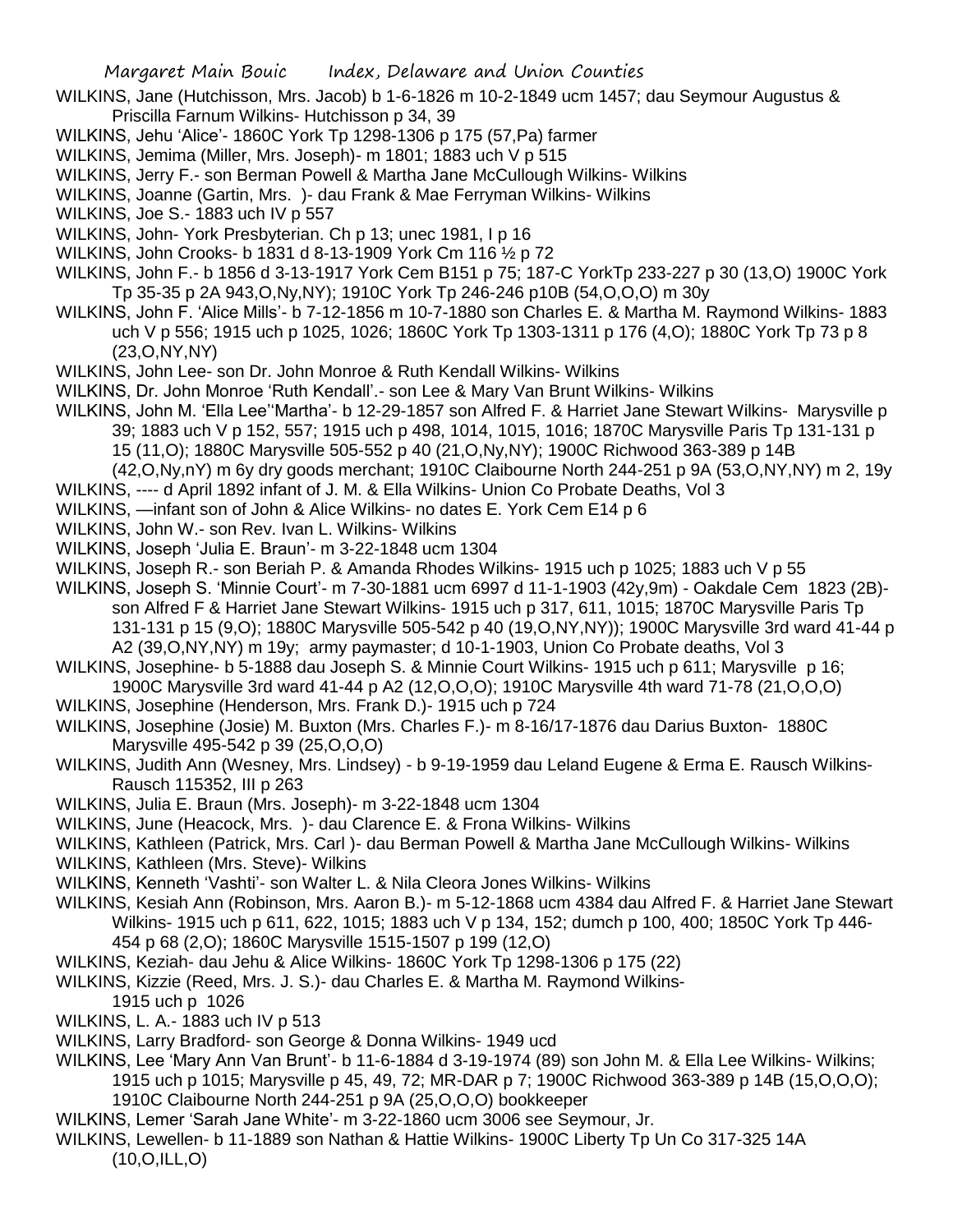WILKINS, Jane (Hutchisson, Mrs. Jacob) b 1-6-1826 m 10-2-1849 ucm 1457; dau Seymour Augustus & Priscilla Farnum Wilkins- Hutchisson p 34, 39

WILKINS, Jehu 'Alice'- 1860C York Tp 1298-1306 p 175 (57,Pa) farmer

WILKINS, Jemima (Miller, Mrs. Joseph)- m 1801; 1883 uch V p 515

WILKINS, Jerry F.- son Berman Powell & Martha Jane McCullough Wilkins- Wilkins

WILKINS, Joanne (Gartin, Mrs. )- dau Frank & Mae Ferryman Wilkins- Wilkins

WILKINS, Joe S.- 1883 uch IV p 557

WILKINS, John- York Presbyterian. Ch p 13; unec 1981, I p 16

WILKINS, John Crooks- b 1831 d 8-13-1909 York Cm 116 ½ p 72

WILKINS, John F.- b 1856 d 3-13-1917 York Cem B151 p 75; 187-C YorkTp 233-227 p 30 (13,O) 1900C York Tp 35-35 p 2A 943,O,Ny,NY); 1910C York Tp 246-246 p10B (54,O,O,O) m 30y

WILKINS, John F. 'Alice Mills'- b 7-12-1856 m 10-7-1880 son Charles E. & Martha M. Raymond Wilkins- 1883 uch V p 556; 1915 uch p 1025, 1026; 1860C York Tp 1303-1311 p 176 (4,O); 1880C York Tp 73 p 8 (23,O,NY,NY)

WILKINS, John Lee- son Dr. John Monroe & Ruth Kendall Wilkins- Wilkins

WILKINS, Dr. John Monroe 'Ruth Kendall'.- son Lee & Mary Van Brunt Wilkins- Wilkins

WILKINS, John M. 'Ella Lee''Martha'- b 12-29-1857 son Alfred F. & Harriet Jane Stewart Wilkins- Marysville p 39; 1883 uch V p 152, 557; 1915 uch p 498, 1014, 1015, 1016; 1870C Marysville Paris Tp 131-131 p 15 (11,O); 1880C Marysville 505-552 p 40 (21,O,Ny,NY); 1900C Richwood 363-389 p 14B (42,O,Ny,nY) m 6y dry goods merchant; 1910C Claibourne North 244-251 p 9A (53,O,NY,NY) m 2, 19y

WILKINS, ---- d April 1892 infant of J. M. & Ella Wilkins- Union Co Probate Deaths, Vol 3

WILKINS, —infant son of John & Alice Wilkins- no dates E. York Cem E14 p 6

WILKINS, John W.- son Rev. Ivan L. Wilkins- Wilkins

WILKINS, Joseph 'Julia E. Braun'- m 3-22-1848 ucm 1304

WILKINS, Joseph R.- son Beriah P. & Amanda Rhodes Wilkins- 1915 uch p 1025; 1883 uch V p 55

WILKINS, Joseph S. 'Minnie Court'- m 7-30-1881 ucm 6997 d 11-1-1903 (42y,9m) - Oakdale Cem 1823 (2B)- son Alfred F & Harriet Jane Stewart Wilkins- 1915 uch p 317, 611, 1015; 1870C Marysville Paris Tp 131-131 p 15 (9,O); 1880C Marysville 505-542 p 40 (19,O,NY,NY)); 1900C Marysville 3rd ward 41-44 p A2 (39,O,NY,NY) m 19y; army paymaster; d 10-1-1903, Union Co Probate deaths, Vol 3

WILKINS, Josephine- b 5-1888 dau Joseph S. & Minnie Court Wilkins- 1915 uch p 611; Marysville p 16; 1900C Marysville 3rd ward 41-44 p A2 (12,O,O,O); 1910C Marysville 4th ward 71-78 (21,O,O,O)

WILKINS, Josephine (Henderson, Mrs. Frank D.)- 1915 uch p 724

WILKINS, Josephine (Josie) M. Buxton (Mrs. Charles F.)- m 8-16/17-1876 dau Darius Buxton- 1880C Marysville 495-542 p 39 (25,O,O,O)

WILKINS, Judith Ann (Wesney, Mrs. Lindsey) - b 9-19-1959 dau Leland Eugene & Erma E. Rausch Wilkins- Rausch 115352, III p 263

WILKINS, Julia E. Braun (Mrs. Joseph)- m 3-22-1848 ucm 1304

WILKINS, June (Heacock, Mrs. )- dau Clarence E. & Frona Wilkins- Wilkins

WILKINS, Kathleen (Patrick, Mrs. Carl )- dau Berman Powell & Martha Jane McCullough Wilkins- Wilkins

WILKINS, Kathleen (Mrs. Steve)- Wilkins

WILKINS, Kenneth 'Vashti'- son Walter L. & Nila Cleora Jones Wilkins- Wilkins

WILKINS, Kesiah Ann (Robinson, Mrs. Aaron B.)- m 5-12-1868 ucm 4384 dau Alfred F. & Harriet Jane Stewart Wilkins- 1915 uch p 611, 622, 1015; 1883 uch V p 134, 152; dumch p 100, 400; 1850C York Tp 446-454 p 68 (2,O); 1860C Marysville 1515-1507 p 199 (12,O)

WILKINS, Keziah- dau Jehu & Alice Wilkins- 1860C York Tp 1298-1306 p 175 (22)

WILKINS, Kizzie (Reed, Mrs. J. S.)- dau Charles E. & Martha M. Raymond Wilkins- 1915 uch p 1026

WILKINS, L. A.- 1883 uch IV p 513

WILKINS, Larry Bradford- son George & Donna Wilkins- 1949 ucd

WILKINS, Lee 'Mary Ann Van Brunt'- b 11-6-1884 d 3-19-1974 (89) son John M. & Ella Lee Wilkins- Wilkins; 1915 uch p 1015; Marysville p 45, 49, 72; MR-DAR p 7; 1900C Richwood 363-389 p 14B (15,O,O,O); 1910C Claibourne North 244-251 p 9A (25,O,O,O) bookkeeper

WILKINS, Lemer 'Sarah Jane White'- m 3-22-1860 ucm 3006 see Seymour, Jr.

WILKINS, Lewellen- b 11-1889 son Nathan & Hattie Wilkins- 1900C Liberty Tp Un Co 317-325 14A (10,O,ILL,O)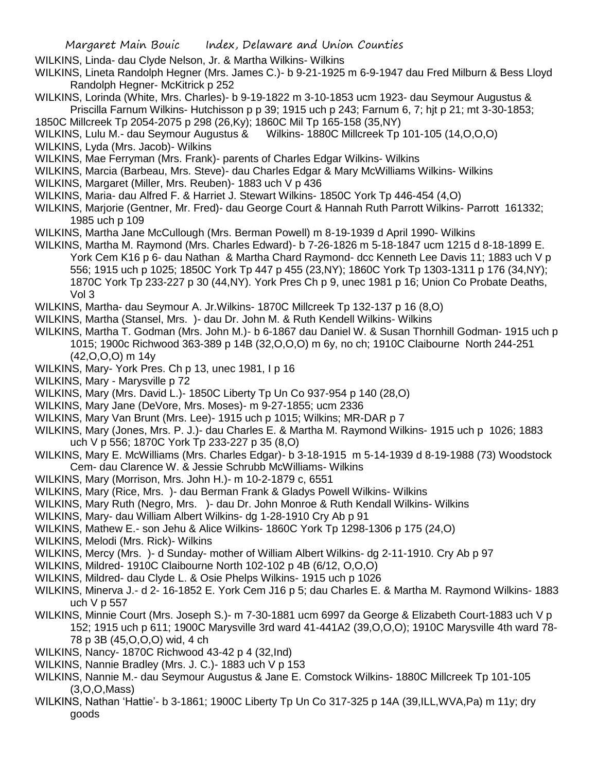WILKINS, Linda- dau Clyde Nelson, Jr. & Martha Wilkins- Wilkins

WILKINS, Lineta Randolph Hegner (Mrs. James C.)- b 9-21-1925 m 6-9-1947 dau Fred Milburn & Bess Lloyd Randolph Hegner- McKitrick p 252

WILKINS, Lorinda (White, Mrs. Charles)- b 9-19-1822 m 3-10-1853 ucm 1923- dau Seymour Augustus & Priscilla Farnum Wilkins- Hutchisson p p 39; 1915 uch p 243; Farnum 6, 7; hjt p 21; mt 3-30-1853; 1850C Millcreek Tp 2054-2075 p 298 (26,Ky); 1860C Mil Tp 165-158 (35,NY)

WILKINS, Lulu M.- dau Seymour Augustus & Wilkins- 1880C Millcreek Tp 101-105 (14,O,O,O)

WILKINS, Lyda (Mrs. Jacob)- Wilkins

WILKINS, Mae Ferryman (Mrs. Frank)- parents of Charles Edgar Wilkins- Wilkins

WILKINS, Marcia (Barbeau, Mrs. Steve)- dau Charles Edgar & Mary McWilliams Wilkins- Wilkins

WILKINS, Margaret (Miller, Mrs. Reuben)- 1883 uch V p 436

WILKINS, Maria- dau Alfred F. & Harriet J. Stewart Wilkins- 1850C York Tp 446-454 (4,O)

WILKINS, Marjorie (Gentner, Mr. Fred)- dau George Court & Hannah Ruth Parrott Wilkins- Parrott 161332; 1985 uch p 109

WILKINS, Martha Jane McCullough (Mrs. Berman Powell) m 8-19-1939 d April 1990- Wilkins

WILKINS, Martha M. Raymond (Mrs. Charles Edward)- b 7-26-1826 m 5-18-1847 ucm 1215 d 8-18-1899 E. York Cem K16 p 6- dau Nathan & Martha Chard Raymond- dcc Kenneth Lee Davis 11; 1883 uch V p 556; 1915 uch p 1025; 1850C York Tp 447 p 455 (23,NY); 1860C York Tp 1303-1311 p 176 (34,NY); 1870C York Tp 233-227 p 30 (44,NY). York Pres Ch p 9, unec 1981 p 16; Union Co Probate Deaths, Vol 3

WILKINS, Martha- dau Seymour A. Jr.Wilkins- 1870C Millcreek Tp 132-137 p 16 (8,O)

WILKINS, Martha (Stansel, Mrs. )- dau Dr. John M. & Ruth Kendell Wilkins- Wilkins

WILKINS, Martha T. Godman (Mrs. John M.)- b 6-1867 dau Daniel W. & Susan Thornhill Godman- 1915 uch p 1015; 1900c Richwood 363-389 p 14B (32,O,O,O) m 6y, no ch; 1910C Claibourne North 244-251 (42,O,O,O) m 14y

WILKINS, Mary- York Pres. Ch p 13, unec 1981, I p 16

WILKINS, Mary - Marysville p 72

WILKINS, Mary (Mrs. David L.)- 1850C Liberty Tp Un Co 937-954 p 140 (28,O)

WILKINS, Mary Jane (DeVore, Mrs. Moses)- m 9-27-1855; ucm 2336

WILKINS, Mary Van Brunt (Mrs. Lee)- 1915 uch p 1015; Wilkins; MR-DAR p 7

WILKINS, Mary (Jones, Mrs. P. J.)- dau Charles E. & Martha M. Raymond Wilkins- 1915 uch p 1026; 1883 uch V p 556; 1870C York Tp 233-227 p 35 (8,O)

WILKINS, Mary E. McWilliams (Mrs. Charles Edgar)- b 3-18-1915 m 5-14-1939 d 8-19-1988 (73) Woodstock Cem- dau Clarence W. & Jessie Schrubb McWilliams- Wilkins

WILKINS, Mary (Morrison, Mrs. John H.)- m 10-2-1879 c, 6551

WILKINS, Mary (Rice, Mrs. )- dau Berman Frank & Gladys Powell Wilkins- Wilkins

WILKINS, Mary Ruth (Negro, Mrs. )- dau Dr. John Monroe & Ruth Kendall Wilkins- Wilkins

WILKINS, Mary- dau William Albert Wilkins- dg 1-28-1910 Cry Ab p 91

WILKINS, Mathew E.- son Jehu & Alice Wilkins- 1860C York Tp 1298-1306 p 175 (24,O)

WILKINS, Melodi (Mrs. Rick)- Wilkins

WILKINS, Mercy (Mrs. )- d Sunday- mother of William Albert Wilkins- dg 2-11-1910. Cry Ab p 97

WILKINS, Mildred- 1910C Claibourne North 102-102 p 4B (6/12, O,O,O)

WILKINS, Mildred- dau Clyde L. & Osie Phelps Wilkins- 1915 uch p 1026

WILKINS, Minerva J.- d 2- 16-1852 E. York Cem J16 p 5; dau Charles E. & Martha M. Raymond Wilkins- 1883 uch V p 557

WILKINS, Minnie Court (Mrs. Joseph S.)- m 7-30-1881 ucm 6997 da George & Elizabeth Court-1883 uch V p 152; 1915 uch p 611; 1900C Marysville 3rd ward 41-441A2 (39,O,O,O); 1910C Marysville 4th ward 78-78 p 3B (45,O,O,O) wid, 4 ch

WILKINS, Nancy- 1870C Richwood 43-42 p 4 (32,Ind)

WILKINS, Nannie Bradley (Mrs. J. C.)- 1883 uch V p 153

WILKINS, Nannie M.- dau Seymour Augustus & Jane E. Comstock Wilkins- 1880C Millcreek Tp 101-105 (3,O,O,Mass)

WILKINS, Nathan 'Hattie'- b 3-1861; 1900C Liberty Tp Un Co 317-325 p 14A (39,ILL,WVA,Pa) m 11y; dry goods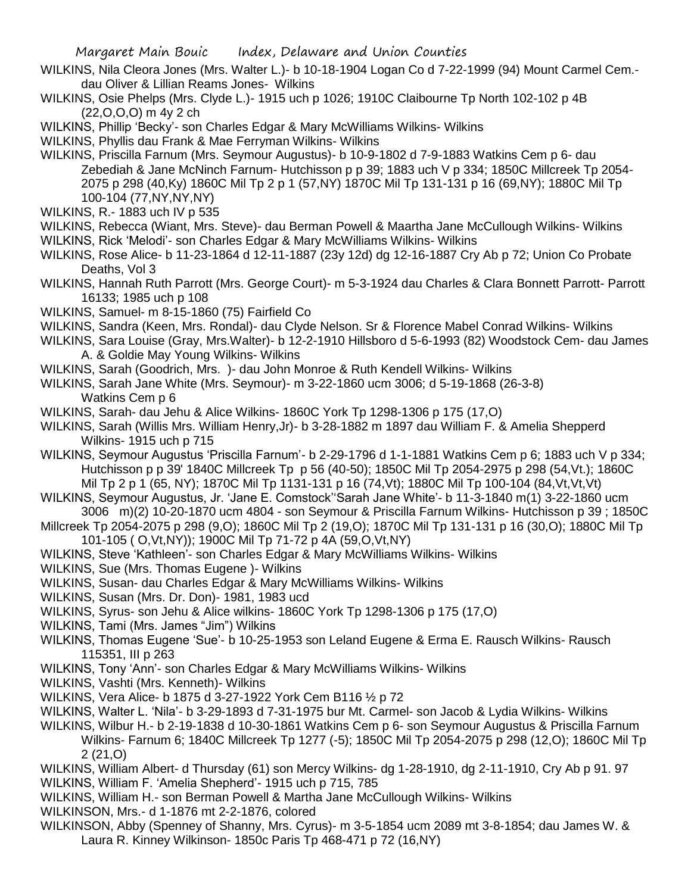WILKINS, Nila Cleora Jones (Mrs. Walter L.)- b 10-18-1904 Logan Co d 7-22-1999 (94) Mount Carmel Cem.- dau Oliver & Lillian Reams Jones- Wilkins

WILKINS, Osie Phelps (Mrs. Clyde L.)- 1915 uch p 1026; 1910C Claibourne Tp North 102-102 p 4B (22,O,O,O) m 4y 2 ch

WILKINS, Phillip 'Becky'- son Charles Edgar & Mary McWilliams Wilkins- Wilkins

WILKINS, Phyllis dau Frank & Mae Ferryman Wilkins- Wilkins

WILKINS, Priscilla Farnum (Mrs. Seymour Augustus)- b 10-9-1802 d 7-9-1883 Watkins Cem p 6- dau Zebediah & Jane McNinch Farnum- Hutchisson p p 39; 1883 uch V p 334; 1850C Millcreek Tp 2054-2075 p 298 (40,Ky) 1860C Mil Tp 2 p 1 (57,NY) 1870C Mil Tp 131-131 p 16 (69,NY); 1880C Mil Tp 100-104 (77,NY,NY,NY)

WILKINS, R.- 1883 uch IV p 535

WILKINS, Rebecca (Wiant, Mrs. Steve)- dau Berman Powell & Maartha Jane McCullough Wilkins- Wilkins

WILKINS, Rick 'Melodi'- son Charles Edgar & Mary McWilliams Wilkins- Wilkins

WILKINS, Rose Alice- b 11-23-1864 d 12-11-1887 (23y 12d) dg 12-16-1887 Cry Ab p 72; Union Co Probate Deaths, Vol 3

WILKINS, Hannah Ruth Parrott (Mrs. George Court)- m 5-3-1924 dau Charles & Clara Bonnett Parrott- Parrott 16133; 1985 uch p 108

WILKINS, Samuel- m 8-15-1860 (75) Fairfield Co

WILKINS, Sandra (Keen, Mrs. Rondal)- dau Clyde Nelson. Sr & Florence Mabel Conrad Wilkins- Wilkins

WILKINS, Sara Louise (Gray, Mrs.Walter)- b 12-2-1910 Hillsboro d 5-6-1993 (82) Woodstock Cem- dau James A. & Goldie May Young Wilkins- Wilkins

WILKINS, Sarah (Goodrich, Mrs. )- dau John Monroe & Ruth Kendell Wilkins- Wilkins

WILKINS, Sarah Jane White (Mrs. Seymour)- m 3-22-1860 ucm 3006; d 5-19-1868 (26-3-8) Watkins Cem p 6

WILKINS, Sarah- dau Jehu & Alice Wilkins- 1860C York Tp 1298-1306 p 175 (17,O)

WILKINS, Sarah (Willis Mrs. William Henry,Jr)- b 3-28-1882 m 1897 dau William F. & Amelia Shepperd Wilkins- 1915 uch p 715

WILKINS, Seymour Augustus 'Priscilla Farnum'- b 2-29-1796 d 1-1-1881 Watkins Cem p 6; 1883 uch V p 334; Hutchisson p p 39' 1840C Millcreek Tp p 56 (40-50); 1850C Mil Tp 2054-2975 p 298 (54,Vt.); 1860C Mil Tp 2 p 1 (65, NY); 1870C Mil Tp 1131-131 p 16 (74,Vt); 1880C Mil Tp 100-104 (84,Vt,Vt,Vt)

WILKINS, Seymour Augustus, Jr. 'Jane E. Comstock''Sarah Jane White'- b 11-3-1840 m(1) 3-22-1860 ucm 3006 m)(2) 10-20-1870 ucm 4804 - son Seymour & Priscilla Farnum Wilkins- Hutchisson p 39 ; 1850C Millcreek Tp 2054-2075 p 298 (9,O); 1860C Mil Tp 2 (19,O); 1870C Mil Tp 131-131 p 16 (30,O); 1880C Mil Tp 101-105 ( O,Vt,NY)); 1900C Mil Tp 71-72 p 4A (59,O,Vt,NY)

WILKINS, Steve 'Kathleen'- son Charles Edgar & Mary McWilliams Wilkins- Wilkins

WILKINS, Sue (Mrs. Thomas Eugene )- Wilkins

WILKINS, Susan- dau Charles Edgar & Mary McWilliams Wilkins- Wilkins

WILKINS, Susan (Mrs. Dr. Don)- 1981, 1983 ucd

WILKINS, Syrus- son Jehu & Alice wilkins- 1860C York Tp 1298-1306 p 175 (17,O)

WILKINS, Tami (Mrs. James "Jim") Wilkins

WILKINS, Thomas Eugene 'Sue'- b 10-25-1953 son Leland Eugene & Erma E. Rausch Wilkins- Rausch 115351, III p 263

WILKINS, Tony 'Ann'- son Charles Edgar & Mary McWilliams Wilkins- Wilkins

WILKINS, Vashti (Mrs. Kenneth)- Wilkins

WILKINS, Vera Alice- b 1875 d 3-27-1922 York Cem B116 ½ p 72

WILKINS, Walter L. 'Nila'- b 3-29-1893 d 7-31-1975 bur Mt. Carmel- son Jacob & Lydia Wilkins- Wilkins

WILKINS, Wilbur H.- b 2-19-1838 d 10-30-1861 Watkins Cem p 6- son Seymour Augustus & Priscilla Farnum Wilkins- Farnum 6; 1840C Millcreek Tp 1277 (-5); 1850C Mil Tp 2054-2075 p 298 (12,O); 1860C Mil Tp 2 (21,O)

WILKINS, William Albert- d Thursday (61) son Mercy Wilkins- dg 1-28-1910, dg 2-11-1910, Cry Ab p 91. 97

WILKINS, William F. 'Amelia Shepherd'- 1915 uch p 715, 785

WILKINS, William H.- son Berman Powell & Martha Jane McCullough Wilkins- Wilkins

WILKINSON, Mrs.- d 1-1876 mt 2-2-1876, colored

WILKINSON, Abby (Spenney of Shanny, Mrs. Cyrus)- m 3-5-1854 ucm 2089 mt 3-8-1854; dau James W. & Laura R. Kinney Wilkinson- 1850c Paris Tp 468-471 p 72 (16,NY)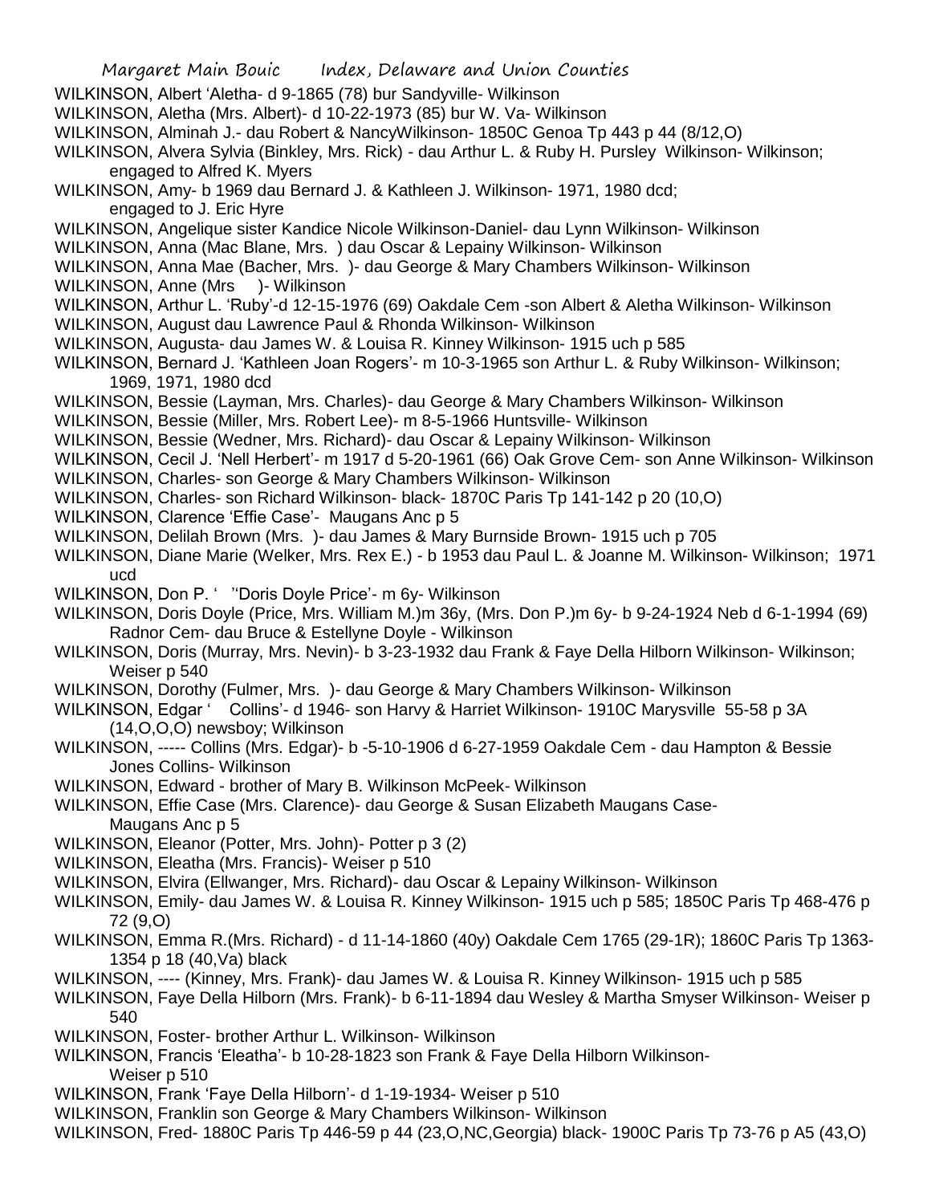WILKINSON, Albert 'Aletha- d 9-1865 (78) bur Sandyville- Wilkinson

WILKINSON, Aletha (Mrs. Albert)- d 10-22-1973 (85) bur W. Va- Wilkinson

WILKINSON, Alminah J.- dau Robert & NancyWilkinson- 1850C Genoa Tp 443 p 44 (8/12,O)

WILKINSON, Alvera Sylvia (Binkley, Mrs. Rick) - dau Arthur L. & Ruby H. Pursley Wilkinson- Wilkinson; engaged to Alfred K. Myers

WILKINSON, Amy- b 1969 dau Bernard J. & Kathleen J. Wilkinson- 1971, 1980 dcd; engaged to J. Eric Hyre

WILKINSON, Angelique sister Kandice Nicole Wilkinson-Daniel- dau Lynn Wilkinson- Wilkinson

WILKINSON, Anna (Mac Blane, Mrs. ) dau Oscar & Lepainy Wilkinson- Wilkinson

WILKINSON, Anna Mae (Bacher, Mrs. )- dau George & Mary Chambers Wilkinson- Wilkinson

WILKINSON, Anne (Mrs )- Wilkinson

WILKINSON, Arthur L. 'Ruby'-d 12-15-1976 (69) Oakdale Cem -son Albert & Aletha Wilkinson- Wilkinson

WILKINSON, August dau Lawrence Paul & Rhonda Wilkinson- Wilkinson

WILKINSON, Augusta- dau James W. & Louisa R. Kinney Wilkinson- 1915 uch p 585

WILKINSON, Bernard J. 'Kathleen Joan Rogers'- m 10-3-1965 son Arthur L. & Ruby Wilkinson- Wilkinson; 1969, 1971, 1980 dcd

WILKINSON, Bessie (Layman, Mrs. Charles)- dau George & Mary Chambers Wilkinson- Wilkinson

WILKINSON, Bessie (Miller, Mrs. Robert Lee)- m 8-5-1966 Huntsville- Wilkinson

WILKINSON, Bessie (Wedner, Mrs. Richard)- dau Oscar & Lepainy Wilkinson- Wilkinson

WILKINSON, Cecil J. 'Nell Herbert'- m 1917 d 5-20-1961 (66) Oak Grove Cem- son Anne Wilkinson- Wilkinson

WILKINSON, Charles- son George & Mary Chambers Wilkinson- Wilkinson

WILKINSON, Charles- son Richard Wilkinson- black- 1870C Paris Tp 141-142 p 20 (10,O)

WILKINSON, Clarence 'Effie Case'- Maugans Anc p 5

WILKINSON, Delilah Brown (Mrs. )- dau James & Mary Burnside Brown- 1915 uch p 705

WILKINSON, Diane Marie (Welker, Mrs. Rex E.) - b 1953 dau Paul L. & Joanne M. Wilkinson- Wilkinson; 1971 ucd

WILKINSON, Don P. ' ''Doris Doyle Price'- m 6y- Wilkinson

WILKINSON, Doris Doyle (Price, Mrs. William M.)m 36y, (Mrs. Don P.)m 6y- b 9-24-1924 Neb d 6-1-1994 (69) Radnor Cem- dau Bruce & Estellyne Doyle - Wilkinson

WILKINSON, Doris (Murray, Mrs. Nevin)- b 3-23-1932 dau Frank & Faye Della Hilborn Wilkinson- Wilkinson; Weiser p 540

WILKINSON, Dorothy (Fulmer, Mrs. )- dau George & Mary Chambers Wilkinson- Wilkinson

WILKINSON, Edgar ' Collins'- d 1946- son Harvy & Harriet Wilkinson- 1910C Marysville 55-58 p 3A (14,O,O,O) newsboy; Wilkinson

WILKINSON, ----- Collins (Mrs. Edgar)- b -5-10-1906 d 6-27-1959 Oakdale Cem - dau Hampton & Bessie Jones Collins- Wilkinson

WILKINSON, Edward - brother of Mary B. Wilkinson McPeek- Wilkinson

WILKINSON, Effie Case (Mrs. Clarence)- dau George & Susan Elizabeth Maugans Case- Maugans Anc p 5

WILKINSON, Eleanor (Potter, Mrs. John)- Potter p 3 (2)

WILKINSON, Eleatha (Mrs. Francis)- Weiser p 510

WILKINSON, Elvira (Ellwanger, Mrs. Richard)- dau Oscar & Lepainy Wilkinson- Wilkinson

WILKINSON, Emily- dau James W. & Louisa R. Kinney Wilkinson- 1915 uch p 585; 1850C Paris Tp 468-476 p 72 (9,O)

WILKINSON, Emma R.(Mrs. Richard) - d 11-14-1860 (40y) Oakdale Cem 1765 (29-1R); 1860C Paris Tp 1363-1354 p 18 (40,Va) black

WILKINSON, ---- (Kinney, Mrs. Frank)- dau James W. & Louisa R. Kinney Wilkinson- 1915 uch p 585

WILKINSON, Faye Della Hilborn (Mrs. Frank)- b 6-11-1894 dau Wesley & Martha Smyser Wilkinson- Weiser p 540

WILKINSON, Foster- brother Arthur L. Wilkinson- Wilkinson

WILKINSON, Francis 'Eleatha'- b 10-28-1823 son Frank & Faye Della Hilborn Wilkinson- Weiser p 510

WILKINSON, Frank 'Faye Della Hilborn'- d 1-19-1934- Weiser p 510

WILKINSON, Franklin son George & Mary Chambers Wilkinson- Wilkinson

WILKINSON, Fred- 1880C Paris Tp 446-59 p 44 (23,O,NC,Georgia) black- 1900C Paris Tp 73-76 p A5 (43,O)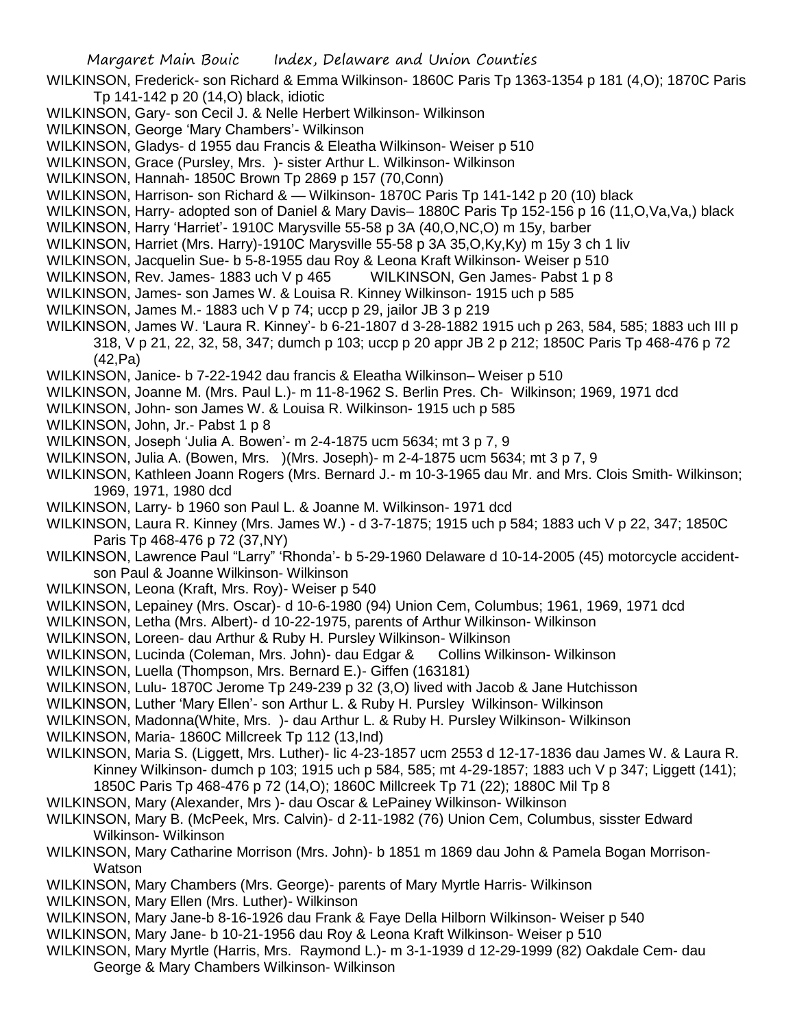WILKINSON, Frederick- son Richard & Emma Wilkinson- 1860C Paris Tp 1363-1354 p 181 (4,O); 1870C Paris Tp 141-142 p 20 (14,O) black, idiotic

WILKINSON, Gary- son Cecil J. & Nelle Herbert Wilkinson- Wilkinson

WILKINSON, George 'Mary Chambers'- Wilkinson

WILKINSON, Gladys- d 1955 dau Francis & Eleatha Wilkinson- Weiser p 510

WILKINSON, Grace (Pursley, Mrs. )- sister Arthur L. Wilkinson- Wilkinson

WILKINSON, Hannah- 1850C Brown Tp 2869 p 157 (70,Conn)

WILKINSON, Harrison- son Richard & — Wilkinson- 1870C Paris Tp 141-142 p 20 (10) black

WILKINSON, Harry- adopted son of Daniel & Mary Davis– 1880C Paris Tp 152-156 p 16 (11,O,Va,Va,) black

WILKINSON, Harry 'Harriet'- 1910C Marysville 55-58 p 3A (40,O,NC,O) m 15y, barber

WILKINSON, Harriet (Mrs. Harry)-1910C Marysville 55-58 p 3A 35,O,Ky,Ky) m 15y 3 ch 1 liv

WILKINSON, Jacquelin Sue- b 5-8-1955 dau Roy & Leona Kraft Wilkinson- Weiser p 510

WILKINSON, Rev. James- 1883 uch V p 465 WILKINSON, Gen James- Pabst 1 p 8

WILKINSON, James- son James W. & Louisa R. Kinney Wilkinson- 1915 uch p 585

WILKINSON, James M.- 1883 uch V p 74; uccp p 29, jailor JB 3 p 219

WILKINSON, James W. 'Laura R. Kinney'- b 6-21-1807 d 3-28-1882 1915 uch p 263, 584, 585; 1883 uch III p 318, V p 21, 22, 32, 58, 347; dumch p 103; uccp p 20 appr JB 2 p 212; 1850C Paris Tp 468-476 p 72 (42,Pa)

WILKINSON, Janice- b 7-22-1942 dau francis & Eleatha Wilkinson– Weiser p 510

WILKINSON, Joanne M. (Mrs. Paul L.)- m 11-8-1962 S. Berlin Pres. Ch- Wilkinson; 1969, 1971 dcd

WILKINSON, John- son James W. & Louisa R. Wilkinson- 1915 uch p 585

WILKINSON, John, Jr.- Pabst 1 p 8

WILKINSON, Joseph 'Julia A. Bowen'- m 2-4-1875 ucm 5634; mt 3 p 7, 9

WILKINSON, Julia A. (Bowen, Mrs. )(Mrs. Joseph)- m 2-4-1875 ucm 5634; mt 3 p 7, 9

WILKINSON, Kathleen Joann Rogers (Mrs. Bernard J.- m 10-3-1965 dau Mr. and Mrs. Clois Smith- Wilkinson; 1969, 1971, 1980 dcd

WILKINSON, Larry- b 1960 son Paul L. & Joanne M. Wilkinson- 1971 dcd

WILKINSON, Laura R. Kinney (Mrs. James W.) - d 3-7-1875; 1915 uch p 584; 1883 uch V p 22, 347; 1850C Paris Tp 468-476 p 72 (37,NY)

WILKINSON, Lawrence Paul "Larry" 'Rhonda'- b 5-29-1960 Delaware d 10-14-2005 (45) motorcycle accident- son Paul & Joanne Wilkinson- Wilkinson

WILKINSON, Leona (Kraft, Mrs. Roy)- Weiser p 540

WILKINSON, Lepainey (Mrs. Oscar)- d 10-6-1980 (94) Union Cem, Columbus; 1961, 1969, 1971 dcd

WILKINSON, Letha (Mrs. Albert)- d 10-22-1975, parents of Arthur Wilkinson- Wilkinson

WILKINSON, Loreen- dau Arthur & Ruby H. Pursley Wilkinson- Wilkinson

WILKINSON, Lucinda (Coleman, Mrs. John)- dau Edgar & Collins Wilkinson- Wilkinson

WILKINSON, Luella (Thompson, Mrs. Bernard E.)- Giffen (163181)

WILKINSON, Lulu- 1870C Jerome Tp 249-239 p 32 (3,O) lived with Jacob & Jane Hutchisson

WILKINSON, Luther 'Mary Ellen'- son Arthur L. & Ruby H. Pursley Wilkinson- Wilkinson

WILKINSON, Madonna(White, Mrs. )- dau Arthur L. & Ruby H. Pursley Wilkinson- Wilkinson

WILKINSON, Maria- 1860C Millcreek Tp 112 (13,Ind)

WILKINSON, Maria S. (Liggett, Mrs. Luther)- lic 4-23-1857 ucm 2553 d 12-17-1836 dau James W. & Laura R. Kinney Wilkinson- dumch p 103; 1915 uch p 584, 585; mt 4-29-1857; 1883 uch V p 347; Liggett (141); 1850C Paris Tp 468-476 p 72 (14,O); 1860C Millcreek Tp 71 (22); 1880C Mil Tp 8

WILKINSON, Mary (Alexander, Mrs )- dau Oscar & LePainey Wilkinson- Wilkinson

WILKINSON, Mary B. (McPeek, Mrs. Calvin)- d 2-11-1982 (76) Union Cem, Columbus, sisster Edward Wilkinson- Wilkinson

WILKINSON, Mary Catharine Morrison (Mrs. John)- b 1851 m 1869 dau John & Pamela Bogan Morrison- Watson

WILKINSON, Mary Chambers (Mrs. George)- parents of Mary Myrtle Harris- Wilkinson

WILKINSON, Mary Ellen (Mrs. Luther)- Wilkinson

WILKINSON, Mary Jane-b 8-16-1926 dau Frank & Faye Della Hilborn Wilkinson- Weiser p 540

WILKINSON, Mary Jane- b 10-21-1956 dau Roy & Leona Kraft Wilkinson- Weiser p 510

WILKINSON, Mary Myrtle (Harris, Mrs. Raymond L.)- m 3-1-1939 d 12-29-1999 (82) Oakdale Cem- dau George & Mary Chambers Wilkinson- Wilkinson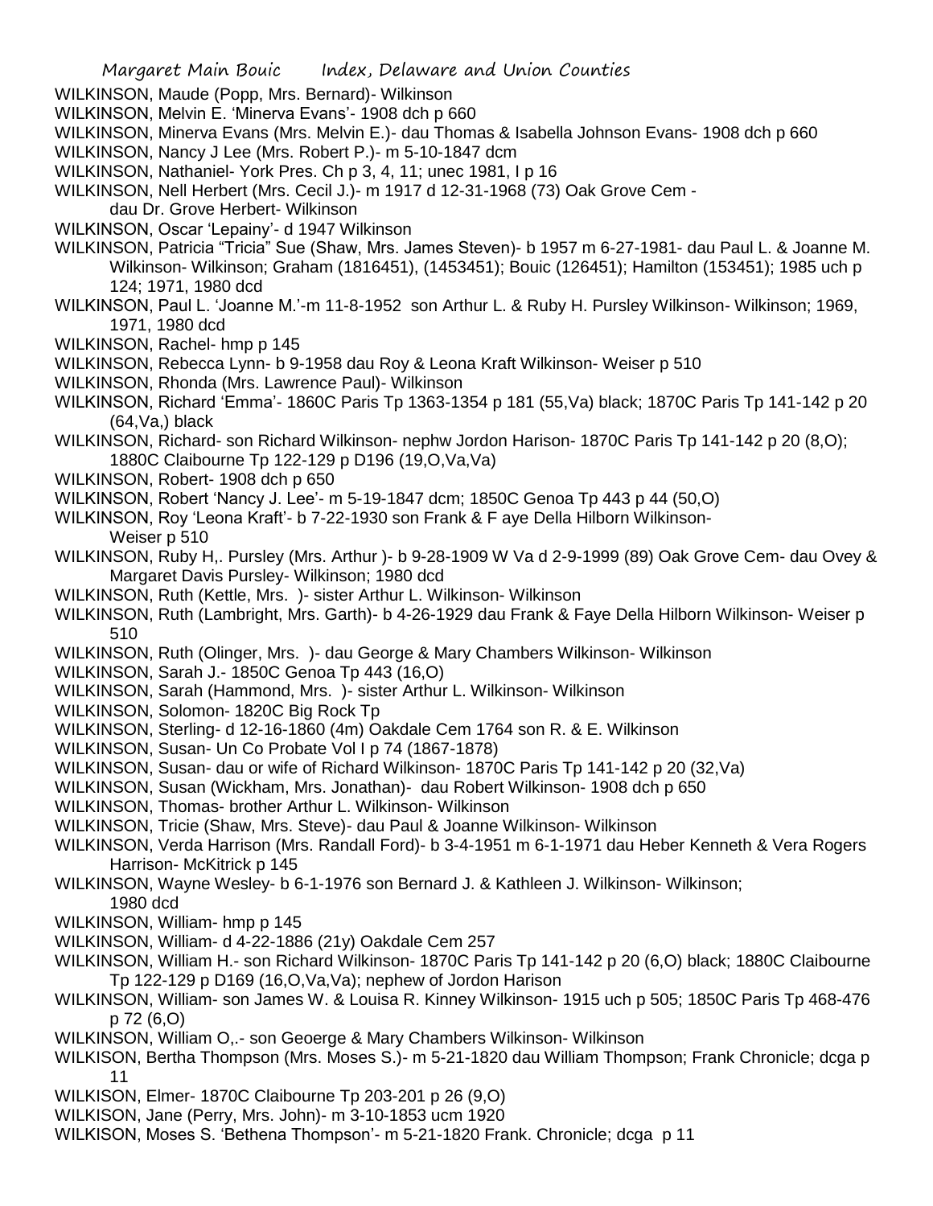WILKINSON, Maude (Popp, Mrs. Bernard)- Wilkinson

WILKINSON, Melvin E. 'Minerva Evans'- 1908 dch p 660

WILKINSON, Minerva Evans (Mrs. Melvin E.)- dau Thomas & Isabella Johnson Evans- 1908 dch p 660

WILKINSON, Nancy J Lee (Mrs. Robert P.)- m 5-10-1847 dcm

WILKINSON, Nathaniel- York Pres. Ch p 3, 4, 11; unec 1981, I p 16

WILKINSON, Nell Herbert (Mrs. Cecil J.)- m 1917 d 12-31-1968 (73) Oak Grove Cem - dau Dr. Grove Herbert- Wilkinson

WILKINSON, Oscar 'Lepainy'- d 1947 Wilkinson

WILKINSON, Patricia "Tricia" Sue (Shaw, Mrs. James Steven)- b 1957 m 6-27-1981- dau Paul L. & Joanne M. Wilkinson- Wilkinson; Graham (1816451), (1453451); Bouic (126451); Hamilton (153451); 1985 uch p 124; 1971, 1980 dcd

WILKINSON, Paul L. 'Joanne M.'-m 11-8-1952 son Arthur L. & Ruby H. Pursley Wilkinson- Wilkinson; 1969, 1971, 1980 dcd

WILKINSON, Rachel- hmp p 145

WILKINSON, Rebecca Lynn- b 9-1958 dau Roy & Leona Kraft Wilkinson- Weiser p 510

WILKINSON, Rhonda (Mrs. Lawrence Paul)- Wilkinson

WILKINSON, Richard 'Emma'- 1860C Paris Tp 1363-1354 p 181 (55,Va) black; 1870C Paris Tp 141-142 p 20 (64,Va,) black

WILKINSON, Richard- son Richard Wilkinson- nephw Jordon Harison- 1870C Paris Tp 141-142 p 20 (8,O); 1880C Claibourne Tp 122-129 p D196 (19,O,Va,Va)

WILKINSON, Robert- 1908 dch p 650

WILKINSON, Robert 'Nancy J. Lee'- m 5-19-1847 dcm; 1850C Genoa Tp 443 p 44 (50,O)

WILKINSON, Roy 'Leona Kraft'- b 7-22-1930 son Frank & F aye Della Hilborn Wilkinson- Weiser p 510

WILKINSON, Ruby H,. Pursley (Mrs. Arthur )- b 9-28-1909 W Va d 2-9-1999 (89) Oak Grove Cem- dau Ovey & Margaret Davis Pursley- Wilkinson; 1980 dcd

WILKINSON, Ruth (Kettle, Mrs. )- sister Arthur L. Wilkinson- Wilkinson

WILKINSON, Ruth (Lambright, Mrs. Garth)- b 4-26-1929 dau Frank & Faye Della Hilborn Wilkinson- Weiser p 510

WILKINSON, Ruth (Olinger, Mrs. )- dau George & Mary Chambers Wilkinson- Wilkinson

WILKINSON, Sarah J.- 1850C Genoa Tp 443 (16,O)

WILKINSON, Sarah (Hammond, Mrs. )- sister Arthur L. Wilkinson- Wilkinson

WILKINSON, Solomon- 1820C Big Rock Tp

WILKINSON, Sterling- d 12-16-1860 (4m) Oakdale Cem 1764 son R. & E. Wilkinson

WILKINSON, Susan- Un Co Probate Vol I p 74 (1867-1878)

WILKINSON, Susan- dau or wife of Richard Wilkinson- 1870C Paris Tp 141-142 p 20 (32,Va)

WILKINSON, Susan (Wickham, Mrs. Jonathan)- dau Robert Wilkinson- 1908 dch p 650

WILKINSON, Thomas- brother Arthur L. Wilkinson- Wilkinson

WILKINSON, Tricie (Shaw, Mrs. Steve)- dau Paul & Joanne Wilkinson- Wilkinson

WILKINSON, Verda Harrison (Mrs. Randall Ford)- b 3-4-1951 m 6-1-1971 dau Heber Kenneth & Vera Rogers Harrison- McKitrick p 145

WILKINSON, Wayne Wesley- b 6-1-1976 son Bernard J. & Kathleen J. Wilkinson- Wilkinson; 1980 dcd

WILKINSON, William- hmp p 145

WILKINSON, William- d 4-22-1886 (21y) Oakdale Cem 257

WILKINSON, William H.- son Richard Wilkinson- 1870C Paris Tp 141-142 p 20 (6,O) black; 1880C Claibourne Tp 122-129 p D169 (16,O,Va,Va); nephew of Jordon Harison

WILKINSON, William- son James W. & Louisa R. Kinney Wilkinson- 1915 uch p 505; 1850C Paris Tp 468-476 p 72 (6,O)

WILKINSON, William O,.- son Geoerge & Mary Chambers Wilkinson- Wilkinson

WILKISON, Bertha Thompson (Mrs. Moses S.)- m 5-21-1820 dau William Thompson; Frank Chronicle; dcga p 11

WILKISON, Elmer- 1870C Claibourne Tp 203-201 p 26 (9,O)

WILKISON, Jane (Perry, Mrs. John)- m 3-10-1853 ucm 1920

WILKISON, Moses S. 'Bethena Thompson'- m 5-21-1820 Frank. Chronicle; dcga p 11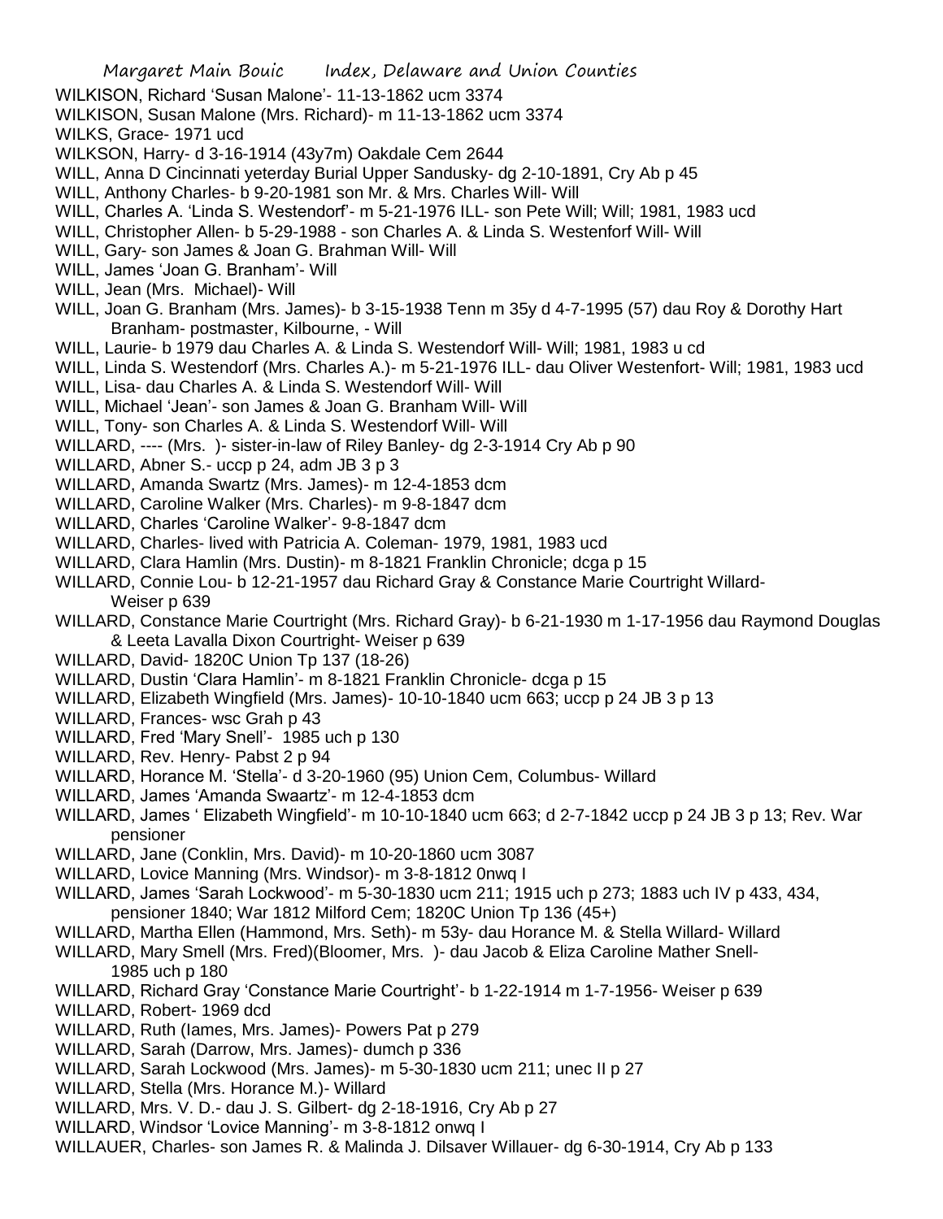WILKISON, Richard 'Susan Malone'- 11-13-1862 ucm 3374
WILKISON, Susan Malone (Mrs. Richard)- m 11-13-1862 ucm 3374
WILKS, Grace- 1971 ucd
WILKSON, Harry- d 3-16-1914 (43y7m) Oakdale Cem 2644
WILL, Anna D Cincinnati yeterday Burial Upper Sandusky- dg 2-10-1891, Cry Ab p 45
WILL, Anthony Charles- b 9-20-1981 son Mr. & Mrs. Charles Will- Will
WILL, Charles A. 'Linda S. Westendorf'- m 5-21-1976 ILL- son Pete Will; Will; 1981, 1983 ucd
WILL, Christopher Allen- b 5-29-1988 - son Charles A. & Linda S. Westenforf Will- Will
WILL, Gary- son James & Joan G. Brahman Will- Will
WILL, James 'Joan G. Branham'- Will
WILL, Jean (Mrs. Michael)- Will
WILL, Joan G. Branham (Mrs. James)- b 3-15-1938 Tenn m 35y d 4-7-1995 (57) dau Roy & Dorothy Hart Branham- postmaster, Kilbourne, - Will
WILL, Laurie- b 1979 dau Charles A. & Linda S. Westendorf Will- Will; 1981, 1983 u cd
WILL, Linda S. Westendorf (Mrs. Charles A.)- m 5-21-1976 ILL- dau Oliver Westenfort- Will; 1981, 1983 ucd
WILL, Lisa- dau Charles A. & Linda S. Westendorf Will- Will
WILL, Michael 'Jean'- son James & Joan G. Branham Will- Will
WILL, Tony- son Charles A. & Linda S. Westendorf Will- Will
WILLARD, ---- (Mrs. )- sister-in-law of Riley Banley- dg 2-3-1914 Cry Ab p 90
WILLARD, Abner S.- uccp p 24, adm JB 3 p 3
WILLARD, Amanda Swartz (Mrs. James)- m 12-4-1853 dcm
WILLARD, Caroline Walker (Mrs. Charles)- m 9-8-1847 dcm
WILLARD, Charles 'Caroline Walker'- 9-8-1847 dcm
WILLARD, Charles- lived with Patricia A. Coleman- 1979, 1981, 1983 ucd
WILLARD, Clara Hamlin (Mrs. Dustin)- m 8-1821 Franklin Chronicle; dcga p 15
WILLARD, Connie Lou- b 12-21-1957 dau Richard Gray & Constance Marie Courtright Willard- Weiser p 639
WILLARD, Constance Marie Courtright (Mrs. Richard Gray)- b 6-21-1930 m 1-17-1956 dau Raymond Douglas & Leeta Lavalla Dixon Courtright- Weiser p 639
WILLARD, David- 1820C Union Tp 137 (18-26)
WILLARD, Dustin 'Clara Hamlin'- m 8-1821 Franklin Chronicle- dcga p 15
WILLARD, Elizabeth Wingfield (Mrs. James)- 10-10-1840 ucm 663; uccp p 24 JB 3 p 13
WILLARD, Frances- wsc Grah p 43
WILLARD, Fred 'Mary Snell'- 1985 uch p 130
WILLARD, Rev. Henry- Pabst 2 p 94
WILLARD, Horance M. 'Stella'- d 3-20-1960 (95) Union Cem, Columbus- Willard
WILLARD, James 'Amanda Swaartz'- m 12-4-1853 dcm
WILLARD, James ' Elizabeth Wingfield'- m 10-10-1840 ucm 663; d 2-7-1842 uccp p 24 JB 3 p 13; Rev. War pensioner
WILLARD, Jane (Conklin, Mrs. David)- m 10-20-1860 ucm 3087
WILLARD, Lovice Manning (Mrs. Windsor)- m 3-8-1812 0nwq I
WILLARD, James 'Sarah Lockwood'- m 5-30-1830 ucm 211; 1915 uch p 273; 1883 uch IV p 433, 434, pensioner 1840; War 1812 Milford Cem; 1820C Union Tp 136 (45+)
WILLARD, Martha Ellen (Hammond, Mrs. Seth)- m 53y- dau Horance M. & Stella Willard- Willard
WILLARD, Mary Smell (Mrs. Fred)(Bloomer, Mrs. )- dau Jacob & Eliza Caroline Mather Snell- 1985 uch p 180
WILLARD, Richard Gray 'Constance Marie Courtright'- b 1-22-1914 m 1-7-1956- Weiser p 639
WILLARD, Robert- 1969 dcd
WILLARD, Ruth (Iames, Mrs. James)- Powers Pat p 279
WILLARD, Sarah (Darrow, Mrs. James)- dumch p 336
WILLARD, Sarah Lockwood (Mrs. James)- m 5-30-1830 ucm 211; unec II p 27
WILLARD, Stella (Mrs. Horance M.)- Willard
WILLARD, Mrs. V. D.- dau J. S. Gilbert- dg 2-18-1916, Cry Ab p 27
WILLARD, Windsor 'Lovice Manning'- m 3-8-1812 onwq I
WILLAUER, Charles- son James R. & Malinda J. Dilsaver Willauer- dg 6-30-1914, Cry Ab p 133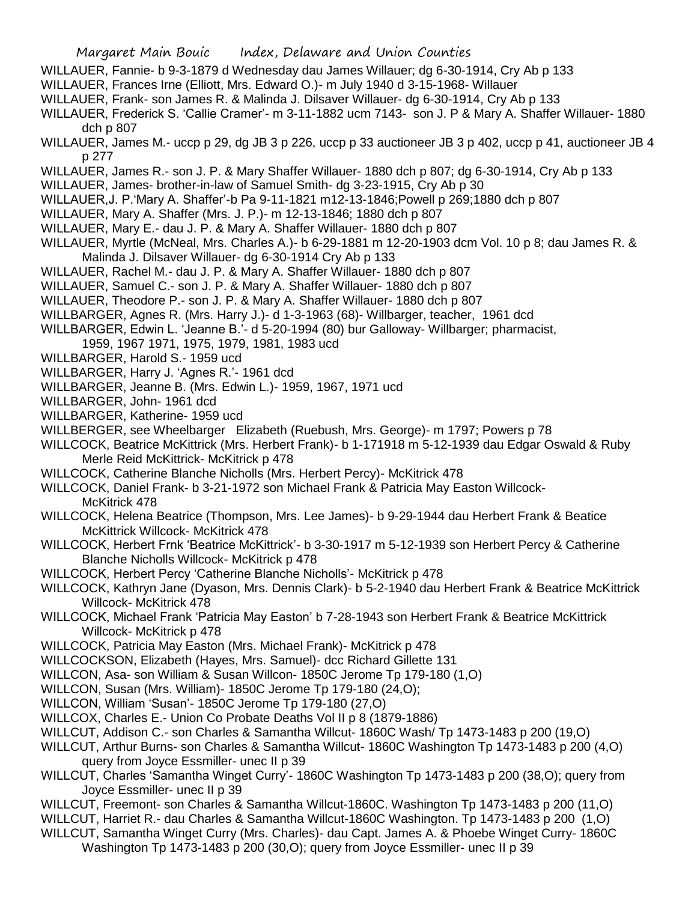WILLAUER, Fannie- b 9-3-1879 d Wednesday dau James Willauer; dg 6-30-1914, Cry Ab p 133

WILLAUER, Frances Irne (Elliott, Mrs. Edward O.)- m July 1940 d 3-15-1968- Willauer

WILLAUER, Frank- son James R. & Malinda J. Dilsaver Willauer- dg 6-30-1914, Cry Ab p 133

WILLAUER, Frederick S. 'Callie Cramer'- m 3-11-1882 ucm 7143- son J. P & Mary A. Shaffer Willauer- 1880 dch p 807

WILLAUER, James M.- uccp p 29, dg JB 3 p 226, uccp p 33 auctioneer JB 3 p 402, uccp p 41, auctioneer JB 4 p 277

WILLAUER, James R.- son J. P. & Mary Shaffer Willauer- 1880 dch p 807; dg 6-30-1914, Cry Ab p 133

WILLAUER, James- brother-in-law of Samuel Smith- dg 3-23-1915, Cry Ab p 30

WILLAUER,J. P.'Mary A. Shaffer'-b Pa 9-11-1821 m12-13-1846;Powell p 269;1880 dch p 807

WILLAUER, Mary A. Shaffer (Mrs. J. P.)- m 12-13-1846; 1880 dch p 807

WILLAUER, Mary E.- dau J. P. & Mary A. Shaffer Willauer- 1880 dch p 807

WILLAUER, Myrtle (McNeal, Mrs. Charles A.)- b 6-29-1881 m 12-20-1903 dcm Vol. 10 p 8; dau James R. & Malinda J. Dilsaver Willauer- dg 6-30-1914 Cry Ab p 133

WILLAUER, Rachel M.- dau J. P. & Mary A. Shaffer Willauer- 1880 dch p 807

WILLAUER, Samuel C.- son J. P. & Mary A. Shaffer Willauer- 1880 dch p 807

WILLAUER, Theodore P.- son J. P. & Mary A. Shaffer Willauer- 1880 dch p 807

WILLBARGER, Agnes R. (Mrs. Harry J.)- d 1-3-1963 (68)- Willbarger, teacher, 1961 dcd

WILLBARGER, Edwin L. 'Jeanne B.'- d 5-20-1994 (80) bur Galloway- Willbarger; pharmacist, 1959, 1967 1971, 1975, 1979, 1981, 1983 ucd

WILLBARGER, Harold S.- 1959 ucd

WILLBARGER, Harry J. 'Agnes R.'- 1961 dcd

WILLBARGER, Jeanne B. (Mrs. Edwin L.)- 1959, 1967, 1971 ucd

WILLBARGER, John- 1961 dcd

WILLBARGER, Katherine- 1959 ucd

WILLBERGER, see Wheelbarger Elizabeth (Ruebush, Mrs. George)- m 1797; Powers p 78

WILLCOCK, Beatrice McKittrick (Mrs. Herbert Frank)- b 1-171918 m 5-12-1939 dau Edgar Oswald & Ruby Merle Reid McKittrick- McKitrick p 478

WILLCOCK, Catherine Blanche Nicholls (Mrs. Herbert Percy)- McKitrick 478

WILLCOCK, Daniel Frank- b 3-21-1972 son Michael Frank & Patricia May Easton Willcock- McKitrick 478

WILLCOCK, Helena Beatrice (Thompson, Mrs. Lee James)- b 9-29-1944 dau Herbert Frank & Beatice McKittrick Willcock- McKitrick 478

WILLCOCK, Herbert Frnk 'Beatrice McKittrick'- b 3-30-1917 m 5-12-1939 son Herbert Percy & Catherine Blanche Nicholls Willcock- McKitrick p 478

WILLCOCK, Herbert Percy 'Catherine Blanche Nicholls'- McKitrick p 478

WILLCOCK, Kathryn Jane (Dyason, Mrs. Dennis Clark)- b 5-2-1940 dau Herbert Frank & Beatrice McKittrick Willcock- McKitrick 478

WILLCOCK, Michael Frank 'Patricia May Easton' b 7-28-1943 son Herbert Frank & Beatrice McKittrick Willcock- McKitrick p 478

WILLCOCK, Patricia May Easton (Mrs. Michael Frank)- McKitrick p 478

WILLCOCKSON, Elizabeth (Hayes, Mrs. Samuel)- dcc Richard Gillette 131

WILLCON, Asa- son William & Susan Willcon- 1850C Jerome Tp 179-180 (1,O)

WILLCON, Susan (Mrs. William)- 1850C Jerome Tp 179-180 (24,O);

WILLCON, William 'Susan'- 1850C Jerome Tp 179-180 (27,O)

WILLCOX, Charles E.- Union Co Probate Deaths Vol II p 8 (1879-1886)

WILLCUT, Addison C.- son Charles & Samantha Willcut- 1860C Wash/ Tp 1473-1483 p 200 (19,O)

WILLCUT, Arthur Burns- son Charles & Samantha Willcut- 1860C Washington Tp 1473-1483 p 200 (4,O) query from Joyce Essmiller- unec II p 39

WILLCUT, Charles 'Samantha Winget Curry'- 1860C Washington Tp 1473-1483 p 200 (38,O); query from Joyce Essmiller- unec II p 39

WILLCUT, Freemont- son Charles & Samantha Willcut-1860C. Washington Tp 1473-1483 p 200 (11,O)

WILLCUT, Harriet R.- dau Charles & Samantha Willcut-1860C Washington. Tp 1473-1483 p 200 (1,O)

WILLCUT, Samantha Winget Curry (Mrs. Charles)- dau Capt. James A. & Phoebe Winget Curry- 1860C Washington Tp 1473-1483 p 200 (30,O); query from Joyce Essmiller- unec II p 39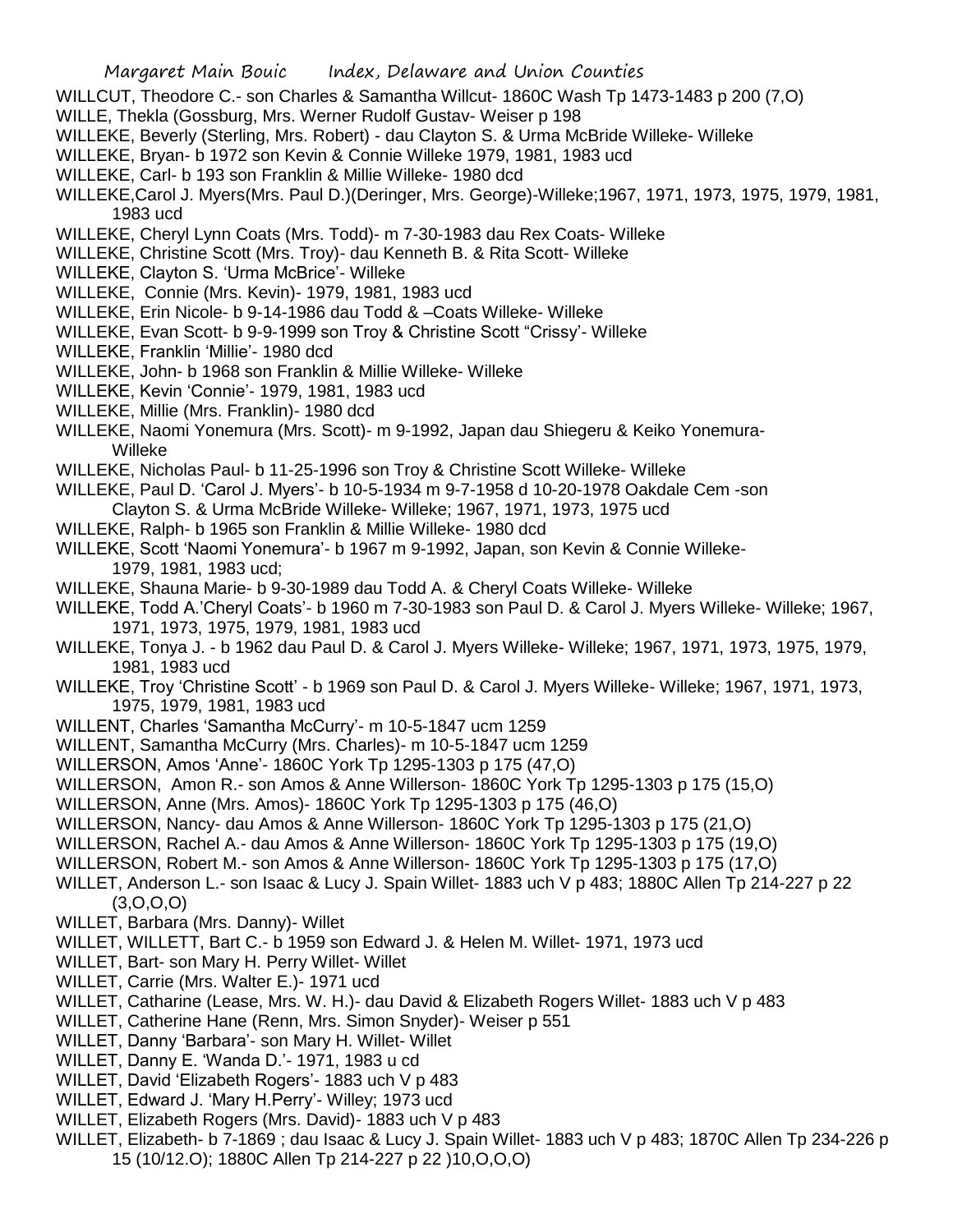WILLCUT, Theodore C.- son Charles & Samantha Willcut- 1860C Wash Tp 1473-1483 p 200 (7,O)

WILLE, Thekla (Gossburg, Mrs. Werner Rudolf Gustav- Weiser p 198

WILLEKE, Beverly (Sterling, Mrs. Robert) - dau Clayton S. & Urma McBride Willeke- Willeke

WILLEKE, Bryan- b 1972 son Kevin & Connie Willeke 1979, 1981, 1983 ucd

WILLEKE, Carl- b 193 son Franklin & Millie Willeke- 1980 dcd

WILLEKE,Carol J. Myers(Mrs. Paul D.)(Deringer, Mrs. George)-Willeke;1967, 1971, 1973, 1975, 1979, 1981, 1983 ucd

WILLEKE, Cheryl Lynn Coats (Mrs. Todd)- m 7-30-1983 dau Rex Coats- Willeke

WILLEKE, Christine Scott (Mrs. Troy)- dau Kenneth B. & Rita Scott- Willeke

WILLEKE, Clayton S. 'Urma McBrice'- Willeke

WILLEKE, Connie (Mrs. Kevin)- 1979, 1981, 1983 ucd

WILLEKE, Erin Nicole- b 9-14-1986 dau Todd & –Coats Willeke- Willeke

WILLEKE, Evan Scott- b 9-9-1999 son Troy & Christine Scott "Crissy'- Willeke

WILLEKE, Franklin 'Millie'- 1980 dcd

WILLEKE, John- b 1968 son Franklin & Millie Willeke- Willeke

WILLEKE, Kevin 'Connie'- 1979, 1981, 1983 ucd

WILLEKE, Millie (Mrs. Franklin)- 1980 dcd

WILLEKE, Naomi Yonemura (Mrs. Scott)- m 9-1992, Japan dau Shiegeru & Keiko Yonemura- Willeke

WILLEKE, Nicholas Paul- b 11-25-1996 son Troy & Christine Scott Willeke- Willeke

WILLEKE, Paul D. 'Carol J. Myers'- b 10-5-1934 m 9-7-1958 d 10-20-1978 Oakdale Cem -son Clayton S. & Urma McBride Willeke- Willeke; 1967, 1971, 1973, 1975 ucd

WILLEKE, Ralph- b 1965 son Franklin & Millie Willeke- 1980 dcd

WILLEKE, Scott 'Naomi Yonemura'- b 1967 m 9-1992, Japan, son Kevin & Connie Willeke- 1979, 1981, 1983 ucd;

WILLEKE, Shauna Marie- b 9-30-1989 dau Todd A. & Cheryl Coats Willeke- Willeke

WILLEKE, Todd A.'Cheryl Coats'- b 1960 m 7-30-1983 son Paul D. & Carol J. Myers Willeke- Willeke; 1967, 1971, 1973, 1975, 1979, 1981, 1983 ucd

WILLEKE, Tonya J. - b 1962 dau Paul D. & Carol J. Myers Willeke- Willeke; 1967, 1971, 1973, 1975, 1979, 1981, 1983 ucd

WILLEKE, Troy 'Christine Scott' - b 1969 son Paul D. & Carol J. Myers Willeke- Willeke; 1967, 1971, 1973, 1975, 1979, 1981, 1983 ucd

WILLENT, Charles 'Samantha McCurry'- m 10-5-1847 ucm 1259

WILLENT, Samantha McCurry (Mrs. Charles)- m 10-5-1847 ucm 1259

WILLERSON, Amos 'Anne'- 1860C York Tp 1295-1303 p 175 (47,O)

WILLERSON, Amon R.- son Amos & Anne Willerson- 1860C York Tp 1295-1303 p 175 (15,O)

WILLERSON, Anne (Mrs. Amos)- 1860C York Tp 1295-1303 p 175 (46,O)

WILLERSON, Nancy- dau Amos & Anne Willerson- 1860C York Tp 1295-1303 p 175 (21,O)

WILLERSON, Rachel A.- dau Amos & Anne Willerson- 1860C York Tp 1295-1303 p 175 (19,O)

WILLERSON, Robert M.- son Amos & Anne Willerson- 1860C York Tp 1295-1303 p 175 (17,O)

WILLET, Anderson L.- son Isaac & Lucy J. Spain Willet- 1883 uch V p 483; 1880C Allen Tp 214-227 p 22 (3,O,O,O)

WILLET, Barbara (Mrs. Danny)- Willet

WILLET, WILLETT, Bart C.- b 1959 son Edward J. & Helen M. Willet- 1971, 1973 ucd

WILLET, Bart- son Mary H. Perry Willet- Willet

WILLET, Carrie (Mrs. Walter E.)- 1971 ucd

WILLET, Catharine (Lease, Mrs. W. H.)- dau David & Elizabeth Rogers Willet- 1883 uch V p 483

WILLET, Catherine Hane (Renn, Mrs. Simon Snyder)- Weiser p 551

WILLET, Danny 'Barbara'- son Mary H. Willet- Willet

WILLET, Danny E. 'Wanda D.'- 1971, 1983 u cd

WILLET, David 'Elizabeth Rogers'- 1883 uch V p 483

WILLET, Edward J. 'Mary H.Perry'- Willey; 1973 ucd

WILLET, Elizabeth Rogers (Mrs. David)- 1883 uch V p 483

WILLET, Elizabeth- b 7-1869 ; dau Isaac & Lucy J. Spain Willet- 1883 uch V p 483; 1870C Allen Tp 234-226 p 15 (10/12.O); 1880C Allen Tp 214-227 p 22 )10,O,O,O)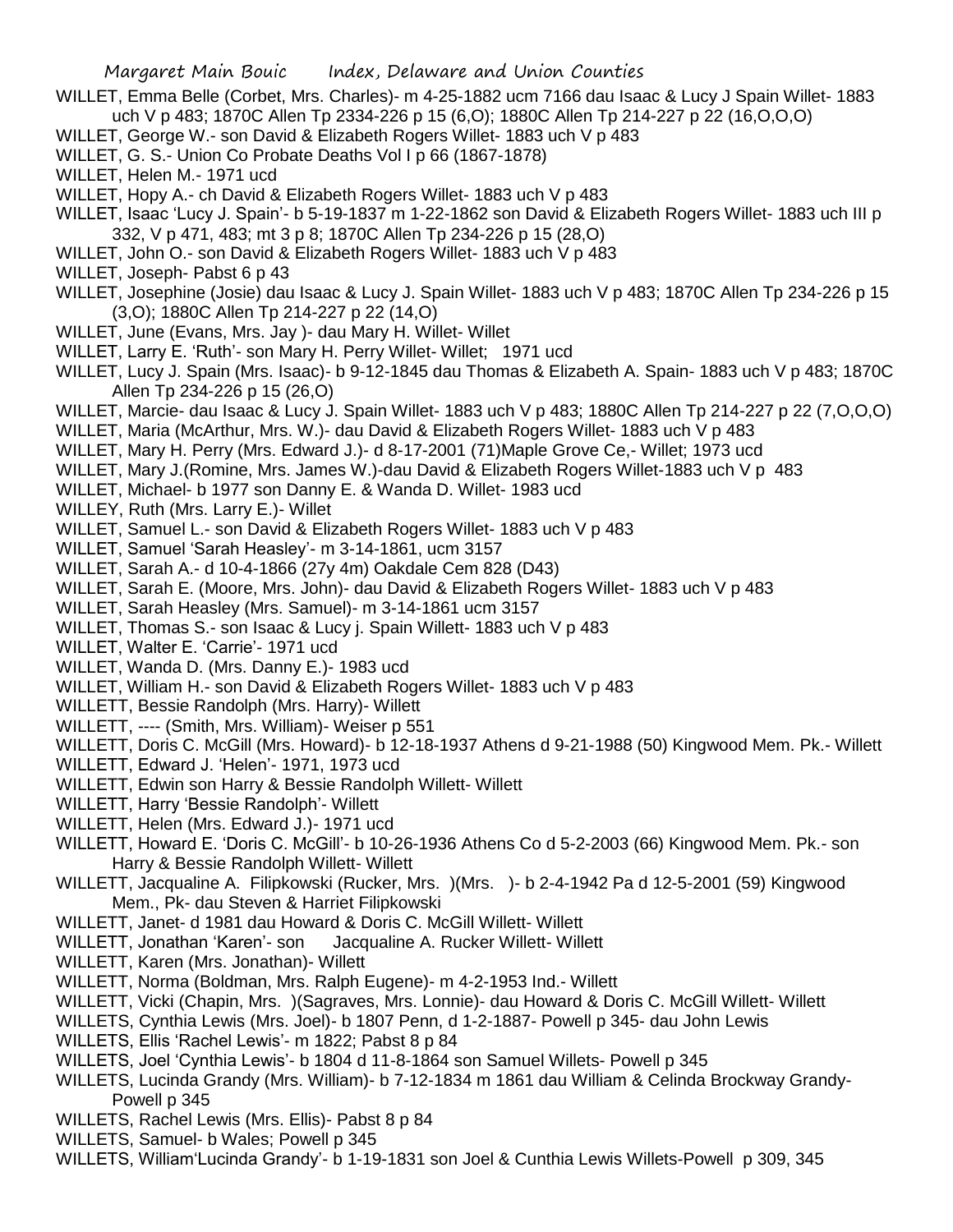WILLET, Emma Belle (Corbet, Mrs. Charles)- m 4-25-1882 ucm 7166 dau Isaac & Lucy J Spain Willet- 1883 uch V p 483; 1870C Allen Tp 2334-226 p 15 (6,O); 1880C Allen Tp 214-227 p 22 (16,O,O,O)

WILLET, George W.- son David & Elizabeth Rogers Willet- 1883 uch V p 483

WILLET, G. S.- Union Co Probate Deaths Vol I p 66 (1867-1878)

WILLET, Helen M.- 1971 ucd

WILLET, Hopy A.- ch David & Elizabeth Rogers Willet- 1883 uch V p 483

WILLET, Isaac 'Lucy J. Spain'- b 5-19-1837 m 1-22-1862 son David & Elizabeth Rogers Willet- 1883 uch III p 332, V p 471, 483; mt 3 p 8; 1870C Allen Tp 234-226 p 15 (28,O)

WILLET, John O.- son David & Elizabeth Rogers Willet- 1883 uch V p 483

WILLET, Joseph- Pabst 6 p 43

WILLET, Josephine (Josie) dau Isaac & Lucy J. Spain Willet- 1883 uch V p 483; 1870C Allen Tp 234-226 p 15 (3,O); 1880C Allen Tp 214-227 p 22 (14,O)

WILLET, June (Evans, Mrs. Jay )- dau Mary H. Willet- Willet

WILLET, Larry E. 'Ruth'- son Mary H. Perry Willet- Willet; 1971 ucd

WILLET, Lucy J. Spain (Mrs. Isaac)- b 9-12-1845 dau Thomas & Elizabeth A. Spain- 1883 uch V p 483; 1870C Allen Tp 234-226 p 15 (26,O)

WILLET, Marcie- dau Isaac & Lucy J. Spain Willet- 1883 uch V p 483; 1880C Allen Tp 214-227 p 22 (7,O,O,O)

WILLET, Maria (McArthur, Mrs. W.)- dau David & Elizabeth Rogers Willet- 1883 uch V p 483

WILLET, Mary H. Perry (Mrs. Edward J.)- d 8-17-2001 (71)Maple Grove Ce,- Willet; 1973 ucd

WILLET, Mary J.(Romine, Mrs. James W.)-dau David & Elizabeth Rogers Willet-1883 uch V p 483

WILLET, Michael- b 1977 son Danny E. & Wanda D. Willet- 1983 ucd

WILLEY, Ruth (Mrs. Larry E.)- Willet

WILLET, Samuel L.- son David & Elizabeth Rogers Willet- 1883 uch V p 483

WILLET, Samuel 'Sarah Heasley'- m 3-14-1861, ucm 3157

WILLET, Sarah A.- d 10-4-1866 (27y 4m) Oakdale Cem 828 (D43)

WILLET, Sarah E. (Moore, Mrs. John)- dau David & Elizabeth Rogers Willet- 1883 uch V p 483

WILLET, Sarah Heasley (Mrs. Samuel)- m 3-14-1861 ucm 3157

WILLET, Thomas S.- son Isaac & Lucy j. Spain Willett- 1883 uch V p 483

WILLET, Walter E. 'Carrie'- 1971 ucd

WILLET, Wanda D. (Mrs. Danny E.)- 1983 ucd

WILLET, William H.- son David & Elizabeth Rogers Willet- 1883 uch V p 483

WILLETT, Bessie Randolph (Mrs. Harry)- Willett

WILLETT, ---- (Smith, Mrs. William)- Weiser p 551

WILLETT, Doris C. McGill (Mrs. Howard)- b 12-18-1937 Athens d 9-21-1988 (50) Kingwood Mem. Pk.- Willett

WILLETT, Edward J. 'Helen'- 1971, 1973 ucd

WILLETT, Edwin son Harry & Bessie Randolph Willett- Willett

WILLETT, Harry 'Bessie Randolph'- Willett

WILLETT, Helen (Mrs. Edward J.)- 1971 ucd

WILLETT, Howard E. 'Doris C. McGill'- b 10-26-1936 Athens Co d 5-2-2003 (66) Kingwood Mem. Pk.- son Harry & Bessie Randolph Willett- Willett

WILLETT, Jacqualine A. Filipkowski (Rucker, Mrs. )(Mrs. )- b 2-4-1942 Pa d 12-5-2001 (59) Kingwood Mem., Pk- dau Steven & Harriet Filipkowski

WILLETT, Janet- d 1981 dau Howard & Doris C. McGill Willett- Willett

WILLETT, Jonathan 'Karen'- son Jacqualine A. Rucker Willett- Willett

WILLETT, Karen (Mrs. Jonathan)- Willett

WILLETT, Norma (Boldman, Mrs. Ralph Eugene)- m 4-2-1953 Ind.- Willett

WILLETT, Vicki (Chapin, Mrs. )(Sagraves, Mrs. Lonnie)- dau Howard & Doris C. McGill Willett- Willett

WILLETS, Cynthia Lewis (Mrs. Joel)- b 1807 Penn, d 1-2-1887- Powell p 345- dau John Lewis

WILLETS, Ellis 'Rachel Lewis'- m 1822; Pabst 8 p 84

WILLETS, Joel 'Cynthia Lewis'- b 1804 d 11-8-1864 son Samuel Willets- Powell p 345

WILLETS, Lucinda Grandy (Mrs. William)- b 7-12-1834 m 1861 dau William & Celinda Brockway Grandy- Powell p 345

WILLETS, Rachel Lewis (Mrs. Ellis)- Pabst 8 p 84

WILLETS, Samuel- b Wales; Powell p 345

WILLETS, William'Lucinda Grandy'- b 1-19-1831 son Joel & Cunthia Lewis Willets-Powell p 309, 345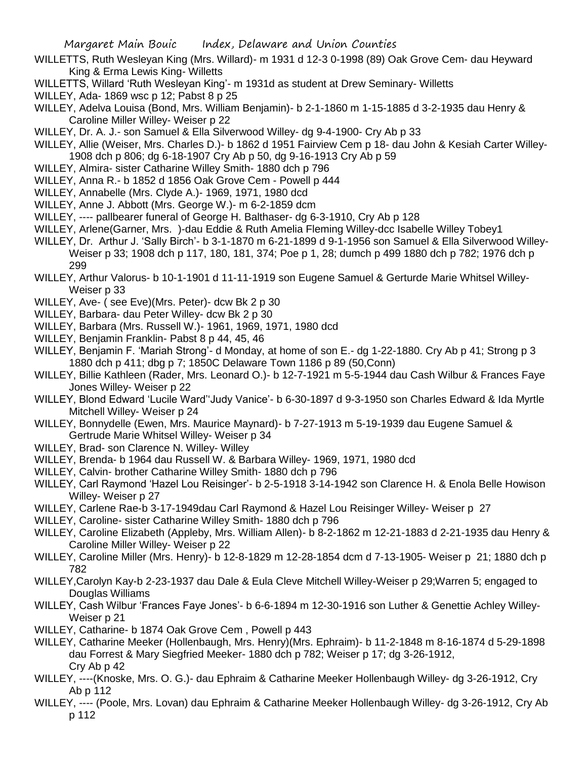WILLETTS, Ruth Wesleyan King (Mrs. Willard)- m 1931 d 12-3 0-1998 (89) Oak Grove Cem- dau Heyward King & Erma Lewis King- Willetts

WILLETTS, Willard 'Ruth Wesleyan King'- m 1931d as student at Drew Seminary- Willetts

WILLEY, Ada- 1869 wsc p 12; Pabst 8 p 25

WILLEY, Adelva Louisa (Bond, Mrs. William Benjamin)- b 2-1-1860 m 1-15-1885 d 3-2-1935 dau Henry & Caroline Miller Willey- Weiser p 22

WILLEY, Dr. A. J.- son Samuel & Ella Silverwood Willey- dg 9-4-1900- Cry Ab p 33

WILLEY, Allie (Weiser, Mrs. Charles D.)- b 1862 d 1951 Fairview Cem p 18- dau John & Kesiah Carter Willey- 1908 dch p 806; dg 6-18-1907 Cry Ab p 50, dg 9-16-1913 Cry Ab p 59

WILLEY, Almira- sister Catharine Willey Smith- 1880 dch p 796

WILLEY, Anna R.- b 1852 d 1856 Oak Grove Cem - Powell p 444

WILLEY, Annabelle (Mrs. Clyde A.)- 1969, 1971, 1980 dcd

WILLEY, Anne J. Abbott (Mrs. George W.)- m 6-2-1859 dcm

WILLEY, ---- pallbearer funeral of George H. Balthaser- dg 6-3-1910, Cry Ab p 128

WILLEY, Arlene(Garner, Mrs. )-dau Eddie & Ruth Amelia Fleming Willey-dcc Isabelle Willey Tobey1

WILLEY, Dr. Arthur J. 'Sally Birch'- b 3-1-1870 m 6-21-1899 d 9-1-1956 son Samuel & Ella Silverwood Willey- Weiser p 33; 1908 dch p 117, 180, 181, 374; Poe p 1, 28; dumch p 499 1880 dch p 782; 1976 dch p 299

WILLEY, Arthur Valorus- b 10-1-1901 d 11-11-1919 son Eugene Samuel & Gerturde Marie Whitsel Willey- Weiser p 33

WILLEY, Ave- ( see Eve)(Mrs. Peter)- dcw Bk 2 p 30

WILLEY, Barbara- dau Peter Willey- dcw Bk 2 p 30

WILLEY, Barbara (Mrs. Russell W.)- 1961, 1969, 1971, 1980 dcd

WILLEY, Benjamin Franklin- Pabst 8 p 44, 45, 46

WILLEY, Benjamin F. 'Mariah Strong'- d Monday, at home of son E.- dg 1-22-1880. Cry Ab p 41; Strong p 3 1880 dch p 411; dbg p 7; 1850C Delaware Town 1186 p 89 (50,Conn)

WILLEY, Billie Kathleen (Rader, Mrs. Leonard O.)- b 12-7-1921 m 5-5-1944 dau Cash Wilbur & Frances Faye Jones Willey- Weiser p 22

WILLEY, Blond Edward 'Lucile Ward''Judy Vanice'- b 6-30-1897 d 9-3-1950 son Charles Edward & Ida Myrtle Mitchell Willey- Weiser p 24

WILLEY, Bonnydelle (Ewen, Mrs. Maurice Maynard)- b 7-27-1913 m 5-19-1939 dau Eugene Samuel & Gertrude Marie Whitsel Willey- Weiser p 34

WILLEY, Brad- son Clarence N. Willey- Willey

WILLEY, Brenda- b 1964 dau Russell W. & Barbara Willey- 1969, 1971, 1980 dcd

WILLEY, Calvin- brother Catharine Willey Smith- 1880 dch p 796

WILLEY, Carl Raymond 'Hazel Lou Reisinger'- b 2-5-1918 3-14-1942 son Clarence H. & Enola Belle Howison Willey- Weiser p 27

WILLEY, Carlene Rae-b 3-17-1949dau Carl Raymond & Hazel Lou Reisinger Willey- Weiser p 27

WILLEY, Caroline- sister Catharine Willey Smith- 1880 dch p 796

WILLEY, Caroline Elizabeth (Appleby, Mrs. William Allen)- b 8-2-1862 m 12-21-1883 d 2-21-1935 dau Henry & Caroline Miller Willey- Weiser p 22

WILLEY, Caroline Miller (Mrs. Henry)- b 12-8-1829 m 12-28-1854 dcm d 7-13-1905- Weiser p 21; 1880 dch p 782

WILLEY,Carolyn Kay-b 2-23-1937 dau Dale & Eula Cleve Mitchell Willey-Weiser p 29;Warren 5; engaged to Douglas Williams

WILLEY, Cash Wilbur 'Frances Faye Jones'- b 6-6-1894 m 12-30-1916 son Luther & Genettie Achley Willey- Weiser p 21

WILLEY, Catharine- b 1874 Oak Grove Cem , Powell p 443

WILLEY, Catharine Meeker (Hollenbaugh, Mrs. Henry)(Mrs. Ephraim)- b 11-2-1848 m 8-16-1874 d 5-29-1898 dau Forrest & Mary Siegfried Meeker- 1880 dch p 782; Weiser p 17; dg 3-26-1912, Cry Ab p 42

WILLEY, ----(Knoske, Mrs. O. G.)- dau Ephraim & Catharine Meeker Hollenbaugh Willey- dg 3-26-1912, Cry Ab p 112

WILLEY, ---- (Poole, Mrs. Lovan) dau Ephraim & Catharine Meeker Hollenbaugh Willey- dg 3-26-1912, Cry Ab p 112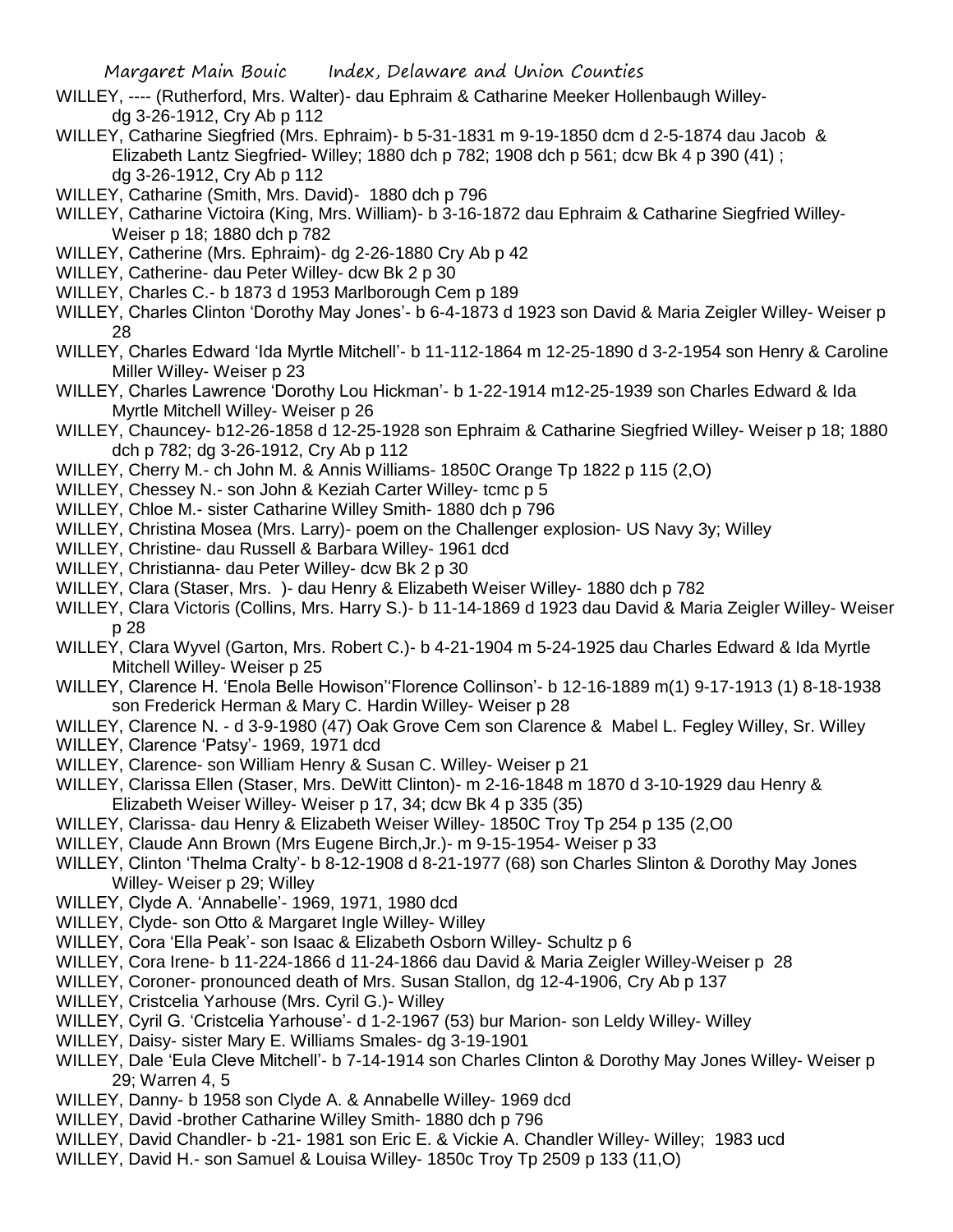WILLEY, ---- (Rutherford, Mrs. Walter)- dau Ephraim & Catharine Meeker Hollenbaugh Willey- dg 3-26-1912, Cry Ab p 112

WILLEY, Catharine Siegfried (Mrs. Ephraim)- b 5-31-1831 m 9-19-1850 dcm d 2-5-1874 dau Jacob & Elizabeth Lantz Siegfried- Willey; 1880 dch p 782; 1908 dch p 561; dcw Bk 4 p 390 (41) ; dg 3-26-1912, Cry Ab p 112

WILLEY, Catharine (Smith, Mrs. David)- 1880 dch p 796

WILLEY, Catharine Victoira (King, Mrs. William)- b 3-16-1872 dau Ephraim & Catharine Siegfried Willey- Weiser p 18; 1880 dch p 782

WILLEY, Catherine (Mrs. Ephraim)- dg 2-26-1880 Cry Ab p 42

WILLEY, Catherine- dau Peter Willey- dcw Bk 2 p 30

WILLEY, Charles C.- b 1873 d 1953 Marlborough Cem p 189

WILLEY, Charles Clinton 'Dorothy May Jones'- b 6-4-1873 d 1923 son David & Maria Zeigler Willey- Weiser p 28

WILLEY, Charles Edward 'Ida Myrtle Mitchell'- b 11-112-1864 m 12-25-1890 d 3-2-1954 son Henry & Caroline Miller Willey- Weiser p 23

WILLEY, Charles Lawrence 'Dorothy Lou Hickman'- b 1-22-1914 m12-25-1939 son Charles Edward & Ida Myrtle Mitchell Willey- Weiser p 26

WILLEY, Chauncey- b12-26-1858 d 12-25-1928 son Ephraim & Catharine Siegfried Willey- Weiser p 18; 1880 dch p 782; dg 3-26-1912, Cry Ab p 112

WILLEY, Cherry M.- ch John M. & Annis Williams- 1850C Orange Tp 1822 p 115 (2,O)

WILLEY, Chessey N.- son John & Keziah Carter Willey- tcmc p 5

WILLEY, Chloe M.- sister Catharine Willey Smith- 1880 dch p 796

WILLEY, Christina Mosea (Mrs. Larry)- poem on the Challenger explosion- US Navy 3y; Willey

WILLEY, Christine- dau Russell & Barbara Willey- 1961 dcd

WILLEY, Christianna- dau Peter Willey- dcw Bk 2 p 30

WILLEY, Clara (Staser, Mrs. )- dau Henry & Elizabeth Weiser Willey- 1880 dch p 782

WILLEY, Clara Victoris (Collins, Mrs. Harry S.)- b 11-14-1869 d 1923 dau David & Maria Zeigler Willey- Weiser p 28

WILLEY, Clara Wyvel (Garton, Mrs. Robert C.)- b 4-21-1904 m 5-24-1925 dau Charles Edward & Ida Myrtle Mitchell Willey- Weiser p 25

WILLEY, Clarence H. 'Enola Belle Howison''Florence Collinson'- b 12-16-1889 m(1) 9-17-1913 (1) 8-18-1938 son Frederick Herman & Mary C. Hardin Willey- Weiser p 28

WILLEY, Clarence N. - d 3-9-1980 (47) Oak Grove Cem son Clarence & Mabel L. Fegley Willey, Sr. Willey

WILLEY, Clarence 'Patsy'- 1969, 1971 dcd

WILLEY, Clarence- son William Henry & Susan C. Willey- Weiser p 21

WILLEY, Clarissa Ellen (Staser, Mrs. DeWitt Clinton)- m 2-16-1848 m 1870 d 3-10-1929 dau Henry & Elizabeth Weiser Willey- Weiser p 17, 34; dcw Bk 4 p 335 (35)

WILLEY, Clarissa- dau Henry & Elizabeth Weiser Willey- 1850C Troy Tp 254 p 135 (2,O0

WILLEY, Claude Ann Brown (Mrs Eugene Birch,Jr.)- m 9-15-1954- Weiser p 33

WILLEY, Clinton 'Thelma Cralty'- b 8-12-1908 d 8-21-1977 (68) son Charles Slinton & Dorothy May Jones Willey- Weiser p 29; Willey

WILLEY, Clyde A. 'Annabelle'- 1969, 1971, 1980 dcd

WILLEY, Clyde- son Otto & Margaret Ingle Willey- Willey

WILLEY, Cora 'Ella Peak'- son Isaac & Elizabeth Osborn Willey- Schultz p 6

WILLEY, Cora Irene- b 11-224-1866 d 11-24-1866 dau David & Maria Zeigler Willey-Weiser p 28

WILLEY, Coroner- pronounced death of Mrs. Susan Stallon, dg 12-4-1906, Cry Ab p 137

WILLEY, Cristcelia Yarhouse (Mrs. Cyril G.)- Willey

WILLEY, Cyril G. 'Cristcelia Yarhouse'- d 1-2-1967 (53) bur Marion- son Leldy Willey- Willey

WILLEY, Daisy- sister Mary E. Williams Smales- dg 3-19-1901

WILLEY, Dale 'Eula Cleve Mitchell'- b 7-14-1914 son Charles Clinton & Dorothy May Jones Willey- Weiser p 29; Warren 4, 5

WILLEY, Danny- b 1958 son Clyde A. & Annabelle Willey- 1969 dcd

WILLEY, David -brother Catharine Willey Smith- 1880 dch p 796

WILLEY, David Chandler- b -21- 1981 son Eric E. & Vickie A. Chandler Willey- Willey; 1983 ucd

WILLEY, David H.- son Samuel & Louisa Willey- 1850c Troy Tp 2509 p 133 (11,O)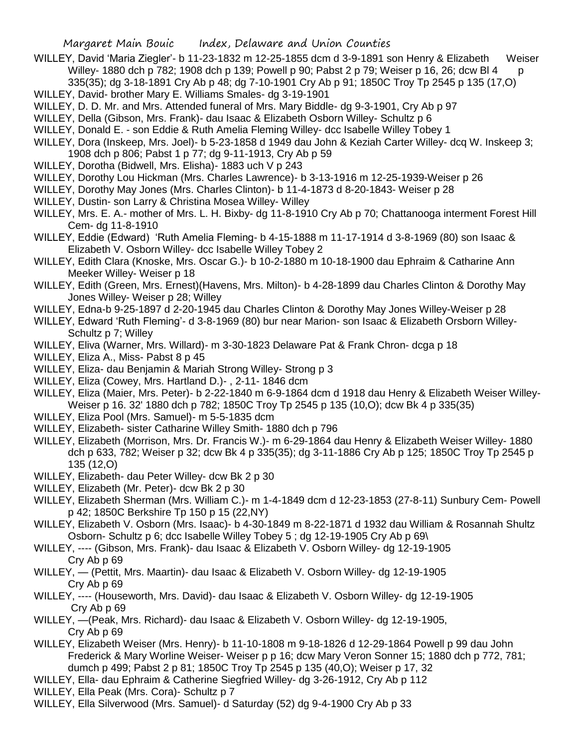WILLEY, David 'Maria Ziegler'- b 11-23-1832 m 12-25-1855 dcm d 3-9-1891 son Henry & Elizabeth Weiser Willey- 1880 dch p 782; 1908 dch p 139; Powell p 90; Pabst 2 p 79; Weiser p 16, 26; dcw Bl 4 p 335(35); dg 3-18-1891 Cry Ab p 48; dg 7-10-1901 Cry Ab p 91; 1850C Troy Tp 2545 p 135 (17,O)

WILLEY, David- brother Mary E. Williams Smales- dg 3-19-1901

WILLEY, D. D. Mr. and Mrs. Attended funeral of Mrs. Mary Biddle- dg 9-3-1901, Cry Ab p 97

WILLEY, Della (Gibson, Mrs. Frank)- dau Isaac & Elizabeth Osborn Willey- Schultz p 6

WILLEY, Donald E. - son Eddie & Ruth Amelia Fleming Willey- dcc Isabelle Willey Tobey 1

WILLEY, Dora (Inskeep, Mrs. Joel)- b 5-23-1858 d 1949 dau John & Keziah Carter Willey- dcq W. Inskeep 3; 1908 dch p 806; Pabst 1 p 77; dg 9-11-1913, Cry Ab p 59

WILLEY, Dorotha (Bidwell, Mrs. Elisha)- 1883 uch V p 243

WILLEY, Dorothy Lou Hickman (Mrs. Charles Lawrence)- b 3-13-1916 m 12-25-1939-Weiser p 26

WILLEY, Dorothy May Jones (Mrs. Charles Clinton)- b 11-4-1873 d 8-20-1843- Weiser p 28

WILLEY, Dustin- son Larry & Christina Mosea Willey- Willey

WILLEY, Mrs. E. A.- mother of Mrs. L. H. Bixby- dg 11-8-1910 Cry Ab p 70; Chattanooga interment Forest Hill Cem- dg 11-8-1910

WILLEY, Eddie (Edward) 'Ruth Amelia Fleming- b 4-15-1888 m 11-17-1914 d 3-8-1969 (80) son Isaac & Elizabeth V. Osborn Willey- dcc Isabelle Willey Tobey 2

WILLEY, Edith Clara (Knoske, Mrs. Oscar G.)- b 10-2-1880 m 10-18-1900 dau Ephraim & Catharine Ann Meeker Willey- Weiser p 18

WILLEY, Edith (Green, Mrs. Ernest)(Havens, Mrs. Milton)- b 4-28-1899 dau Charles Clinton & Dorothy May Jones Willey- Weiser p 28; Willey

WILLEY, Edna-b 9-25-1897 d 2-20-1945 dau Charles Clinton & Dorothy May Jones Willey-Weiser p 28

WILLEY, Edward 'Ruth Fleming'- d 3-8-1969 (80) bur near Marion- son Isaac & Elizabeth Orsborn Willey- Schultz p 7; Willey

WILLEY, Eliva (Warner, Mrs. Willard)- m 3-30-1823 Delaware Pat & Frank Chron- dcga p 18

WILLEY, Eliza A., Miss- Pabst 8 p 45

WILLEY, Eliza- dau Benjamin & Mariah Strong Willey- Strong p 3

WILLEY, Eliza (Cowey, Mrs. Hartland D.)- , 2-11- 1846 dcm

WILLEY, Eliza (Maier, Mrs. Peter)- b 2-22-1840 m 6-9-1864 dcm d 1918 dau Henry & Elizabeth Weiser Willey- Weiser p 16. 32' 1880 dch p 782; 1850C Troy Tp 2545 p 135 (10,O); dcw Bk 4 p 335(35)

WILLEY, Eliza Pool (Mrs. Samuel)- m 5-5-1835 dcm

WILLEY, Elizabeth- sister Catharine Willey Smith- 1880 dch p 796

WILLEY, Elizabeth (Morrison, Mrs. Dr. Francis W.)- m 6-29-1864 dau Henry & Elizabeth Weiser Willey- 1880 dch p 633, 782; Weiser p 32; dcw Bk 4 p 335(35); dg 3-11-1886 Cry Ab p 125; 1850C Troy Tp 2545 p 135 (12,O)

WILLEY, Elizabeth- dau Peter Willey- dcw Bk 2 p 30

WILLEY, Elizabeth (Mr. Peter)- dcw Bk 2 p 30

WILLEY, Elizabeth Sherman (Mrs. William C.)- m 1-4-1849 dcm d 12-23-1853 (27-8-11) Sunbury Cem- Powell p 42; 1850C Berkshire Tp 150 p 15 (22,NY)

WILLEY, Elizabeth V. Osborn (Mrs. Isaac)- b 4-30-1849 m 8-22-1871 d 1932 dau William & Rosannah Shultz Osborn- Schultz p 6; dcc Isabelle Willey Tobey 5 ; dg 12-19-1905 Cry Ab p 69\

WILLEY, ---- (Gibson, Mrs. Frank)- dau Isaac & Elizabeth V. Osborn Willey- dg 12-19-1905 Cry Ab p 69

WILLEY, — (Pettit, Mrs. Maartin)- dau Isaac & Elizabeth V. Osborn Willey- dg 12-19-1905 Cry Ab p 69

WILLEY, ---- (Houseworth, Mrs. David)- dau Isaac & Elizabeth V. Osborn Willey- dg 12-19-1905 Cry Ab p 69

WILLEY, —(Peak, Mrs. Richard)- dau Isaac & Elizabeth V. Osborn Willey- dg 12-19-1905, Cry Ab p 69

WILLEY, Elizabeth Weiser (Mrs. Henry)- b 11-10-1808 m 9-18-1826 d 12-29-1864 Powell p 99 dau John Frederick & Mary Worline Weiser- Weiser p p 16; dcw Mary Veron Sonner 15; 1880 dch p 772, 781; dumch p 499; Pabst 2 p 81; 1850C Troy Tp 2545 p 135 (40,O); Weiser p 17, 32

WILLEY, Ella- dau Ephraim & Catherine Siegfried Willey- dg 3-26-1912, Cry Ab p 112

WILLEY, Ella Peak (Mrs. Cora)- Schultz p 7

WILLEY, Ella Silverwood (Mrs. Samuel)- d Saturday (52) dg 9-4-1900 Cry Ab p 33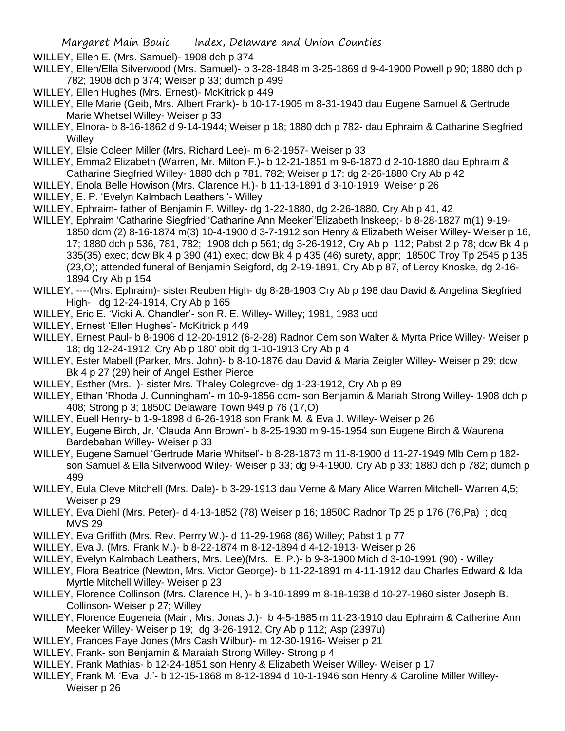WILLEY, Ellen E. (Mrs. Samuel)- 1908 dch p 374

WILLEY, Ellen/Ella Silverwood (Mrs. Samuel)- b 3-28-1848 m 3-25-1869 d 9-4-1900 Powell p 90; 1880 dch p 782; 1908 dch p 374; Weiser p 33; dumch p 499

WILLEY, Ellen Hughes (Mrs. Ernest)- McKitrick p 449

WILLEY, Elle Marie (Geib, Mrs. Albert Frank)- b 10-17-1905 m 8-31-1940 dau Eugene Samuel & Gertrude Marie Whetsel Willey- Weiser p 33

WILLEY, Elnora- b 8-16-1862 d 9-14-1944; Weiser p 18; 1880 dch p 782- dau Ephraim & Catharine Siegfried Willey

WILLEY, Elsie Coleen Miller (Mrs. Richard Lee)- m 6-2-1957- Weiser p 33

WILLEY, Emma2 Elizabeth (Warren, Mr. Milton F.)- b 12-21-1851 m 9-6-1870 d 2-10-1880 dau Ephraim & Catharine Siegfried Willey- 1880 dch p 781, 782; Weiser p 17; dg 2-26-1880 Cry Ab p 42

WILLEY, Enola Belle Howison (Mrs. Clarence H.)- b 11-13-1891 d 3-10-1919 Weiser p 26

WILLEY, E. P. 'Evelyn Kalmbach Leathers '- Willey

WILLEY, Ephraim- father of Benjamin F. Willey- dg 1-22-1880, dg 2-26-1880, Cry Ab p 41, 42

WILLEY, Ephraim 'Catharine Siegfried''Catharine Ann Meeker''Elizabeth Inskeep;- b 8-28-1827 m(1) 9-19-1850 dcm (2) 8-16-1874 m(3) 10-4-1900 d 3-7-1912 son Henry & Elizabeth Weiser Willey- Weiser p 16, 17; 1880 dch p 536, 781, 782; 1908 dch p 561; dg 3-26-1912, Cry Ab p 112; Pabst 2 p 78; dcw Bk 4 p 335(35) exec; dcw Bk 4 p 390 (41) exec; dcw Bk 4 p 435 (46) surety, appr; 1850C Troy Tp 2545 p 135 (23,O); attended funeral of Benjamin Seigford, dg 2-19-1891, Cry Ab p 87, of Leroy Knoske, dg 2-16-1894 Cry Ab p 154

WILLEY, ----(Mrs. Ephraim)- sister Reuben High- dg 8-28-1903 Cry Ab p 198 dau David & Angelina Siegfried High- dg 12-24-1914, Cry Ab p 165

WILLEY, Eric E. 'Vicki A. Chandler'- son R. E. Willey- Willey; 1981, 1983 ucd

WILLEY, Ernest 'Ellen Hughes'- McKitrick p 449

WILLEY, Ernest Paul- b 8-1906 d 12-20-1912 (6-2-28) Radnor Cem son Walter & Myrta Price Willey- Weiser p 18; dg 12-24-1912, Cry Ab p 180' obit dg 1-10-1913 Cry Ab p 4

WILLEY, Ester Mabell (Parker, Mrs. John)- b 8-10-1876 dau David & Maria Zeigler Willey- Weiser p 29; dcw Bk 4 p 27 (29) heir of Angel Esther Pierce

WILLEY, Esther (Mrs. )- sister Mrs. Thaley Colegrove- dg 1-23-1912, Cry Ab p 89

WILLEY, Ethan 'Rhoda J. Cunningham'- m 10-9-1856 dcm- son Benjamin & Mariah Strong Willey- 1908 dch p 408; Strong p 3; 1850C Delaware Town 949 p 76 (17,O)

WILLEY, Euell Henry- b 1-9-1898 d 6-26-1918 son Frank M. & Eva J. Willey- Weiser p 26

WILLEY, Eugene Birch, Jr. 'Clauda Ann Brown'- b 8-25-1930 m 9-15-1954 son Eugene Birch & Waurena Bardebaban Willey- Weiser p 33

WILLEY, Eugene Samuel 'Gertrude Marie Whitsel'- b 8-28-1873 m 11-8-1900 d 11-27-1949 Mlb Cem p 182- son Samuel & Ella Silverwood Wiley- Weiser p 33; dg 9-4-1900. Cry Ab p 33; 1880 dch p 782; dumch p 499

WILLEY, Eula Cleve Mitchell (Mrs. Dale)- b 3-29-1913 dau Verne & Mary Alice Warren Mitchell- Warren 4,5; Weiser p 29

WILLEY, Eva Diehl (Mrs. Peter)- d 4-13-1852 (78) Weiser p 16; 1850C Radnor Tp 25 p 176 (76,Pa) ; dcq MVS 29

WILLEY, Eva Griffith (Mrs. Rev. Perrry W.)- d 11-29-1968 (86) Willey; Pabst 1 p 77

WILLEY, Eva J. (Mrs. Frank M.)- b 8-22-1874 m 8-12-1894 d 4-12-1913- Weiser p 26

WILLEY, Evelyn Kalmbach Leathers, Mrs. Lee)(Mrs. E. P.)- b 9-3-1900 Mich d 3-10-1991 (90) - Willey

WILLEY, Flora Beatrice (Newton, Mrs. Victor George)- b 11-22-1891 m 4-11-1912 dau Charles Edward & Ida Myrtle Mitchell Willey- Weiser p 23

WILLEY, Florence Collinson (Mrs. Clarence H, )- b 3-10-1899 m 8-18-1938 d 10-27-1960 sister Joseph B. Collinson- Weiser p 27; Willey

WILLEY, Florence Eugeneia (Main, Mrs. Jonas J.)- b 4-5-1885 m 11-23-1910 dau Ephraim & Catherine Ann Meeker Willey- Weiser p 19; dg 3-26-1912, Cry Ab p 112; Asp (2397u)

WILLEY, Frances Faye Jones (Mrs Cash Wilbur)- m 12-30-1916- Weiser p 21

WILLEY, Frank- son Benjamin & Maraiah Strong Willey- Strong p 4

WILLEY, Frank Mathias- b 12-24-1851 son Henry & Elizabeth Weiser Willey- Weiser p 17

WILLEY, Frank M. 'Eva J.'- b 12-15-1868 m 8-12-1894 d 10-1-1946 son Henry & Caroline Miller Willey- Weiser p 26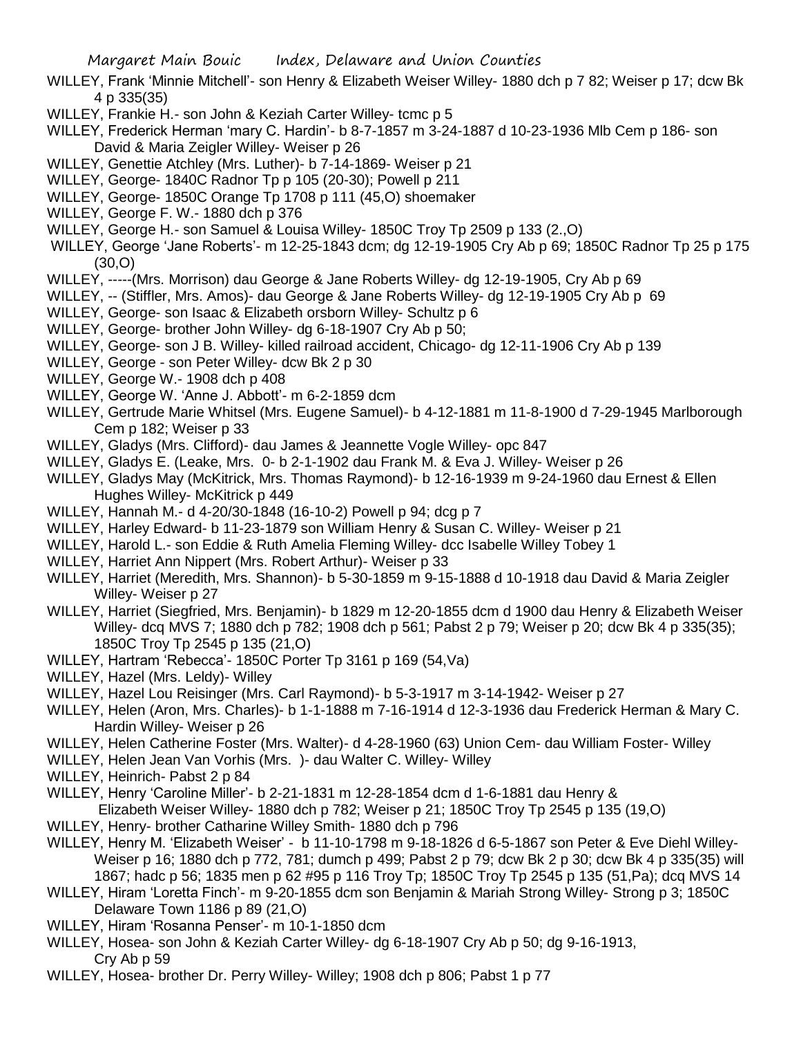WILLEY, Frank 'Minnie Mitchell'- son Henry & Elizabeth Weiser Willey- 1880 dch p 7 82; Weiser p 17; dcw Bk 4 p 335(35)

WILLEY, Frankie H.- son John & Keziah Carter Willey- tcmc p 5

WILLEY, Frederick Herman 'mary C. Hardin'- b 8-7-1857 m 3-24-1887 d 10-23-1936 Mlb Cem p 186- son David & Maria Zeigler Willey- Weiser p 26

WILLEY, Genettie Atchley (Mrs. Luther)- b 7-14-1869- Weiser p 21

WILLEY, George- 1840C Radnor Tp p 105 (20-30); Powell p 211

WILLEY, George- 1850C Orange Tp 1708 p 111 (45,O) shoemaker

WILLEY, George F. W.- 1880 dch p 376

WILLEY, George H.- son Samuel & Louisa Willey- 1850C Troy Tp 2509 p 133 (2.,O)

WILLEY, George 'Jane Roberts'- m 12-25-1843 dcm; dg 12-19-1905 Cry Ab p 69; 1850C Radnor Tp 25 p 175 (30,O)

WILLEY, -----(Mrs. Morrison) dau George & Jane Roberts Willey- dg 12-19-1905, Cry Ab p 69

WILLEY, -- (Stiffler, Mrs. Amos)- dau George & Jane Roberts Willey- dg 12-19-1905 Cry Ab p 69

WILLEY, George- son Isaac & Elizabeth orsborn Willey- Schultz p 6

WILLEY, George- brother John Willey- dg 6-18-1907 Cry Ab p 50;

WILLEY, George- son J B. Willey- killed railroad accident, Chicago- dg 12-11-1906 Cry Ab p 139

WILLEY, George - son Peter Willey- dcw Bk 2 p 30

WILLEY, George W.- 1908 dch p 408

WILLEY, George W. 'Anne J. Abbott'- m 6-2-1859 dcm

WILLEY, Gertrude Marie Whitsel (Mrs. Eugene Samuel)- b 4-12-1881 m 11-8-1900 d 7-29-1945 Marlborough Cem p 182; Weiser p 33

WILLEY, Gladys (Mrs. Clifford)- dau James & Jeannette Vogle Willey- opc 847

WILLEY, Gladys E. (Leake, Mrs. 0- b 2-1-1902 dau Frank M. & Eva J. Willey- Weiser p 26

WILLEY, Gladys May (McKitrick, Mrs. Thomas Raymond)- b 12-16-1939 m 9-24-1960 dau Ernest & Ellen Hughes Willey- McKitrick p 449

WILLEY, Hannah M.- d 4-20/30-1848 (16-10-2) Powell p 94; dcg p 7

WILLEY, Harley Edward- b 11-23-1879 son William Henry & Susan C. Willey- Weiser p 21

WILLEY, Harold L.- son Eddie & Ruth Amelia Fleming Willey- dcc Isabelle Willey Tobey 1

WILLEY, Harriet Ann Nippert (Mrs. Robert Arthur)- Weiser p 33

WILLEY, Harriet (Meredith, Mrs. Shannon)- b 5-30-1859 m 9-15-1888 d 10-1918 dau David & Maria Zeigler Willey- Weiser p 27

WILLEY, Harriet (Siegfried, Mrs. Benjamin)- b 1829 m 12-20-1855 dcm d 1900 dau Henry & Elizabeth Weiser Willey- dcq MVS 7; 1880 dch p 782; 1908 dch p 561; Pabst 2 p 79; Weiser p 20; dcw Bk 4 p 335(35); 1850C Troy Tp 2545 p 135 (21,O)

WILLEY, Hartram 'Rebecca'- 1850C Porter Tp 3161 p 169 (54,Va)

WILLEY, Hazel (Mrs. Leldy)- Willey

WILLEY, Hazel Lou Reisinger (Mrs. Carl Raymond)- b 5-3-1917 m 3-14-1942- Weiser p 27

WILLEY, Helen (Aron, Mrs. Charles)- b 1-1-1888 m 7-16-1914 d 12-3-1936 dau Frederick Herman & Mary C. Hardin Willey- Weiser p 26

WILLEY, Helen Catherine Foster (Mrs. Walter)- d 4-28-1960 (63) Union Cem- dau William Foster- Willey

WILLEY, Helen Jean Van Vorhis (Mrs. )- dau Walter C. Willey- Willey

WILLEY, Heinrich- Pabst 2 p 84

WILLEY, Henry 'Caroline Miller'- b 2-21-1831 m 12-28-1854 dcm d 1-6-1881 dau Henry & Elizabeth Weiser Willey- 1880 dch p 782; Weiser p 21; 1850C Troy Tp 2545 p 135 (19,O)

WILLEY, Henry- brother Catharine Willey Smith- 1880 dch p 796

WILLEY, Henry M. 'Elizabeth Weiser' - b 11-10-1798 m 9-18-1826 d 6-5-1867 son Peter & Eve Diehl Willey- Weiser p 16; 1880 dch p 772, 781; dumch p 499; Pabst 2 p 79; dcw Bk 2 p 30; dcw Bk 4 p 335(35) will 1867; hadc p 56; 1835 men p 62 #95 p 116 Troy Tp; 1850C Troy Tp 2545 p 135 (51,Pa); dcq MVS 14

WILLEY, Hiram 'Loretta Finch'- m 9-20-1855 dcm son Benjamin & Mariah Strong Willey- Strong p 3; 1850C Delaware Town 1186 p 89 (21,O)

WILLEY, Hiram 'Rosanna Penser'- m 10-1-1850 dcm

WILLEY, Hosea- son John & Keziah Carter Willey- dg 6-18-1907 Cry Ab p 50; dg 9-16-1913, Cry Ab p 59

WILLEY, Hosea- brother Dr. Perry Willey- Willey; 1908 dch p 806; Pabst 1 p 77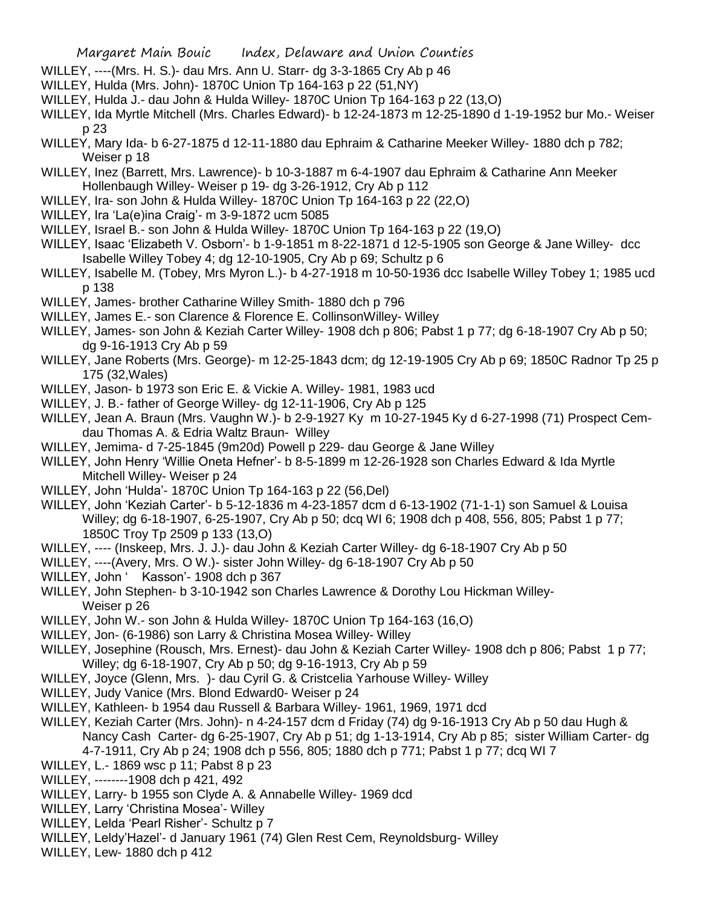WILLEY, ----(Mrs. H. S.)- dau Mrs. Ann U. Starr- dg 3-3-1865 Cry Ab p 46

WILLEY, Hulda (Mrs. John)- 1870C Union Tp 164-163 p 22 (51,NY)

WILLEY, Hulda J.- dau John & Hulda Willey- 1870C Union Tp 164-163 p 22 (13,O)

WILLEY, Ida Myrtle Mitchell (Mrs. Charles Edward)- b 12-24-1873 m 12-25-1890 d 1-19-1952 bur Mo.- Weiser p 23

WILLEY, Mary Ida- b 6-27-1875 d 12-11-1880 dau Ephraim & Catharine Meeker Willey- 1880 dch p 782; Weiser p 18

WILLEY, Inez (Barrett, Mrs. Lawrence)- b 10-3-1887 m 6-4-1907 dau Ephraim & Catharine Ann Meeker Hollenbaugh Willey- Weiser p 19- dg 3-26-1912, Cry Ab p 112

WILLEY, Ira- son John & Hulda Willey- 1870C Union Tp 164-163 p 22 (22,O)

WILLEY, Ira 'La(e)ina Craig'- m 3-9-1872 ucm 5085

WILLEY, Israel B.- son John & Hulda Willey- 1870C Union Tp 164-163 p 22 (19,O)

WILLEY, Isaac 'Elizabeth V. Osborn'- b 1-9-1851 m 8-22-1871 d 12-5-1905 son George & Jane Willey- dcc Isabelle Willey Tobey 4; dg 12-10-1905, Cry Ab p 69; Schultz p 6

WILLEY, Isabelle M. (Tobey, Mrs Myron L.)- b 4-27-1918 m 10-50-1936 dcc Isabelle Willey Tobey 1; 1985 ucd p 138

WILLEY, James- brother Catharine Willey Smith- 1880 dch p 796

WILLEY, James E.- son Clarence & Florence E. CollinsonWilley- Willey

WILLEY, James- son John & Keziah Carter Willey- 1908 dch p 806; Pabst 1 p 77; dg 6-18-1907 Cry Ab p 50; dg 9-16-1913 Cry Ab p 59

WILLEY, Jane Roberts (Mrs. George)- m 12-25-1843 dcm; dg 12-19-1905 Cry Ab p 69; 1850C Radnor Tp 25 p 175 (32,Wales)

WILLEY, Jason- b 1973 son Eric E. & Vickie A. Willey- 1981, 1983 ucd

WILLEY, J. B.- father of George Willey- dg 12-11-1906, Cry Ab p 125

WILLEY, Jean A. Braun (Mrs. Vaughn W.)- b 2-9-1927 Ky m 10-27-1945 Ky d 6-27-1998 (71) Prospect Cem- dau Thomas A. & Edria Waltz Braun- Willey

WILLEY, Jemima- d 7-25-1845 (9m20d) Powell p 229- dau George & Jane Willey

WILLEY, John Henry 'Willie Oneta Hefner'- b 8-5-1899 m 12-26-1928 son Charles Edward & Ida Myrtle Mitchell Willey- Weiser p 24

WILLEY, John 'Hulda'- 1870C Union Tp 164-163 p 22 (56,Del)

WILLEY, John 'Keziah Carter'- b 5-12-1836 m 4-23-1857 dcm d 6-13-1902 (71-1-1) son Samuel & Louisa Willey; dg 6-18-1907, 6-25-1907, Cry Ab p 50; dcq WI 6; 1908 dch p 408, 556, 805; Pabst 1 p 77; 1850C Troy Tp 2509 p 133 (13,O)

WILLEY, ---- (Inskeep, Mrs. J. J.)- dau John & Keziah Carter Willey- dg 6-18-1907 Cry Ab p 50

WILLEY, ----(Avery, Mrs. O W.)- sister John Willey- dg 6-18-1907 Cry Ab p 50

WILLEY, John ' Kasson'- 1908 dch p 367

WILLEY, John Stephen- b 3-10-1942 son Charles Lawrence & Dorothy Lou Hickman Willey- Weiser p 26

WILLEY, John W.- son John & Hulda Willey- 1870C Union Tp 164-163 (16,O)

WILLEY, Jon- (6-1986) son Larry & Christina Mosea Willey- Willey

WILLEY, Josephine (Rousch, Mrs. Ernest)- dau John & Keziah Carter Willey- 1908 dch p 806; Pabst 1 p 77; Willey; dg 6-18-1907, Cry Ab p 50; dg 9-16-1913, Cry Ab p 59

WILLEY, Joyce (Glenn, Mrs. )- dau Cyril G. & Cristcelia Yarhouse Willey- Willey

WILLEY, Judy Vanice (Mrs. Blond Edward0- Weiser p 24

WILLEY, Kathleen- b 1954 dau Russell & Barbara Willey- 1961, 1969, 1971 dcd

WILLEY, Keziah Carter (Mrs. John)- n 4-24-157 dcm d Friday (74) dg 9-16-1913 Cry Ab p 50 dau Hugh & Nancy Cash Carter- dg 6-25-1907, Cry Ab p 51; dg 1-13-1914, Cry Ab p 85; sister William Carter- dg 4-7-1911, Cry Ab p 24; 1908 dch p 556, 805; 1880 dch p 771; Pabst 1 p 77; dcq WI 7

WILLEY, L.- 1869 wsc p 11; Pabst 8 p 23

WILLEY, --------1908 dch p 421, 492

WILLEY, Larry- b 1955 son Clyde A. & Annabelle Willey- 1969 dcd

WILLEY, Larry 'Christina Mosea'- Willey

WILLEY, Lelda 'Pearl Risher'- Schultz p 7

WILLEY, Leldy'Hazel'- d January 1961 (74) Glen Rest Cem, Reynoldsburg- Willey

WILLEY, Lew- 1880 dch p 412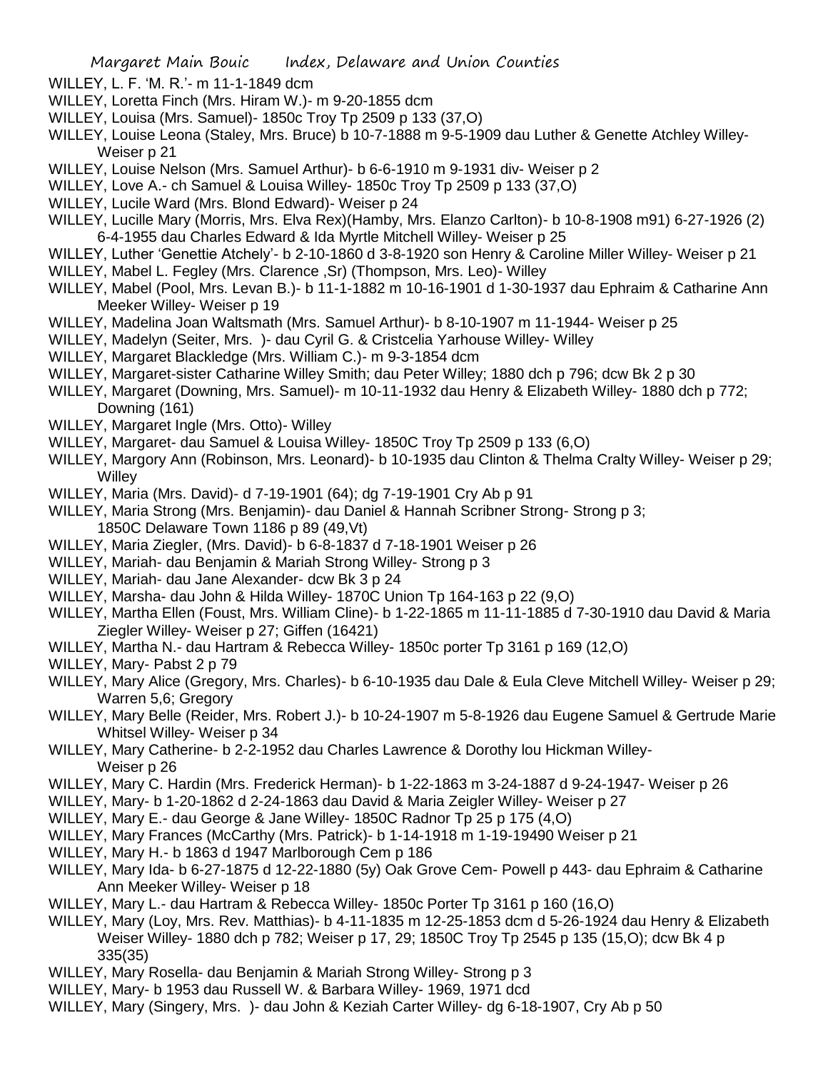WILLEY, L. F. 'M. R.'- m 11-1-1849 dcm

WILLEY, Loretta Finch (Mrs. Hiram W.)- m 9-20-1855 dcm

WILLEY, Louisa (Mrs. Samuel)- 1850c Troy Tp 2509 p 133 (37,O)

WILLEY, Louise Leona (Staley, Mrs. Bruce) b 10-7-1888 m 9-5-1909 dau Luther & Genette Atchley Willey- Weiser p 21

WILLEY, Louise Nelson (Mrs. Samuel Arthur)- b 6-6-1910 m 9-1931 div- Weiser p 2

WILLEY, Love A.- ch Samuel & Louisa Willey- 1850c Troy Tp 2509 p 133 (37,O)

WILLEY, Lucile Ward (Mrs. Blond Edward)- Weiser p 24

WILLEY, Lucille Mary (Morris, Mrs. Elva Rex)(Hamby, Mrs. Elanzo Carlton)- b 10-8-1908 m91) 6-27-1926 (2) 6-4-1955 dau Charles Edward & Ida Myrtle Mitchell Willey- Weiser p 25

WILLEY, Luther 'Genettie Atchely'- b 2-10-1860 d 3-8-1920 son Henry & Caroline Miller Willey- Weiser p 21

WILLEY, Mabel L. Fegley (Mrs. Clarence ,Sr) (Thompson, Mrs. Leo)- Willey

WILLEY, Mabel (Pool, Mrs. Levan B.)- b 11-1-1882 m 10-16-1901 d 1-30-1937 dau Ephraim & Catharine Ann Meeker Willey- Weiser p 19

WILLEY, Madelina Joan Waltsmath (Mrs. Samuel Arthur)- b 8-10-1907 m 11-1944- Weiser p 25

WILLEY, Madelyn (Seiter, Mrs. )- dau Cyril G. & Cristcelia Yarhouse Willey- Willey

WILLEY, Margaret Blackledge (Mrs. William C.)- m 9-3-1854 dcm

WILLEY, Margaret-sister Catharine Willey Smith; dau Peter Willey; 1880 dch p 796; dcw Bk 2 p 30

WILLEY, Margaret (Downing, Mrs. Samuel)- m 10-11-1932 dau Henry & Elizabeth Willey- 1880 dch p 772; Downing (161)

WILLEY, Margaret Ingle (Mrs. Otto)- Willey

WILLEY, Margaret- dau Samuel & Louisa Willey- 1850C Troy Tp 2509 p 133 (6,O)

WILLEY, Margory Ann (Robinson, Mrs. Leonard)- b 10-1935 dau Clinton & Thelma Cralty Willey- Weiser p 29; Willey

WILLEY, Maria (Mrs. David)- d 7-19-1901 (64); dg 7-19-1901 Cry Ab p 91

WILLEY, Maria Strong (Mrs. Benjamin)- dau Daniel & Hannah Scribner Strong- Strong p 3; 1850C Delaware Town 1186 p 89 (49,Vt)

WILLEY, Maria Ziegler, (Mrs. David)- b 6-8-1837 d 7-18-1901 Weiser p 26

WILLEY, Mariah- dau Benjamin & Mariah Strong Willey- Strong p 3

WILLEY, Mariah- dau Jane Alexander- dcw Bk 3 p 24

WILLEY, Marsha- dau John & Hilda Willey- 1870C Union Tp 164-163 p 22 (9,O)

WILLEY, Martha Ellen (Foust, Mrs. William Cline)- b 1-22-1865 m 11-11-1885 d 7-30-1910 dau David & Maria Ziegler Willey- Weiser p 27; Giffen (16421)

WILLEY, Martha N.- dau Hartram & Rebecca Willey- 1850c porter Tp 3161 p 169 (12,O)

WILLEY, Mary- Pabst 2 p 79

WILLEY, Mary Alice (Gregory, Mrs. Charles)- b 6-10-1935 dau Dale & Eula Cleve Mitchell Willey- Weiser p 29; Warren 5,6; Gregory

WILLEY, Mary Belle (Reider, Mrs. Robert J.)- b 10-24-1907 m 5-8-1926 dau Eugene Samuel & Gertrude Marie Whitsel Willey- Weiser p 34

WILLEY, Mary Catherine- b 2-2-1952 dau Charles Lawrence & Dorothy lou Hickman Willey- Weiser p 26

WILLEY, Mary C. Hardin (Mrs. Frederick Herman)- b 1-22-1863 m 3-24-1887 d 9-24-1947- Weiser p 26

WILLEY, Mary- b 1-20-1862 d 2-24-1863 dau David & Maria Zeigler Willey- Weiser p 27

WILLEY, Mary E.- dau George & Jane Willey- 1850C Radnor Tp 25 p 175 (4,O)

WILLEY, Mary Frances (McCarthy (Mrs. Patrick)- b 1-14-1918 m 1-19-19490 Weiser p 21

WILLEY, Mary H.- b 1863 d 1947 Marlborough Cem p 186

WILLEY, Mary Ida- b 6-27-1875 d 12-22-1880 (5y) Oak Grove Cem- Powell p 443- dau Ephraim & Catharine Ann Meeker Willey- Weiser p 18

WILLEY, Mary L.- dau Hartram & Rebecca Willey- 1850c Porter Tp 3161 p 160 (16,O)

WILLEY, Mary (Loy, Mrs. Rev. Matthias)- b 4-11-1835 m 12-25-1853 dcm d 5-26-1924 dau Henry & Elizabeth Weiser Willey- 1880 dch p 782; Weiser p 17, 29; 1850C Troy Tp 2545 p 135 (15,O); dcw Bk 4 p 335(35)

WILLEY, Mary Rosella- dau Benjamin & Mariah Strong Willey- Strong p 3

WILLEY, Mary- b 1953 dau Russell W. & Barbara Willey- 1969, 1971 dcd

WILLEY, Mary (Singery, Mrs. )- dau John & Keziah Carter Willey- dg 6-18-1907, Cry Ab p 50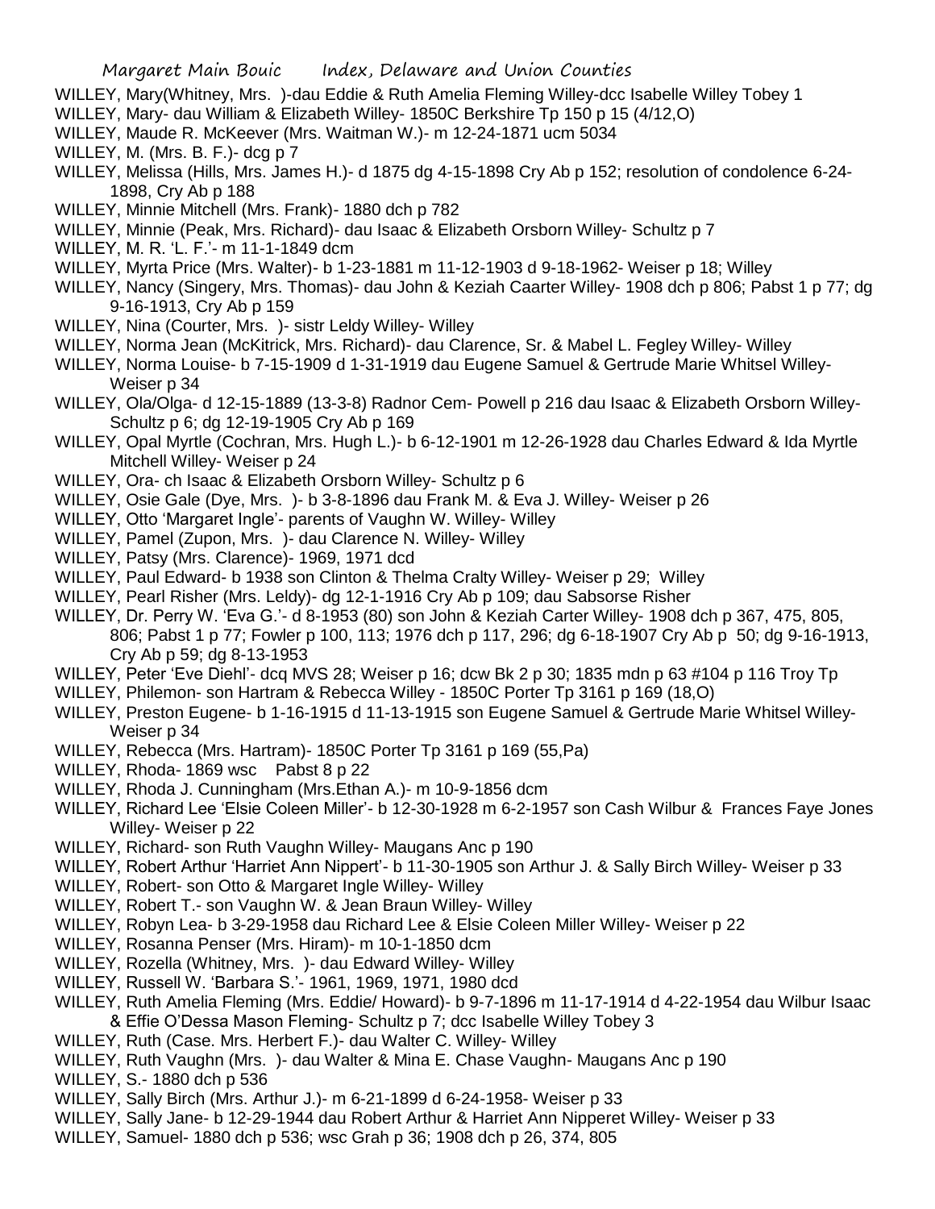WILLEY, Mary(Whitney, Mrs. )-dau Eddie & Ruth Amelia Fleming Willey-dcc Isabelle Willey Tobey 1

WILLEY, Mary- dau William & Elizabeth Willey- 1850C Berkshire Tp 150 p 15 (4/12,O)

WILLEY, Maude R. McKeever (Mrs. Waitman W.)- m 12-24-1871 ucm 5034

WILLEY, M. (Mrs. B. F.)- dcg p 7

WILLEY, Melissa (Hills, Mrs. James H.)- d 1875 dg 4-15-1898 Cry Ab p 152; resolution of condolence 6-24-1898, Cry Ab p 188

WILLEY, Minnie Mitchell (Mrs. Frank)- 1880 dch p 782

WILLEY, Minnie (Peak, Mrs. Richard)- dau Isaac & Elizabeth Orsborn Willey- Schultz p 7

WILLEY, M. R. 'L. F.'- m 11-1-1849 dcm

WILLEY, Myrta Price (Mrs. Walter)- b 1-23-1881 m 11-12-1903 d 9-18-1962- Weiser p 18; Willey

WILLEY, Nancy (Singery, Mrs. Thomas)- dau John & Keziah Caarter Willey- 1908 dch p 806; Pabst 1 p 77; dg 9-16-1913, Cry Ab p 159

WILLEY, Nina (Courter, Mrs. )- sistr Leldy Willey- Willey

WILLEY, Norma Jean (McKitrick, Mrs. Richard)- dau Clarence, Sr. & Mabel L. Fegley Willey- Willey

WILLEY, Norma Louise- b 7-15-1909 d 1-31-1919 dau Eugene Samuel & Gertrude Marie Whitsel Willey- Weiser p 34

WILLEY, Ola/Olga- d 12-15-1889 (13-3-8) Radnor Cem- Powell p 216 dau Isaac & Elizabeth Orsborn Willey- Schultz p 6; dg 12-19-1905 Cry Ab p 169

WILLEY, Opal Myrtle (Cochran, Mrs. Hugh L.)- b 6-12-1901 m 12-26-1928 dau Charles Edward & Ida Myrtle Mitchell Willey- Weiser p 24

WILLEY, Ora- ch Isaac & Elizabeth Orsborn Willey- Schultz p 6

WILLEY, Osie Gale (Dye, Mrs. )- b 3-8-1896 dau Frank M. & Eva J. Willey- Weiser p 26

WILLEY, Otto 'Margaret Ingle'- parents of Vaughn W. Willey- Willey

WILLEY, Pamel (Zupon, Mrs. )- dau Clarence N. Willey- Willey

WILLEY, Patsy (Mrs. Clarence)- 1969, 1971 dcd

WILLEY, Paul Edward- b 1938 son Clinton & Thelma Cralty Willey- Weiser p 29; Willey

WILLEY, Pearl Risher (Mrs. Leldy)- dg 12-1-1916 Cry Ab p 109; dau Sabsorse Risher

WILLEY, Dr. Perry W. 'Eva G.'- d 8-1953 (80) son John & Keziah Carter Willey- 1908 dch p 367, 475, 805, 806; Pabst 1 p 77; Fowler p 100, 113; 1976 dch p 117, 296; dg 6-18-1907 Cry Ab p 50; dg 9-16-1913, Cry Ab p 59; dg 8-13-1953

WILLEY, Peter 'Eve Diehl'- dcq MVS 28; Weiser p 16; dcw Bk 2 p 30; 1835 mdn p 63 #104 p 116 Troy Tp

WILLEY, Philemon- son Hartram & Rebecca Willey - 1850C Porter Tp 3161 p 169 (18,O)

WILLEY, Preston Eugene- b 1-16-1915 d 11-13-1915 son Eugene Samuel & Gertrude Marie Whitsel Willey- Weiser p 34

WILLEY, Rebecca (Mrs. Hartram)- 1850C Porter Tp 3161 p 169 (55,Pa)

WILLEY, Rhoda- 1869 wsc Pabst 8 p 22

WILLEY, Rhoda J. Cunningham (Mrs.Ethan A.)- m 10-9-1856 dcm

WILLEY, Richard Lee 'Elsie Coleen Miller'- b 12-30-1928 m 6-2-1957 son Cash Wilbur & Frances Faye Jones Willey- Weiser p 22

WILLEY, Richard- son Ruth Vaughn Willey- Maugans Anc p 190

WILLEY, Robert Arthur 'Harriet Ann Nippert'- b 11-30-1905 son Arthur J. & Sally Birch Willey- Weiser p 33

WILLEY, Robert- son Otto & Margaret Ingle Willey- Willey

WILLEY, Robert T.- son Vaughn W. & Jean Braun Willey- Willey

WILLEY, Robyn Lea- b 3-29-1958 dau Richard Lee & Elsie Coleen Miller Willey- Weiser p 22

WILLEY, Rosanna Penser (Mrs. Hiram)- m 10-1-1850 dcm

WILLEY, Rozella (Whitney, Mrs. )- dau Edward Willey- Willey

WILLEY, Russell W. 'Barbara S.'- 1961, 1969, 1971, 1980 dcd

WILLEY, Ruth Amelia Fleming (Mrs. Eddie/ Howard)- b 9-7-1896 m 11-17-1914 d 4-22-1954 dau Wilbur Isaac & Effie O'Dessa Mason Fleming- Schultz p 7; dcc Isabelle Willey Tobey 3

WILLEY, Ruth (Case. Mrs. Herbert F.)- dau Walter C. Willey- Willey

WILLEY, Ruth Vaughn (Mrs. )- dau Walter & Mina E. Chase Vaughn- Maugans Anc p 190

WILLEY, S.- 1880 dch p 536

WILLEY, Sally Birch (Mrs. Arthur J.)- m 6-21-1899 d 6-24-1958- Weiser p 33

WILLEY, Sally Jane- b 12-29-1944 dau Robert Arthur & Harriet Ann Nipperet Willey- Weiser p 33

WILLEY, Samuel- 1880 dch p 536; wsc Grah p 36; 1908 dch p 26, 374, 805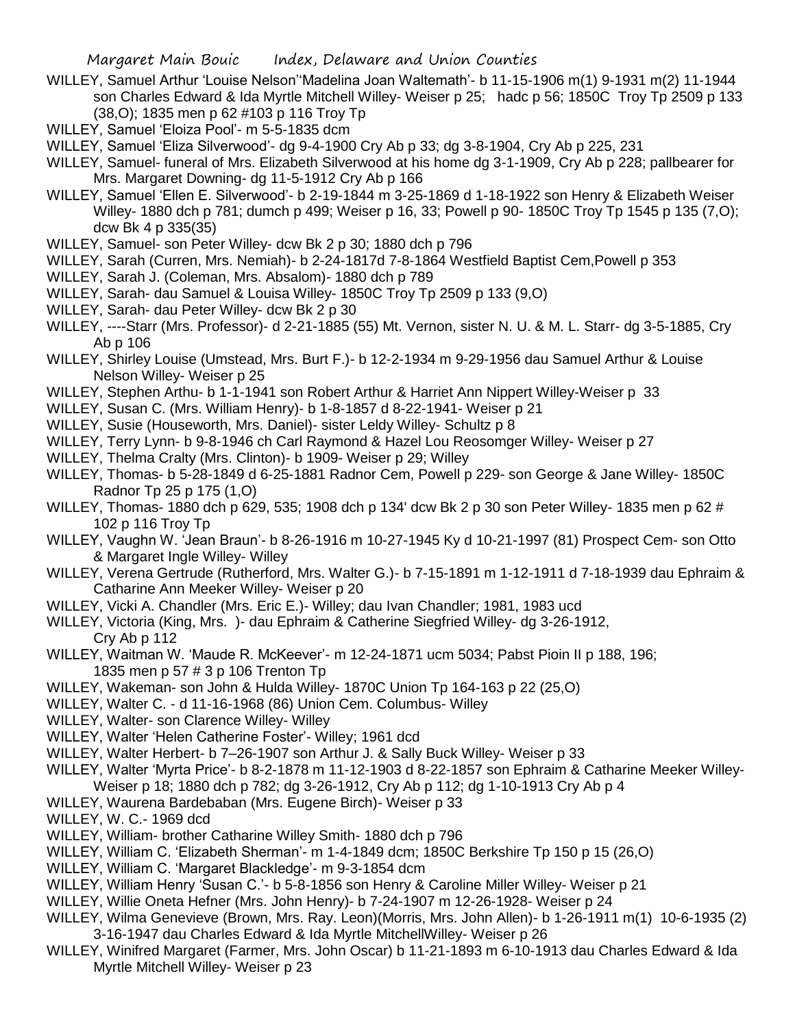WILLEY, Samuel Arthur 'Louise Nelson''Madelina Joan Waltemath'- b 11-15-1906 m(1) 9-1931 m(2) 11-1944 son Charles Edward & Ida Myrtle Mitchell Willey- Weiser p 25; hadc p 56; 1850C Troy Tp 2509 p 133 (38,O); 1835 men p 62 #103 p 116 Troy Tp

WILLEY, Samuel 'Eloiza Pool'- m 5-5-1835 dcm

WILLEY, Samuel 'Eliza Silverwood'- dg 9-4-1900 Cry Ab p 33; dg 3-8-1904, Cry Ab p 225, 231

WILLEY, Samuel- funeral of Mrs. Elizabeth Silverwood at his home dg 3-1-1909, Cry Ab p 228; pallbearer for Mrs. Margaret Downing- dg 11-5-1912 Cry Ab p 166

WILLEY, Samuel 'Ellen E. Silverwood'- b 2-19-1844 m 3-25-1869 d 1-18-1922 son Henry & Elizabeth Weiser Willey- 1880 dch p 781; dumch p 499; Weiser p 16, 33; Powell p 90- 1850C Troy Tp 1545 p 135 (7,O); dcw Bk 4 p 335(35)

WILLEY, Samuel- son Peter Willey- dcw Bk 2 p 30; 1880 dch p 796

WILLEY, Sarah (Curren, Mrs. Nemiah)- b 2-24-1817d 7-8-1864 Westfield Baptist Cem,Powell p 353

WILLEY, Sarah J. (Coleman, Mrs. Absalom)- 1880 dch p 789

WILLEY, Sarah- dau Samuel & Louisa Willey- 1850C Troy Tp 2509 p 133 (9,O)

WILLEY, Sarah- dau Peter Willey- dcw Bk 2 p 30

WILLEY, ----Starr (Mrs. Professor)- d 2-21-1885 (55) Mt. Vernon, sister N. U. & M. L. Starr- dg 3-5-1885, Cry Ab p 106

WILLEY, Shirley Louise (Umstead, Mrs. Burt F.)- b 12-2-1934 m 9-29-1956 dau Samuel Arthur & Louise Nelson Willey- Weiser p 25

WILLEY, Stephen Arthu- b 1-1-1941 son Robert Arthur & Harriet Ann Nippert Willey-Weiser p 33

WILLEY, Susan C. (Mrs. William Henry)- b 1-8-1857 d 8-22-1941- Weiser p 21

WILLEY, Susie (Houseworth, Mrs. Daniel)- sister Leldy Willey- Schultz p 8

WILLEY, Terry Lynn- b 9-8-1946 ch Carl Raymond & Hazel Lou Reosomger Willey- Weiser p 27

WILLEY, Thelma Cralty (Mrs. Clinton)- b 1909- Weiser p 29; Willey

WILLEY, Thomas- b 5-28-1849 d 6-25-1881 Radnor Cem, Powell p 229- son George & Jane Willey- 1850C Radnor Tp 25 p 175 (1,O)

WILLEY, Thomas- 1880 dch p 629, 535; 1908 dch p 134' dcw Bk 2 p 30 son Peter Willey- 1835 men p 62 # 102 p 116 Troy Tp

WILLEY, Vaughn W. 'Jean Braun'- b 8-26-1916 m 10-27-1945 Ky d 10-21-1997 (81) Prospect Cem- son Otto & Margaret Ingle Willey- Willey

WILLEY, Verena Gertrude (Rutherford, Mrs. Walter G.)- b 7-15-1891 m 1-12-1911 d 7-18-1939 dau Ephraim & Catharine Ann Meeker Willey- Weiser p 20

WILLEY, Vicki A. Chandler (Mrs. Eric E.)- Willey; dau Ivan Chandler; 1981, 1983 ucd

WILLEY, Victoria (King, Mrs. )- dau Ephraim & Catherine Siegfried Willey- dg 3-26-1912, Cry Ab p 112

WILLEY, Waitman W. 'Maude R. McKeever'- m 12-24-1871 ucm 5034; Pabst Pioin II p 188, 196; 1835 men p 57 # 3 p 106 Trenton Tp

WILLEY, Wakeman- son John & Hulda Willey- 1870C Union Tp 164-163 p 22 (25,O)

WILLEY, Walter C. - d 11-16-1968 (86) Union Cem. Columbus- Willey

WILLEY, Walter- son Clarence Willey- Willey

WILLEY, Walter 'Helen Catherine Foster'- Willey; 1961 dcd

WILLEY, Walter Herbert- b 7–26-1907 son Arthur J. & Sally Buck Willey- Weiser p 33

WILLEY, Walter 'Myrta Price'- b 8-2-1878 m 11-12-1903 d 8-22-1857 son Ephraim & Catharine Meeker Willey- Weiser p 18; 1880 dch p 782; dg 3-26-1912, Cry Ab p 112; dg 1-10-1913 Cry Ab p 4

WILLEY, Waurena Bardebaban (Mrs. Eugene Birch)- Weiser p 33

WILLEY, W. C.- 1969 dcd

WILLEY, William- brother Catharine Willey Smith- 1880 dch p 796

WILLEY, William C. 'Elizabeth Sherman'- m 1-4-1849 dcm; 1850C Berkshire Tp 150 p 15 (26,O)

WILLEY, William C. 'Margaret Blackledge'- m 9-3-1854 dcm

WILLEY, William Henry 'Susan C.'- b 5-8-1856 son Henry & Caroline Miller Willey- Weiser p 21

WILLEY, Willie Oneta Hefner (Mrs. John Henry)- b 7-24-1907 m 12-26-1928- Weiser p 24

WILLEY, Wilma Genevieve (Brown, Mrs. Ray. Leon)(Morris, Mrs. John Allen)- b 1-26-1911 m(1) 10-6-1935 (2) 3-16-1947 dau Charles Edward & Ida Myrtle MitchellWilley- Weiser p 26

WILLEY, Winifred Margaret (Farmer, Mrs. John Oscar) b 11-21-1893 m 6-10-1913 dau Charles Edward & Ida Myrtle Mitchell Willey- Weiser p 23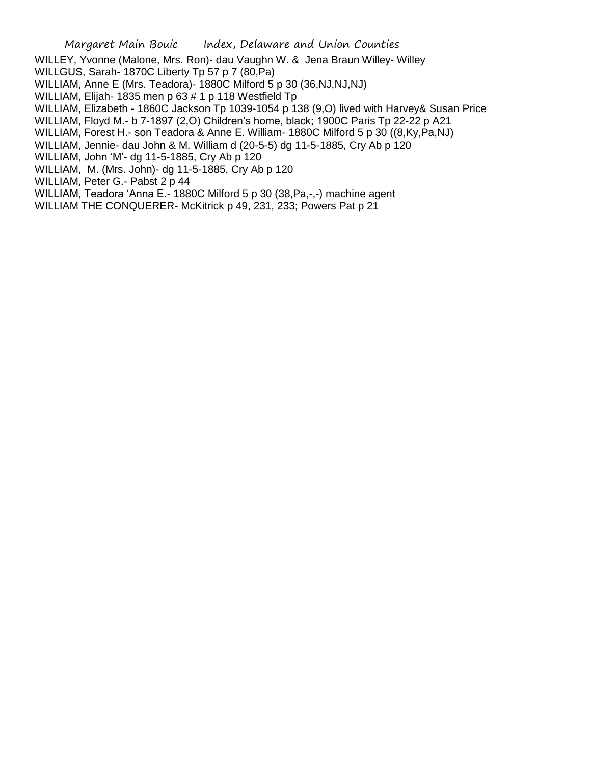WILLEY, Yvonne (Malone, Mrs. Ron)- dau Vaughn W. & Jena Braun Willey- Willey

WILLGUS, Sarah- 1870C Liberty Tp 57 p 7 (80,Pa)

WILLIAM, Anne E (Mrs. Teadora)- 1880C Milford 5 p 30 (36,NJ,NJ,NJ)

WILLIAM, Elijah- 1835 men p 63 # 1 p 118 Westfield Tp

WILLIAM, Elizabeth - 1860C Jackson Tp 1039-1054 p 138 (9,O) lived with Harvey& Susan Price

WILLIAM, Floyd M.- b 7-1897 (2,O) Children's home, black; 1900C Paris Tp 22-22 p A21

WILLIAM, Forest H.- son Teadora & Anne E. William- 1880C Milford 5 p 30 ((8,Ky,Pa,NJ)

WILLIAM, Jennie- dau John & M. William d (20-5-5) dg 11-5-1885, Cry Ab p 120

WILLIAM, John 'M'- dg 11-5-1885, Cry Ab p 120

WILLIAM, M. (Mrs. John)- dg 11-5-1885, Cry Ab p 120

WILLIAM, Peter G.- Pabst 2 p 44

WILLIAM, Teadora 'Anna E.- 1880C Milford 5 p 30 (38,Pa,-,-) machine agent

WILLIAM THE CONQUERER- McKitrick p 49, 231, 233; Powers Pat p 21